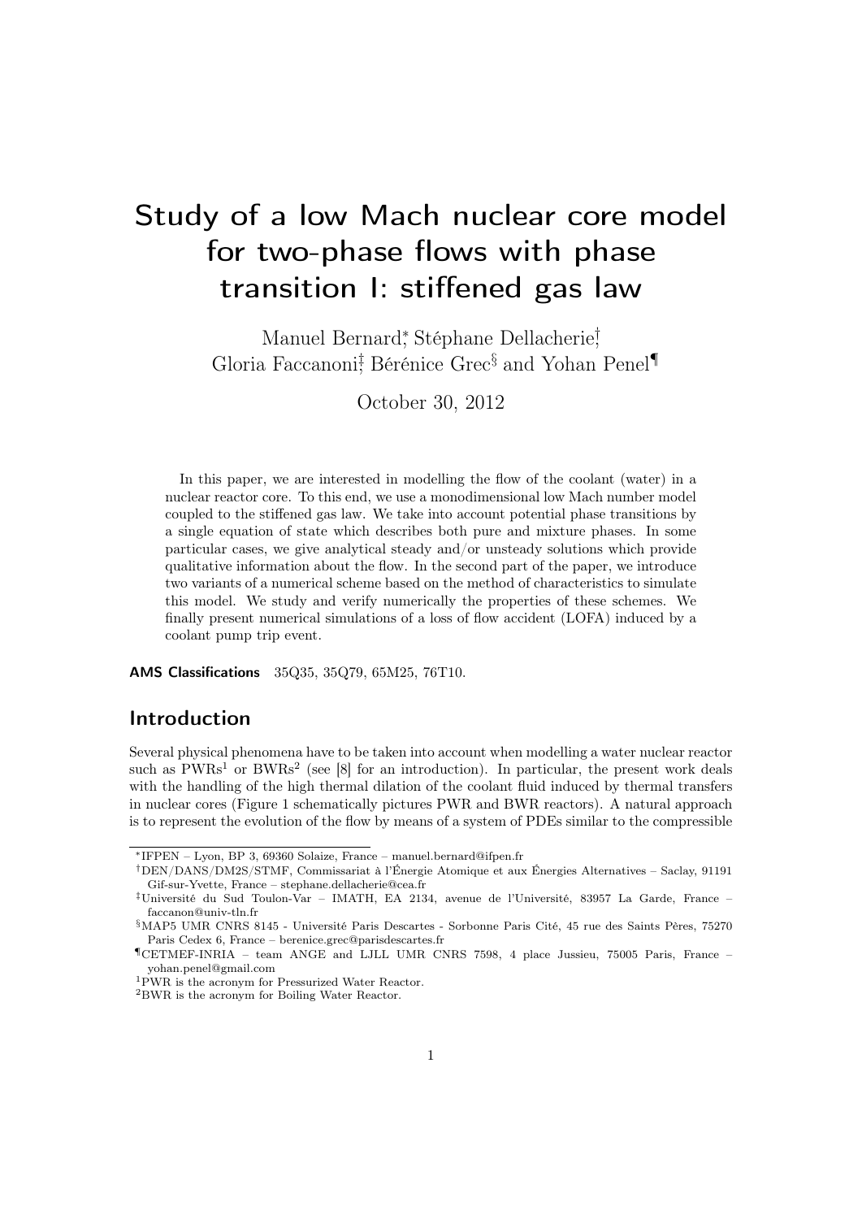# Study of a low Mach nuclear core model for two-phase flows with phase transition I: stiffened gas law

Manuel Bernard[*], Stéphane Dellacherie[†], Gloria Faccanoni[‡], Bérénice Grec[§] and Yohan Penel[¶]

October 30, 2012

In this paper, we are interested in modelling the flow of the coolant (water) in a nuclear reactor core. To this end, we use a monodimensional low Mach number model coupled to the stiffened gas law. We take into account potential phase transitions by a single equation of state which describes both pure and mixture phases. In some particular cases, we give analytical steady and/or unsteady solutions which provide qualitative information about the flow. In the second part of the paper, we introduce two variants of a numerical scheme based on the method of characteristics to simulate this model. We study and verify numerically the properties of these schemes. We finally present numerical simulations of a loss of flow accident (LOFA) induced by a coolant pump trip event.

**AMS Classifications** 35Q35, 35Q79, 65M25, 76T10.

## Introduction

Several physical phenomena have to be taken into account when modelling a water nuclear reactor such as PWRs[1] or BWRs[2] (see [8] for an introduction). In particular, the present work deals with the handling of the high thermal dilation of the coolant fluid induced by thermal transfers in nuclear cores (Figure 1 schematically pictures PWR and BWR reactors). A natural approach is to represent the evolution of the flow by means of a system of PDEs similar to the compressible

---

[*] IFPEN – Lyon, BP 3, 69360 Solaize, France – manuel.bernard@ifpen.fr

[†] DEN/DANS/DM2S/STMF, Commissariat à l'Énergie Atomique et aux Énergies Alternatives – Saclay, 91191 Gif-sur-Yvette, France – stephane.dellacherie@cea.fr

[‡] Université du Sud Toulon-Var – IMATH, EA 2134, avenue de l'Université, 83957 La Garde, France – faccanon@univ-tln.fr

[§] MAP5 UMR CNRS 8145 - Université Paris Descartes - Sorbonne Paris Cité, 45 rue des Saints Pères, 75270 Paris Cedex 6, France – berenice.grec@parisdescartes.fr

[¶] CETMEF-INRIA – team ANGE and LJLL UMR CNRS 7598, 4 place Jussieu, 75005 Paris, France – yohan.penel@gmail.com

[1] PWR is the acronym for Pressurized Water Reactor.

[2] BWR is the acronym for Boiling Water Reactor.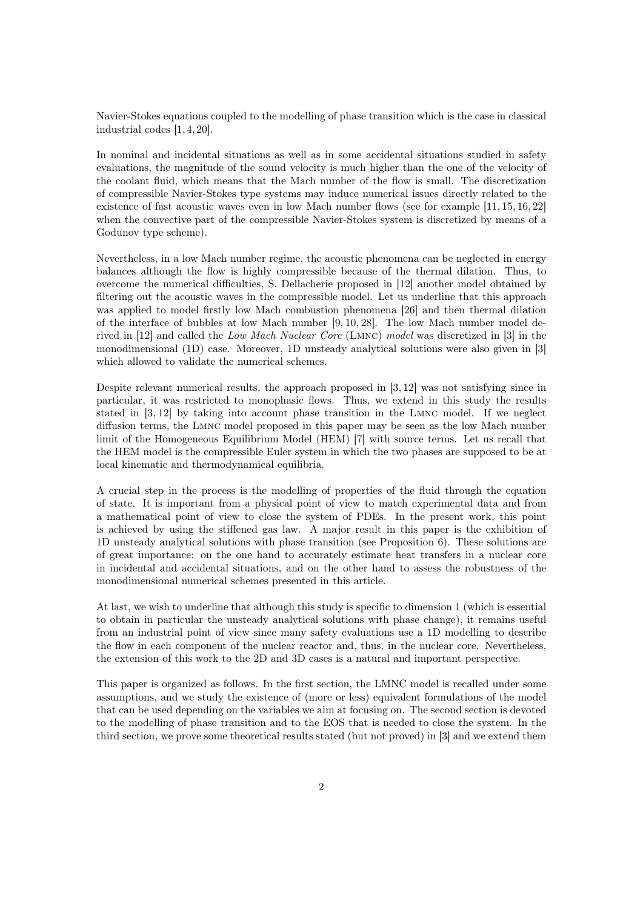Navier-Stokes equations coupled to the modelling of phase transition which is the case in classical industrial codes [1, 4, 20].

In nominal and incidental situations as well as in some accidental situations studied in safety evaluations, the magnitude of the sound velocity is much higher than the one of the velocity of the coolant fluid, which means that the Mach number of the flow is small. The discretization of compressible Navier-Stokes type systems may induce numerical issues directly related to the existence of fast acoustic waves even in low Mach number flows (see for example [11, 15, 16, 22] when the convective part of the compressible Navier-Stokes system is discretized by means of a Godunov type scheme).

Nevertheless, in a low Mach number regime, the acoustic phenomena can be neglected in energy balances although the flow is highly compressible because of the thermal dilation. Thus, to overcome the numerical difficulties, S. Dellacherie proposed in [12] another model obtained by filtering out the acoustic waves in the compressible model. Let us underline that this approach was applied to model firstly low Mach combustion phenomena [26] and then thermal dilation of the interface of bubbles at low Mach number [9, 10, 28]. The low Mach number model derived in [12] and called the *Low Mach Nuclear Core* (LMNC) *model* was discretized in [3] in the monodimensional (1D) case. Moreover, 1D unsteady analytical solutions were also given in [3] which allowed to validate the numerical schemes.

Despite relevant numerical results, the approach proposed in [3, 12] was not satisfying since in particular, it was restricted to monophasic flows. Thus, we extend in this study the results stated in [3, 12] by taking into account phase transition in the LMNC model. If we neglect diffusion terms, the LMNC model proposed in this paper may be seen as the low Mach number limit of the Homogeneous Equilibrium Model (HEM) [7] with source terms. Let us recall that the HEM model is the compressible Euler system in which the two phases are supposed to be at local kinematic and thermodynamical equilibria.

A crucial step in the process is the modelling of properties of the fluid through the equation of state. It is important from a physical point of view to match experimental data and from a mathematical point of view to close the system of PDEs. In the present work, this point is achieved by using the stiffened gas law. A major result in this paper is the exhibition of 1D unsteady analytical solutions with phase transition (see Proposition 6). These solutions are of great importance: on the one hand to accurately estimate heat transfers in a nuclear core in incidental and accidental situations, and on the other hand to assess the robustness of the monodimensional numerical schemes presented in this article.

At last, we wish to underline that although this study is specific to dimension 1 (which is essential to obtain in particular the unsteady analytical solutions with phase change), it remains useful from an industrial point of view since many safety evaluations use a 1D modelling to describe the flow in each component of the nuclear reactor and, thus, in the nuclear core. Nevertheless, the extension of this work to the 2D and 3D cases is a natural and important perspective.

This paper is organized as follows. In the first section, the LMNC model is recalled under some assumptions, and we study the existence of (more or less) equivalent formulations of the model that can be used depending on the variables we aim at focusing on. The second section is devoted to the modelling of phase transition and to the EOS that is needed to close the system. In the third section, we prove some theoretical results stated (but not proved) in [3] and we extend them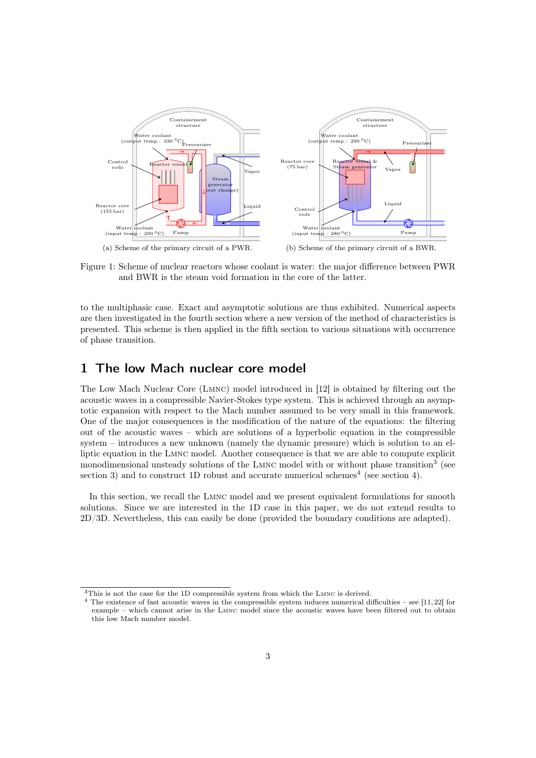(a) Scheme of the primary circuit of a PWR.

(b) Scheme of the primary circuit of a BWR.

Figure 1: Scheme of nuclear reactors whose coolant is water: the major difference between PWR and BWR is the steam void formation in the core of the latter.

to the multiphasic case. Exact and asymptotic solutions are thus exhibited. Numerical aspects are then investigated in the fourth section where a new version of the method of characteristics is presented. This scheme is then applied in the fifth section to various situations with occurrence of phase transition.

# 1 The low Mach nuclear core model

The Low Mach Nuclear Core (LMNC) model introduced in [12] is obtained by filtering out the acoustic waves in a compressible Navier-Stokes type system. This is achieved through an asymptotic expansion with respect to the Mach number assumed to be very small in this framework. One of the major consequences is the modification of the nature of the equations: the filtering out of the acoustic waves – which are solutions of a hyperbolic equation in the compressible system – introduces a new unknown (namely the dynamic pressure) which is solution to an elliptic equation in the LMNC model. Another consequence is that we are able to compute explicit monodimensional unsteady solutions of the LMNC model with or without phase transition[3] (see section 3) and to construct 1D robust and accurate numerical schemes[4] (see section 4).

In this section, we recall the LMNC model and we present equivalent formulations for smooth solutions. Since we are interested in the 1D case in this paper, we do not extend results to 2D/3D. Nevertheless, this can easily be done (provided the boundary conditions are adapted).

[3]This is not the case for the 1D compressible system from which the LMNC is derived.

[4] The existence of fast acoustic waves in the compressible system induces numerical difficulties – see [11, 22] for example – which cannot arise in the LMNC model since the acoustic waves have been filtered out to obtain this low Mach number model.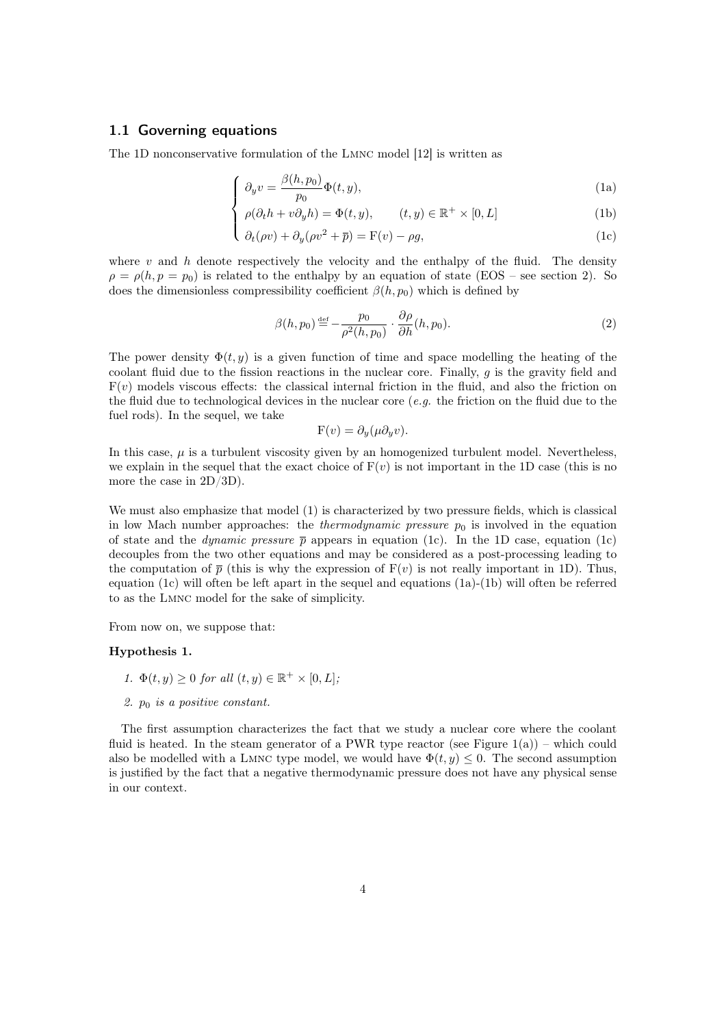### 1.1 Governing equations

The 1D nonconservative formulation of the LMNC model [12] is written as

$$
\begin{cases}
\partial_y v = \dfrac{\beta(h,p_0)}{p_0}\Phi(t,y), & \text{(1a)}\\
\rho(\partial_t h + v\partial_y h) = \Phi(t,y), \qquad (t,y) \in \mathbb{R}^+ \times [0,L] & \text{(1b)}\\
\partial_t(\rho v) + \partial_y(\rho v^2 + \overline{p}) = \mathrm{F}(v) - \rho g, & \text{(1c)}
\end{cases}
$$

where $v$ and $h$ denote respectively the velocity and the enthalpy of the fluid. The density $\rho = \rho(h, p = p_0)$ is related to the enthalpy by an equation of state (EOS – see section 2). So does the dimensionless compressibility coefficient $\beta(h, p_0)$ which is defined by

$$
\beta(h,p_0) \stackrel{\text{def}}{=} -\frac{p_0}{\rho^2(h,p_0)} \cdot \frac{\partial \rho}{\partial h}(h,p_0). \tag{2}
$$

The power density $\Phi(t, y)$ is a given function of time and space modelling the heating of the coolant fluid due to the fission reactions in the nuclear core. Finally, $g$ is the gravity field and $\mathrm{F}(v)$ models viscous effects: the classical internal friction in the fluid, and also the friction on the fluid due to technological devices in the nuclear core (*e.g.* the friction on the fluid due to the fuel rods). In the sequel, we take

$$
\mathrm{F}(v) = \partial_y(\mu \partial_y v).
$$

In this case, $\mu$ is a turbulent viscosity given by an homogenized turbulent model. Nevertheless, we explain in the sequel that the exact choice of $\mathrm{F}(v)$ is not important in the 1D case (this is no more the case in 2D/3D).

We must also emphasize that model (1) is characterized by two pressure fields, which is classical in low Mach number approaches: the *thermodynamic pressure* $p_0$ is involved in the equation of state and the *dynamic pressure* $\overline{p}$ appears in equation (1c). In the 1D case, equation (1c) decouples from the two other equations and may be considered as a post-processing leading to the computation of $\overline{p}$ (this is why the expression of $\mathrm{F}(v)$ is not really important in 1D). Thus, equation (1c) will often be left apart in the sequel and equations (1a)-(1b) will often be referred to as the LMNC model for the sake of simplicity.

From now on, we suppose that:

**Hypothesis 1.**

1. *$\Phi(t,y) \geq 0$ for all $(t,y) \in \mathbb{R}^+ \times [0,L]$;*
2. *$p_0$ is a positive constant.*

The first assumption characterizes the fact that we study a nuclear core where the coolant fluid is heated. In the steam generator of a PWR type reactor (see Figure 1(a)) – which could also be modelled with a LMNC type model, we would have $\Phi(t,y) \leq 0$. The second assumption is justified by the fact that a negative thermodynamic pressure does not have any physical sense in our context.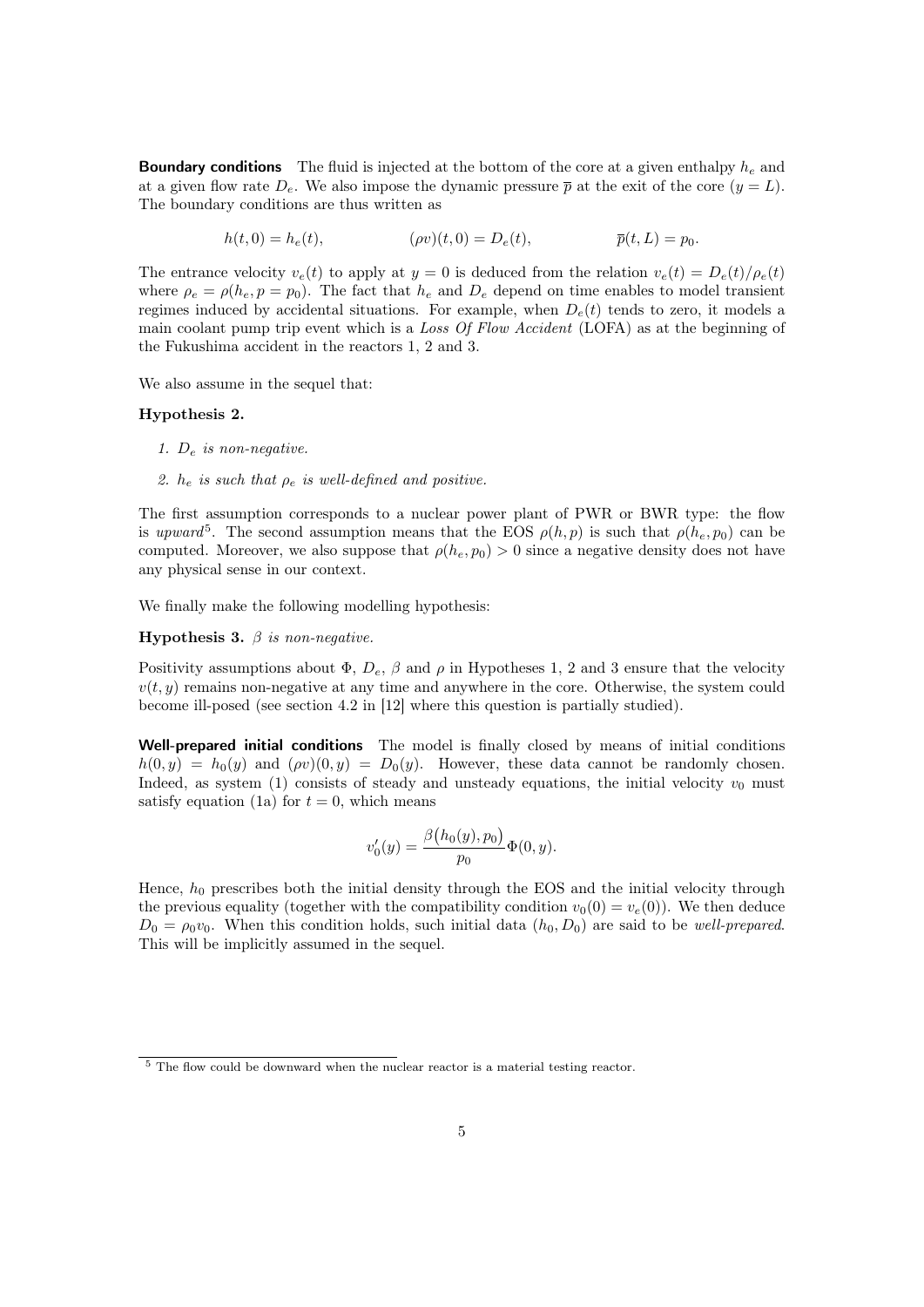**Boundary conditions** The fluid is injected at the bottom of the core at a given enthalpy $h_e$ and at a given flow rate $D_e$. We also impose the dynamic pressure $\overline{p}$ at the exit of the core ($y = L$). The boundary conditions are thus written as

$$h(t, 0) = h_e(t), \qquad (\rho v)(t, 0) = D_e(t), \qquad \overline{p}(t, L) = p_0.$$

The entrance velocity $v_e(t)$ to apply at $y = 0$ is deduced from the relation $v_e(t) = D_e(t)/\rho_e(t)$ where $\rho_e = \rho(h_e, p = p_0)$. The fact that $h_e$ and $D_e$ depend on time enables to model transient regimes induced by accidental situations. For example, when $D_e(t)$ tends to zero, it models a main coolant pump trip event which is a *Loss Of Flow Accident* (LOFA) as at the beginning of the Fukushima accident in the reactors 1, 2 and 3.

We also assume in the sequel that:

**Hypothesis 2.**

1. *$D_e$ is non-negative.*
2. *$h_e$ is such that $\rho_e$ is well-defined and positive.*

The first assumption corresponds to a nuclear power plant of PWR or BWR type: the flow is *upward*[5]. The second assumption means that the EOS $\rho(h, p)$ is such that $\rho(h_e, p_0)$ can be computed. Moreover, we also suppose that $\rho(h_e, p_0) > 0$ since a negative density does not have any physical sense in our context.

We finally make the following modelling hypothesis:

**Hypothesis 3.** *$\beta$ is non-negative.*

Positivity assumptions about $\Phi$, $D_e$, $\beta$ and $\rho$ in Hypotheses 1, 2 and 3 ensure that the velocity $v(t, y)$ remains non-negative at any time and anywhere in the core. Otherwise, the system could become ill-posed (see section 4.2 in [12] where this question is partially studied).

**Well-prepared initial conditions** The model is finally closed by means of initial conditions $h(0, y) = h_0(y)$ and $(\rho v)(0, y) = D_0(y)$. However, these data cannot be randomly chosen. Indeed, as system (1) consists of steady and unsteady equations, the initial velocity $v_0$ must satisfy equation (1a) for $t = 0$, which means

$$v_0'(y) = \frac{\beta\big(h_0(y), p_0\big)}{p_0}\Phi(0, y).$$

Hence, $h_0$ prescribes both the initial density through the EOS and the initial velocity through the previous equality (together with the compatibility condition $v_0(0) = v_e(0)$). We then deduce $D_0 = \rho_0 v_0$. When this condition holds, such initial data $(h_0, D_0)$ are said to be *well-prepared*. This will be implicitly assumed in the sequel.

[5] The flow could be downward when the nuclear reactor is a material testing reactor.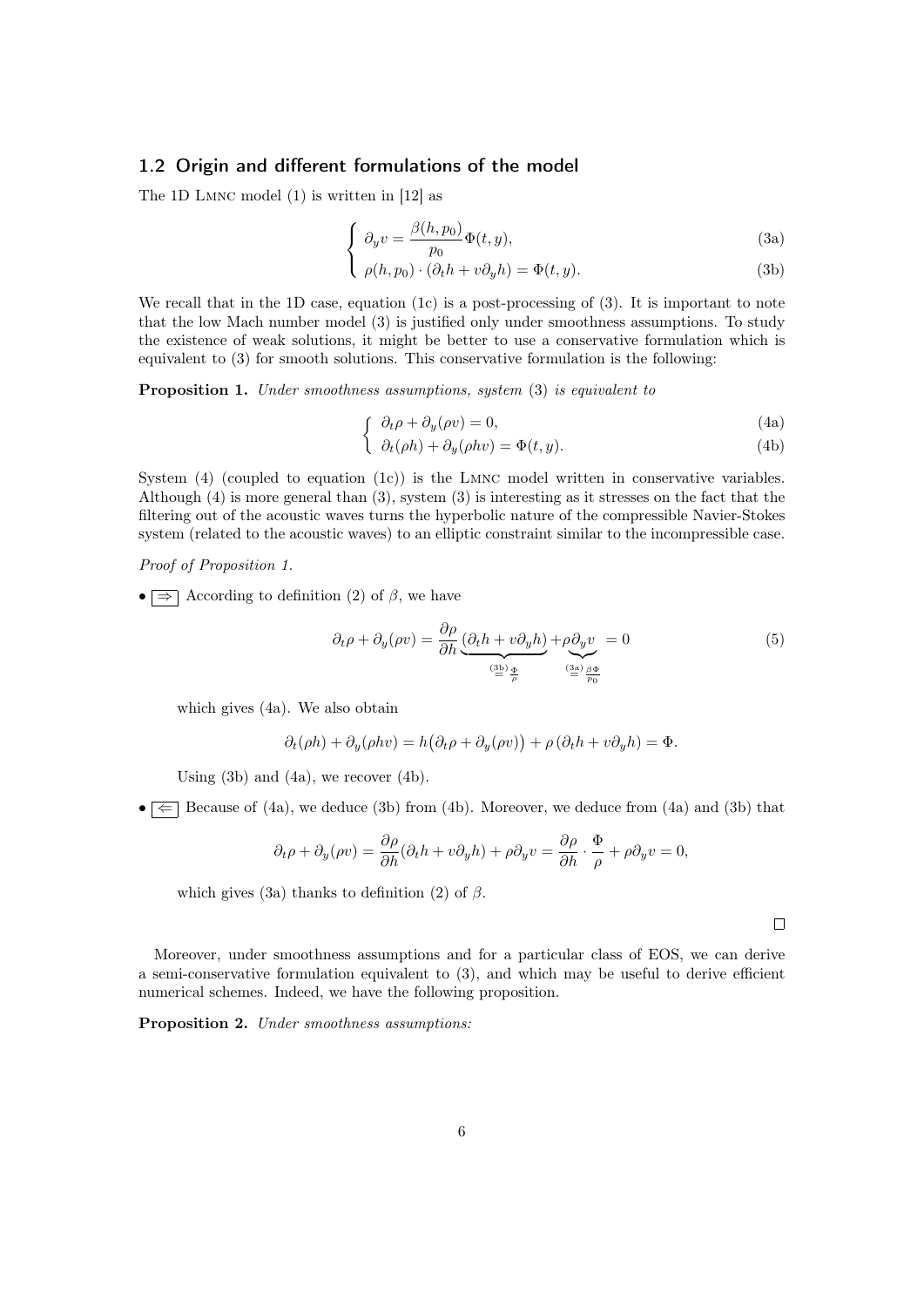### 1.2 Origin and different formulations of the model

The 1D LMNC model (1) is written in [12] as

$$
\begin{cases}
\partial_y v = \dfrac{\beta(h, p_0)}{p_0} \Phi(t, y), & \text{(3a)} \\
\rho(h, p_0) \cdot (\partial_t h + v \partial_y h) = \Phi(t, y). & \text{(3b)}
\end{cases}
$$

We recall that in the 1D case, equation (1c) is a post-processing of (3). It is important to note that the low Mach number model (3) is justified only under smoothness assumptions. To study the existence of weak solutions, it might be better to use a conservative formulation which is equivalent to (3) for smooth solutions. This conservative formulation is the following:

**Proposition 1.** *Under smoothness assumptions, system* (3) *is equivalent to*

$$
\begin{cases}
\partial_t \rho + \partial_y(\rho v) = 0, & \text{(4a)} \\
\partial_t(\rho h) + \partial_y(\rho h v) = \Phi(t, y). & \text{(4b)}
\end{cases}
$$

System (4) (coupled to equation (1c)) is the LMNC model written in conservative variables. Although (4) is more general than (3), system (3) is interesting as it stresses on the fact that the filtering out of the acoustic waves turns the hyperbolic nature of the compressible Navier-Stokes system (related to the acoustic waves) to an elliptic constraint similar to the incompressible case.

*Proof of Proposition 1.*

- $\boxed{\Rightarrow}$ According to definition (2) of $\beta$, we have

$$
\partial_t \rho + \partial_y(\rho v) = \frac{\partial \rho}{\partial h} \underbrace{(\partial_t h + v \partial_y h)}_{\overset{(3b)}{=} \frac{\Phi}{\rho}} + \rho \underbrace{\partial_y v}_{\overset{(3a)}{=} \frac{\beta \Phi}{p_0}} = 0 \tag{5}
$$

  which gives (4a). We also obtain

$$
\partial_t(\rho h) + \partial_y(\rho h v) = h\big(\partial_t \rho + \partial_y(\rho v)\big) + \rho\,(\partial_t h + v \partial_y h) = \Phi.
$$

  Using (3b) and (4a), we recover (4b).

- $\boxed{\Leftarrow}$ Because of (4a), we deduce (3b) from (4b). Moreover, we deduce from (4a) and (3b) that

$$
\partial_t \rho + \partial_y(\rho v) = \frac{\partial \rho}{\partial h}(\partial_t h + v \partial_y h) + \rho \partial_y v = \frac{\partial \rho}{\partial h} \cdot \frac{\Phi}{\rho} + \rho \partial_y v = 0,
$$

  which gives (3a) thanks to definition (2) of $\beta$.

□

Moreover, under smoothness assumptions and for a particular class of EOS, we can derive a semi-conservative formulation equivalent to (3), and which may be useful to derive efficient numerical schemes. Indeed, we have the following proposition.

**Proposition 2.** *Under smoothness assumptions:*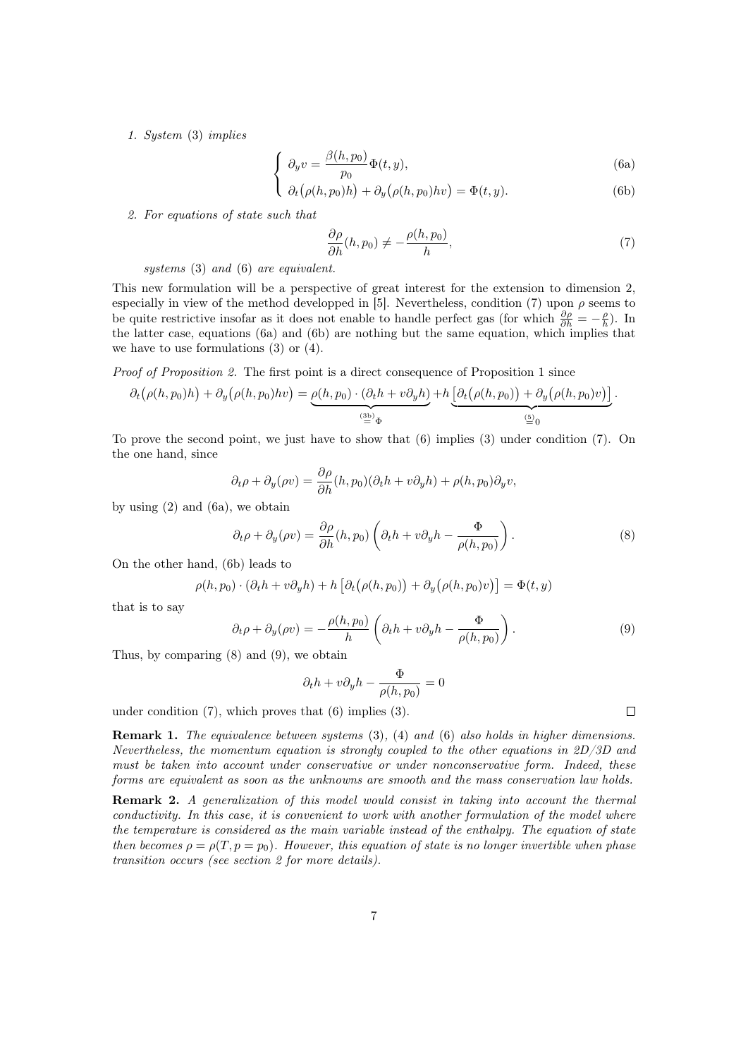*1. System* (3) *implies*

$$
\left\{
\begin{array}{ll}
\partial_y v = \dfrac{\beta(h,p_0)}{p_0}\Phi(t,y), & \text{(6a)}\\[2mm]
\partial_t\big(\rho(h,p_0)h\big) + \partial_y\big(\rho(h,p_0)hv\big) = \Phi(t,y). & \text{(6b)}
\end{array}
\right.
$$

*2. For equations of state such that*

$$
\frac{\partial \rho}{\partial h}(h,p_0) \neq -\frac{\rho(h,p_0)}{h}, \tag{7}
$$

*systems* (3) *and* (6) *are equivalent.*

This new formulation will be a perspective of great interest for the extension to dimension 2, especially in view of the method developped in [5]. Nevertheless, condition (7) upon $\rho$ seems to be quite restrictive insofar as it does not enable to handle perfect gas (for which $\frac{\partial \rho}{\partial h} = -\frac{\rho}{h}$). In the latter case, equations (6a) and (6b) are nothing but the same equation, which implies that we have to use formulations (3) or (4).

*Proof of Proposition 2.* The first point is a direct consequence of Proposition 1 since

$$
\partial_t\big(\rho(h,p_0)h\big) + \partial_y\big(\rho(h,p_0)hv\big) = \underbrace{\rho(h,p_0)\cdot(\partial_t h + v\partial_y h)}_{\overset{(3b)}{=}\Phi} + h\underbrace{\big[\partial_t\big(\rho(h,p_0)\big) + \partial_y\big(\rho(h,p_0)v\big)\big]}_{\overset{(5)}{=}0}.
$$

To prove the second point, we just have to show that (6) implies (3) under condition (7). On the one hand, since

$$
\partial_t \rho + \partial_y(\rho v) = \frac{\partial \rho}{\partial h}(h,p_0)(\partial_t h + v\partial_y h) + \rho(h,p_0)\partial_y v,
$$

by using (2) and (6a), we obtain

$$
\partial_t \rho + \partial_y(\rho v) = \frac{\partial \rho}{\partial h}(h,p_0)\left(\partial_t h + v\partial_y h - \frac{\Phi}{\rho(h,p_0)}\right). \tag{8}
$$

On the other hand, (6b) leads to

$$
\rho(h,p_0)\cdot(\partial_t h + v\partial_y h) + h\left[\partial_t\big(\rho(h,p_0)\big) + \partial_y\big(\rho(h,p_0)v\big)\right] = \Phi(t,y)
$$

that is to say

$$
\partial_t \rho + \partial_y(\rho v) = -\frac{\rho(h,p_0)}{h}\left(\partial_t h + v\partial_y h - \frac{\Phi}{\rho(h,p_0)}\right). \tag{9}
$$

Thus, by comparing (8) and (9), we obtain

$$
\partial_t h + v\partial_y h - \frac{\Phi}{\rho(h,p_0)} = 0
$$

under condition (7), which proves that (6) implies (3). □

**Remark 1.** *The equivalence between systems* (3), (4) *and* (6) *also holds in higher dimensions. Nevertheless, the momentum equation is strongly coupled to the other equations in 2D/3D and must be taken into account under conservative or under nonconservative form. Indeed, these forms are equivalent as soon as the unknowns are smooth and the mass conservation law holds.*

**Remark 2.** *A generalization of this model would consist in taking into account the thermal conductivity. In this case, it is convenient to work with another formulation of the model where the temperature is considered as the main variable instead of the enthalpy. The equation of state then becomes $\rho = \rho(T, p = p_0)$. However, this equation of state is no longer invertible when phase transition occurs (see section 2 for more details).*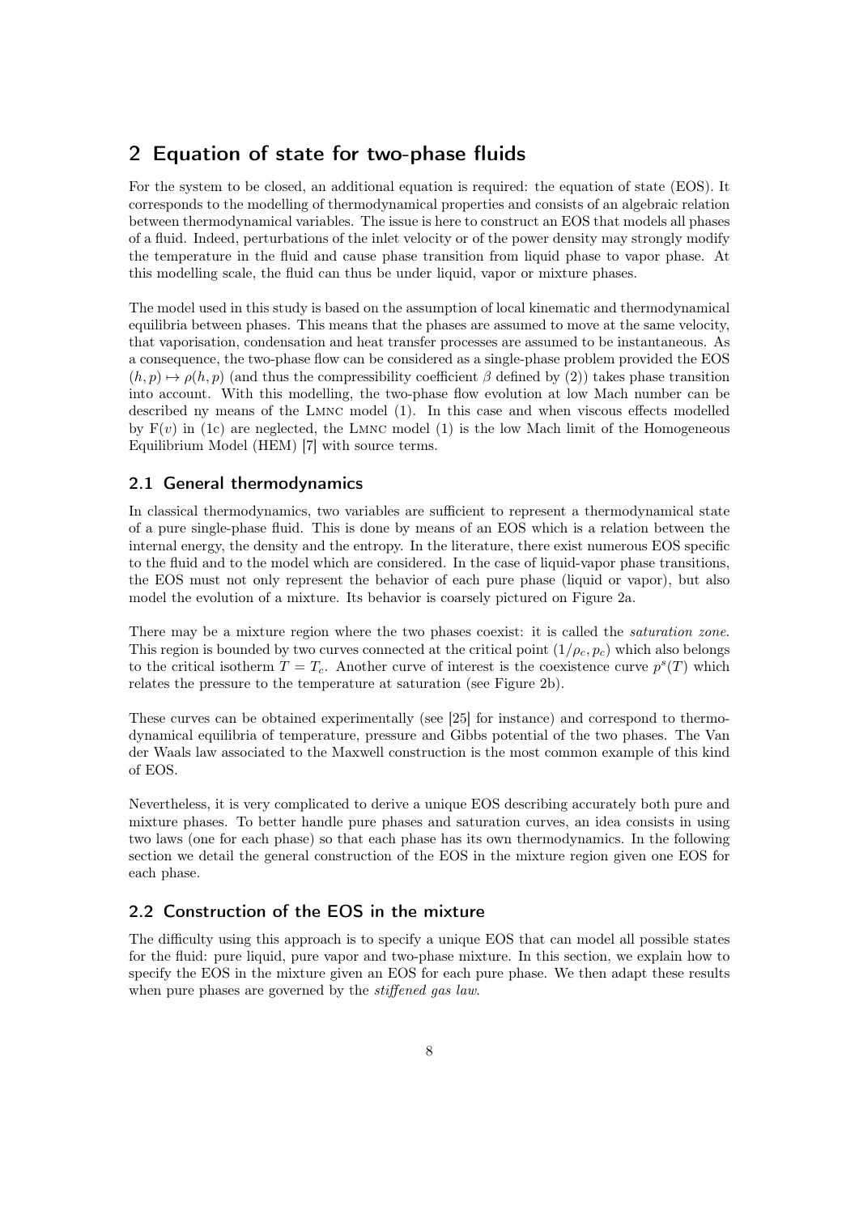## 2 Equation of state for two-phase fluids

For the system to be closed, an additional equation is required: the equation of state (EOS). It corresponds to the modelling of thermodynamical properties and consists of an algebraic relation between thermodynamical variables. The issue is here to construct an EOS that models all phases of a fluid. Indeed, perturbations of the inlet velocity or of the power density may strongly modify the temperature in the fluid and cause phase transition from liquid phase to vapor phase. At this modelling scale, the fluid can thus be under liquid, vapor or mixture phases.

The model used in this study is based on the assumption of local kinematic and thermodynamical equilibria between phases. This means that the phases are assumed to move at the same velocity, that vaporisation, condensation and heat transfer processes are assumed to be instantaneous. As a consequence, the two-phase flow can be considered as a single-phase problem provided the EOS $(h, p) \mapsto \rho(h, p)$ (and thus the compressibility coefficient $\beta$ defined by (2)) takes phase transition into account. With this modelling, the two-phase flow evolution at low Mach number can be described ny means of the LMNC model (1). In this case and when viscous effects modelled by $\mathrm{F}(v)$ in (1c) are neglected, the LMNC model (1) is the low Mach limit of the Homogeneous Equilibrium Model (HEM) [7] with source terms.

### 2.1 General thermodynamics

In classical thermodynamics, two variables are sufficient to represent a thermodynamical state of a pure single-phase fluid. This is done by means of an EOS which is a relation between the internal energy, the density and the entropy. In the literature, there exist numerous EOS specific to the fluid and to the model which are considered. In the case of liquid-vapor phase transitions, the EOS must not only represent the behavior of each pure phase (liquid or vapor), but also model the evolution of a mixture. Its behavior is coarsely pictured on Figure 2a.

There may be a mixture region where the two phases coexist: it is called the *saturation zone*. This region is bounded by two curves connected at the critical point $(1/\rho_c, p_c)$ which also belongs to the critical isotherm $T = T_c$. Another curve of interest is the coexistence curve $p^s(T)$ which relates the pressure to the temperature at saturation (see Figure 2b).

These curves can be obtained experimentally (see [25] for instance) and correspond to thermodynamical equilibria of temperature, pressure and Gibbs potential of the two phases. The Van der Waals law associated to the Maxwell construction is the most common example of this kind of EOS.

Nevertheless, it is very complicated to derive a unique EOS describing accurately both pure and mixture phases. To better handle pure phases and saturation curves, an idea consists in using two laws (one for each phase) so that each phase has its own thermodynamics. In the following section we detail the general construction of the EOS in the mixture region given one EOS for each phase.

### 2.2 Construction of the EOS in the mixture

The difficulty using this approach is to specify a unique EOS that can model all possible states for the fluid: pure liquid, pure vapor and two-phase mixture. In this section, we explain how to specify the EOS in the mixture given an EOS for each pure phase. We then adapt these results when pure phases are governed by the *stiffened gas law*.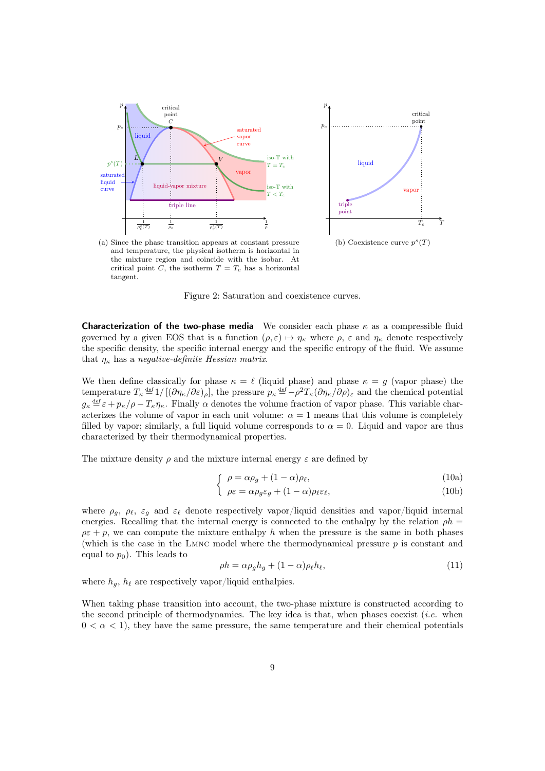(a) Since the phase transition appears at constant pressure and temperature, the physical isotherm is horizontal in the mixture region and coincide with the isobar. At critical point $C$, the isotherm $T = T_c$ has a horizontal tangent.

(b) Coexistence curve $p^s(T)$

Figure 2: Saturation and coexistence curves.

**Characterization of the two-phase media** We consider each phase $\kappa$ as a compressible fluid governed by a given EOS that is a function $(\rho, \varepsilon) \mapsto \eta_\kappa$ where $\rho$, $\varepsilon$ and $\eta_\kappa$ denote respectively the specific density, the specific internal energy and the specific entropy of the fluid. We assume that $\eta_\kappa$ has a *negative-definite Hessian matrix*.

We then define classically for phase $\kappa = \ell$ (liquid phase) and phase $\kappa = g$ (vapor phase) the temperature $T_\kappa \stackrel{\text{def}}{=} 1/\left[(\partial \eta_\kappa / \partial \varepsilon)_\rho\right]$, the pressure $p_\kappa \stackrel{\text{def}}{=} -\rho^2 T_\kappa (\partial \eta_\kappa / \partial \rho)_\varepsilon$ and the chemical potential $g_\kappa \stackrel{\text{def}}{=} \varepsilon + p_\kappa/\rho - T_\kappa \eta_\kappa$. Finally $\alpha$ denotes the volume fraction of vapor phase. This variable characterizes the volume of vapor in each unit volume: $\alpha = 1$ means that this volume is completely filled by vapor; similarly, a full liquid volume corresponds to $\alpha = 0$. Liquid and vapor are thus characterized by their thermodynamical properties.

The mixture density $\rho$ and the mixture internal energy $\varepsilon$ are defined by

$$
\begin{cases}
\rho = \alpha \rho_g + (1-\alpha)\rho_\ell, & \text{(10a)} \\
\rho\varepsilon = \alpha \rho_g \varepsilon_g + (1-\alpha)\rho_\ell \varepsilon_\ell, & \text{(10b)}
\end{cases}
$$

where $\rho_g$, $\rho_\ell$, $\varepsilon_g$ and $\varepsilon_\ell$ denote respectively vapor/liquid densities and vapor/liquid internal energies. Recalling that the internal energy is connected to the enthalpy by the relation $\rho h = \rho\varepsilon + p$, we can compute the mixture enthalpy $h$ when the pressure is the same in both phases (which is the case in the LMNC model where the thermodynamical pressure $p$ is constant and equal to $p_0$). This leads to

$$
\rho h = \alpha \rho_g h_g + (1-\alpha)\rho_\ell h_\ell, \tag{11}
$$

where $h_g$, $h_\ell$ are respectively vapor/liquid enthalpies.

When taking phase transition into account, the two-phase mixture is constructed according to the second principle of thermodynamics. The key idea is that, when phases coexist (*i.e.* when $0 < \alpha < 1$), they have the same pressure, the same temperature and their chemical potentials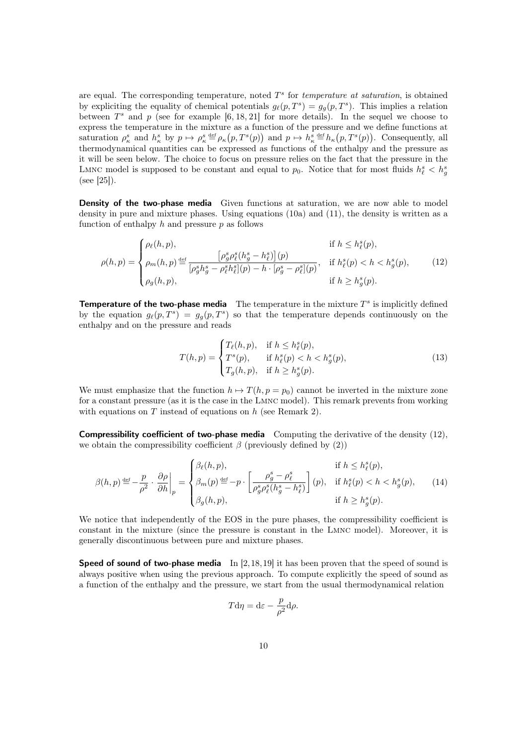are equal. The corresponding temperature, noted $T^s$ for *temperature at saturation*, is obtained by expliciting the equality of chemical potentials $g_\ell(p, T^s) = g_g(p, T^s)$. This implies a relation between $T^s$ and $p$ (see for example [6, 18, 21] for more details). In the sequel we choose to express the temperature in the mixture as a function of the pressure and we define functions at saturation $\rho^s_\kappa$ and $h^s_\kappa$ by $p \mapsto \rho^s_\kappa \overset{\text{def}}{=} \rho_\kappa\big(p, T^s(p)\big)$ and $p \mapsto h^s_\kappa \overset{\text{def}}{=} h_\kappa\big(p, T^s(p)\big)$. Consequently, all thermodynamical quantities can be expressed as functions of the enthalpy and the pressure as it will be seen below. The choice to focus on pressure relies on the fact that the pressure in the LMNC model is supposed to be constant and equal to $p_0$. Notice that for most fluids $h^s_\ell < h^s_g$ (see [25]).

**Density of the two-phase media** Given functions at saturation, we are now able to model density in pure and mixture phases. Using equations (10a) and (11), the density is written as a function of enthalpy $h$ and pressure $p$ as follows

$$
\rho(h,p) = \begin{cases} \rho_\ell(h,p), & \text{if } h \le h^s_\ell(p), \\ \rho_m(h,p) \overset{\text{def}}{=} \dfrac{\big[\rho^s_g \rho^s_\ell (h^s_g - h^s_\ell)\big](p)}{[\rho^s_g h^s_g - \rho^s_\ell h^s_\ell](p) - h \cdot [\rho^s_g - \rho^s_\ell](p)}, & \text{if } h^s_\ell(p) < h < h^s_g(p), \\ \rho_g(h,p), & \text{if } h \ge h^s_g(p). \end{cases} \tag{12}
$$

**Temperature of the two-phase media** The temperature in the mixture $T^s$ is implicitly defined by the equation $g_\ell(p, T^s) = g_g(p, T^s)$ so that the temperature depends continuously on the enthalpy and on the pressure and reads

$$
T(h,p) = \begin{cases} T_\ell(h,p), & \text{if } h \le h^s_\ell(p), \\ T^s(p), & \text{if } h^s_\ell(p) < h < h^s_g(p), \\ T_g(h,p), & \text{if } h \ge h^s_g(p). \end{cases} \tag{13}
$$

We must emphasize that the function $h \mapsto T(h, p = p_0)$ cannot be inverted in the mixture zone for a constant pressure (as it is the case in the LMNC model). This remark prevents from working with equations on $T$ instead of equations on $h$ (see Remark 2).

**Compressibility coefficient of two-phase media** Computing the derivative of the density (12), we obtain the compressibility coefficient $\beta$ (previously defined by (2))

$$
\beta(h,p) \overset{\text{def}}{=} -\frac{p}{\rho^2} \cdot \left.\frac{\partial \rho}{\partial h}\right|_p = \begin{cases} \beta_\ell(h,p), & \text{if } h \le h^s_\ell(p), \\ \beta_m(p) \overset{\text{def}}{=} -p \cdot \left[\dfrac{\rho^s_g - \rho^s_\ell}{\rho^s_g \rho^s_\ell (h^s_g - h^s_\ell)}\right](p), & \text{if } h^s_\ell(p) < h < h^s_g(p), \\ \beta_g(h,p), & \text{if } h \ge h^s_g(p). \end{cases} \tag{14}
$$

We notice that independently of the EOS in the pure phases, the compressibility coefficient is constant in the mixture (since the pressure is constant in the LMNC model). Moreover, it is generally discontinuous between pure and mixture phases.

**Speed of sound of two-phase media** In [2, 18, 19] it has been proven that the speed of sound is always positive when using the previous approach. To compute explicitly the speed of sound as a function of the enthalpy and the pressure, we start from the usual thermodynamical relation

$$
T \mathrm{d}\eta = \mathrm{d}\varepsilon - \frac{p}{\rho^2} \mathrm{d}\rho.
$$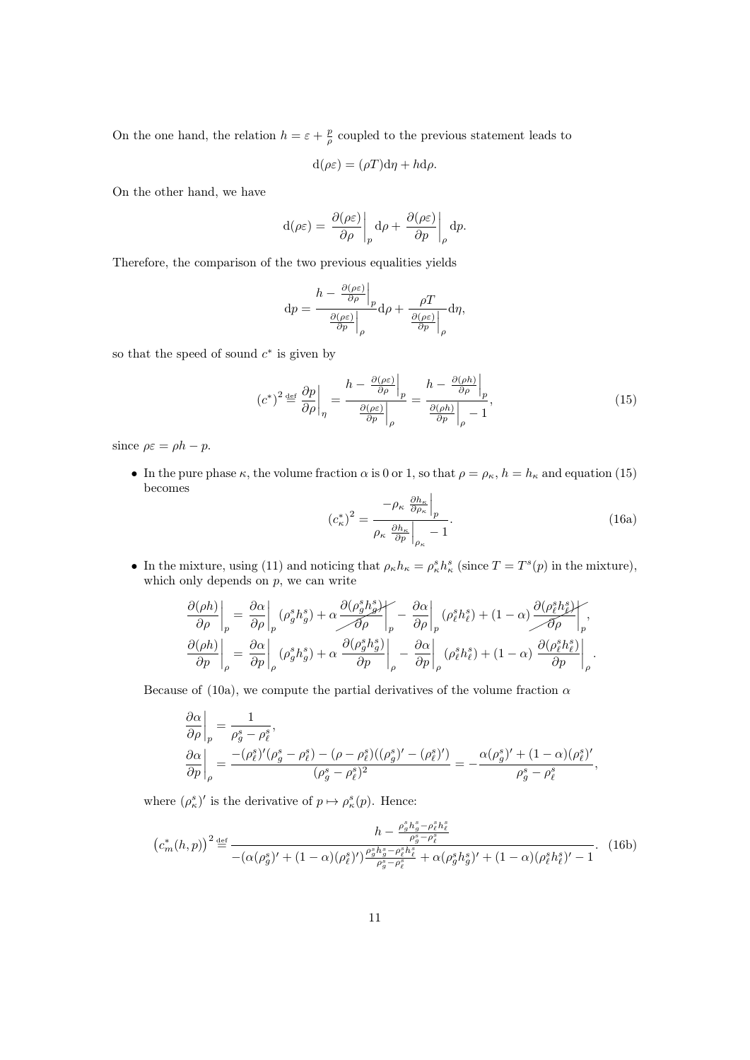On the one hand, the relation $h = \varepsilon + \frac{p}{\rho}$ coupled to the previous statement leads to

$$\mathrm{d}(\rho\varepsilon) = (\rho T)\mathrm{d}\eta + h\mathrm{d}\rho.$$

On the other hand, we have

$$\mathrm{d}(\rho\varepsilon) = \left.\frac{\partial(\rho\varepsilon)}{\partial\rho}\right|_p \mathrm{d}\rho + \left.\frac{\partial(\rho\varepsilon)}{\partial p}\right|_\rho \mathrm{d}p.$$

Therefore, the comparison of the two previous equalities yields

$$\mathrm{d}p = \frac{h - \left.\frac{\partial(\rho\varepsilon)}{\partial\rho}\right|_p}{\left.\frac{\partial(\rho\varepsilon)}{\partial p}\right|_\rho}\mathrm{d}\rho + \frac{\rho T}{\left.\frac{\partial(\rho\varepsilon)}{\partial p}\right|_\rho}\mathrm{d}\eta,$$

so that the speed of sound $c^*$ is given by

$$(c^*)^2 \stackrel{\text{def}}{=} \left.\frac{\partial p}{\partial \rho}\right|_\eta = \frac{h - \left.\frac{\partial(\rho\varepsilon)}{\partial\rho}\right|_p}{\left.\frac{\partial(\rho\varepsilon)}{\partial p}\right|_\rho} = \frac{h - \left.\frac{\partial(\rho h)}{\partial\rho}\right|_p}{\left.\frac{\partial(\rho h)}{\partial p}\right|_\rho - 1}, \tag{15}$$

since $\rho\varepsilon = \rho h - p$.

- In the pure phase $\kappa$, the volume fraction $\alpha$ is 0 or 1, so that $\rho = \rho_\kappa$, $h = h_\kappa$ and equation (15) becomes

$$(c_\kappa^*)^2 = \frac{-\rho_\kappa \left.\frac{\partial h_\kappa}{\partial \rho_\kappa}\right|_p}{\rho_\kappa \left.\frac{\partial h_\kappa}{\partial p}\right|_{\rho_\kappa} - 1}. \tag{16a}$$

- In the mixture, using (11) and noticing that $\rho_\kappa h_\kappa = \rho_\kappa^s h_\kappa^s$ (since $T = T^s(p)$ in the mixture), which only depends on $p$, we can write

$$\left.\frac{\partial(\rho h)}{\partial\rho}\right|_p = \left.\frac{\partial\alpha}{\partial\rho}\right|_p (\rho_g^s h_g^s) + \alpha \left.\frac{\partial(\rho_g^s h_g^s)}{\partial\rho}\right|_p - \left.\frac{\partial\alpha}{\partial\rho}\right|_p (\rho_\ell^s h_\ell^s) + (1-\alpha)\left.\frac{\partial(\rho_\ell^s h_\ell^s)}{\partial\rho}\right|_p,$$

$$\left.\frac{\partial(\rho h)}{\partial p}\right|_\rho = \left.\frac{\partial\alpha}{\partial p}\right|_\rho (\rho_g^s h_g^s) + \alpha \left.\frac{\partial(\rho_g^s h_g^s)}{\partial p}\right|_\rho - \left.\frac{\partial\alpha}{\partial p}\right|_\rho (\rho_\ell^s h_\ell^s) + (1-\alpha)\left.\frac{\partial(\rho_\ell^s h_\ell^s)}{\partial p}\right|_\rho.$$

(In the first line, the two terms $\partial(\rho_g^s h_g^s)/\partial\rho|_p$ and $\partial(\rho_\ell^s h_\ell^s)/\partial\rho|_p$ are struck out.)

Because of (10a), we compute the partial derivatives of the volume fraction $\alpha$

$$\left.\frac{\partial\alpha}{\partial\rho}\right|_p = \frac{1}{\rho_g^s - \rho_\ell^s},$$

$$\left.\frac{\partial\alpha}{\partial p}\right|_\rho = \frac{-(\rho_\ell^s)'(\rho_g^s - \rho_\ell^s) - (\rho - \rho_\ell^s)((\rho_g^s)' - (\rho_\ell^s)')}{(\rho_g^s - \rho_\ell^s)^2} = -\frac{\alpha(\rho_g^s)' + (1-\alpha)(\rho_\ell^s)'}{\rho_g^s - \rho_\ell^s},$$

where $(\rho_\kappa^s)'$ is the derivative of $p \mapsto \rho_\kappa^s(p)$. Hence:

$$\left(c_m^*(h,p)\right)^2 \stackrel{\text{def}}{=} \frac{h - \frac{\rho_g^s h_g^s - \rho_\ell^s h_\ell^s}{\rho_g^s - \rho_\ell^s}}{-(\alpha(\rho_g^s)' + (1-\alpha)(\rho_\ell^s)')\frac{\rho_g^s h_g^s - \rho_\ell^s h_\ell^s}{\rho_g^s - \rho_\ell^s} + \alpha(\rho_g^s h_g^s)' + (1-\alpha)(\rho_\ell^s h_\ell^s)' - 1}. \tag{16b}$$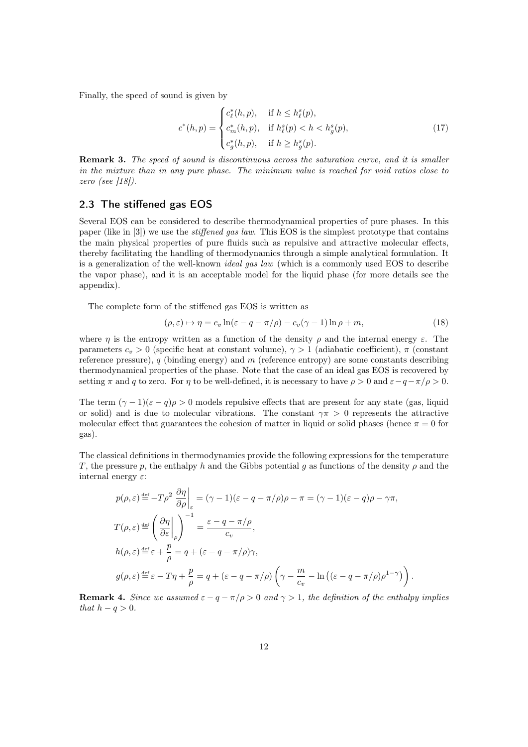Finally, the speed of sound is given by

$$
c^*(h,p) = \begin{cases} c^*_\ell(h,p), & \text{if } h \le h^s_\ell(p), \\ c^*_m(h,p), & \text{if } h^s_\ell(p) < h < h^s_g(p), \\ c^*_g(h,p), & \text{if } h \ge h^s_g(p). \end{cases} \tag{17}
$$

**Remark 3.** *The speed of sound is discontinuous across the saturation curve, and it is smaller in the mixture than in any pure phase. The minimum value is reached for void ratios close to zero (see [18]).*

## 2.3 The stiffened gas EOS

Several EOS can be considered to describe thermodynamical properties of pure phases. In this paper (like in [3]) we use the *stiffened gas law*. This EOS is the simplest prototype that contains the main physical properties of pure fluids such as repulsive and attractive molecular effects, thereby facilitating the handling of thermodynamics through a simple analytical formulation. It is a generalization of the well-known *ideal gas law* (which is a commonly used EOS to describe the vapor phase), and it is an acceptable model for the liquid phase (for more details see the appendix).

The complete form of the stiffened gas EOS is written as

$$
(\rho, \varepsilon) \mapsto \eta = c_v \ln(\varepsilon - q - \pi/\rho) - c_v(\gamma - 1)\ln\rho + m, \tag{18}
$$

where $\eta$ is the entropy written as a function of the density $\rho$ and the internal energy $\varepsilon$. The parameters $c_v > 0$ (specific heat at constant volume), $\gamma > 1$ (adiabatic coefficient), $\pi$ (constant reference pressure), $q$ (binding energy) and $m$ (reference entropy) are some constants describing thermodynamical properties of the phase. Note that the case of an ideal gas EOS is recovered by setting $\pi$ and $q$ to zero. For $\eta$ to be well-defined, it is necessary to have $\rho > 0$ and $\varepsilon - q - \pi/\rho > 0$.

The term $(\gamma - 1)(\varepsilon - q)\rho > 0$ models repulsive effects that are present for any state (gas, liquid or solid) and is due to molecular vibrations. The constant $\gamma\pi > 0$ represents the attractive molecular effect that guarantees the cohesion of matter in liquid or solid phases (hence $\pi = 0$ for gas).

The classical definitions in thermodynamics provide the following expressions for the temperature $T$, the pressure $p$, the enthalpy $h$ and the Gibbs potential $g$ as functions of the density $\rho$ and the internal energy $\varepsilon$:

$$
\begin{aligned}
p(\rho,\varepsilon) &\stackrel{\text{def}}{=} -T\rho^2 \left.\frac{\partial \eta}{\partial \rho}\right|_\varepsilon = (\gamma-1)(\varepsilon - q - \pi/\rho)\rho - \pi = (\gamma - 1)(\varepsilon - q)\rho - \gamma\pi, \\
T(\rho,\varepsilon) &\stackrel{\text{def}}{=} \left(\left.\frac{\partial \eta}{\partial \varepsilon}\right|_\rho\right)^{-1} = \frac{\varepsilon - q - \pi/\rho}{c_v}, \\
h(\rho,\varepsilon) &\stackrel{\text{def}}{=} \varepsilon + \frac{p}{\rho} = q + (\varepsilon - q - \pi/\rho)\gamma, \\
g(\rho,\varepsilon) &\stackrel{\text{def}}{=} \varepsilon - T\eta + \frac{p}{\rho} = q + (\varepsilon - q - \pi/\rho)\left(\gamma - \frac{m}{c_v} - \ln\left((\varepsilon - q - \pi/\rho)\rho^{1-\gamma}\right)\right).
\end{aligned}
$$

**Remark 4.** *Since we assumed $\varepsilon - q - \pi/\rho > 0$ and $\gamma > 1$, the definition of the enthalpy implies that $h - q > 0$.*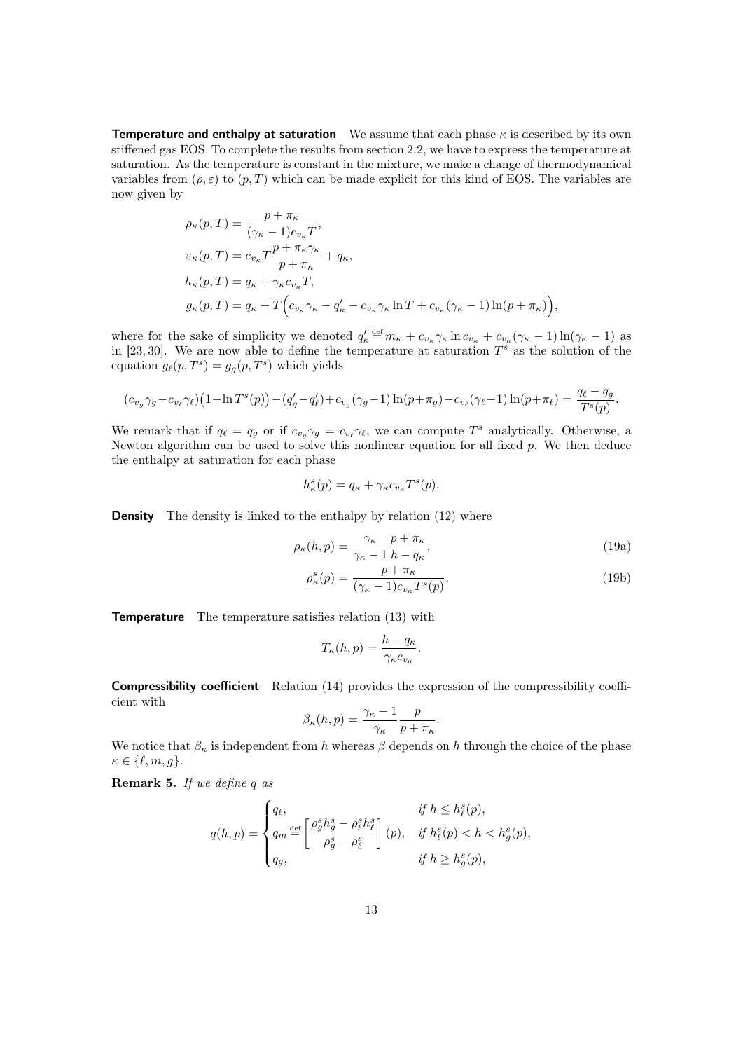**Temperature and enthalpy at saturation** We assume that each phase $\kappa$ is described by its own stiffened gas EOS. To complete the results from section 2.2, we have to express the temperature at saturation. As the temperature is constant in the mixture, we make a change of thermodynamical variables from $(\rho, \varepsilon)$ to $(p, T)$ which can be made explicit for this kind of EOS. The variables are now given by

$$
\begin{aligned}
\rho_\kappa(p,T) &= \frac{p+\pi_\kappa}{(\gamma_\kappa - 1)c_{v_\kappa} T}, \\
\varepsilon_\kappa(p,T) &= c_{v_\kappa} T \frac{p + \pi_\kappa \gamma_\kappa}{p+\pi_\kappa} + q_\kappa, \\
h_\kappa(p,T) &= q_\kappa + \gamma_\kappa c_{v_\kappa} T, \\
g_\kappa(p,T) &= q_\kappa + T\Big(c_{v_\kappa}\gamma_\kappa - q'_\kappa - c_{v_\kappa}\gamma_\kappa \ln T + c_{v_\kappa}(\gamma_\kappa - 1)\ln(p+\pi_\kappa)\Big),
\end{aligned}
$$

where for the sake of simplicity we denoted $q'_\kappa \stackrel{\text{def}}{=} m_\kappa + c_{v_\kappa}\gamma_\kappa \ln c_{v_\kappa} + c_{v_\kappa}(\gamma_\kappa - 1)\ln(\gamma_\kappa - 1)$ as in [23, 30]. We are now able to define the temperature at saturation $T^s$ as the solution of the equation $g_\ell(p, T^s) = g_g(p, T^s)$ which yields

$$
(c_{v_g}\gamma_g - c_{v_\ell}\gamma_\ell)\big(1 - \ln T^s(p)\big) - (q'_g - q'_\ell) + c_{v_g}(\gamma_g - 1)\ln(p+\pi_g) - c_{v_\ell}(\gamma_\ell - 1)\ln(p+\pi_\ell) = \frac{q_\ell - q_g}{T^s(p)}.
$$

We remark that if $q_\ell = q_g$ or if $c_{v_g}\gamma_g = c_{v_\ell}\gamma_\ell$, we can compute $T^s$ analytically. Otherwise, a Newton algorithm can be used to solve this nonlinear equation for all fixed $p$. We then deduce the enthalpy at saturation for each phase

$$
h^s_\kappa(p) = q_\kappa + \gamma_\kappa c_{v_\kappa} T^s(p).
$$

**Density** The density is linked to the enthalpy by relation (12) where

$$
\rho_\kappa(h,p) = \frac{\gamma_\kappa}{\gamma_\kappa - 1}\frac{p+\pi_\kappa}{h - q_\kappa}, \tag{19a}
$$

$$
\rho^s_\kappa(p) = \frac{p+\pi_\kappa}{(\gamma_\kappa - 1)c_{v_\kappa} T^s(p)}. \tag{19b}
$$

**Temperature** The temperature satisfies relation (13) with

$$
T_\kappa(h,p) = \frac{h - q_\kappa}{\gamma_\kappa c_{v_\kappa}}.
$$

**Compressibility coefficient** Relation (14) provides the expression of the compressibility coefficient with

$$
\beta_\kappa(h,p) = \frac{\gamma_\kappa - 1}{\gamma_\kappa}\frac{p}{p+\pi_\kappa}.
$$

We notice that $\beta_\kappa$ is independent from $h$ whereas $\beta$ depends on $h$ through the choice of the phase $\kappa \in \{\ell, m, g\}$.

**Remark 5.** *If we define $q$ as*

$$
q(h,p) = \begin{cases}
q_\ell, & \text{if } h \le h^s_\ell(p), \\
q_m \stackrel{\text{def}}{=} \left[\dfrac{\rho^s_g h^s_g - \rho^s_\ell h^s_\ell}{\rho^s_g - \rho^s_\ell}\right](p), & \text{if } h^s_\ell(p) < h < h^s_g(p), \\
q_g, & \text{if } h \ge h^s_g(p),
\end{cases}
$$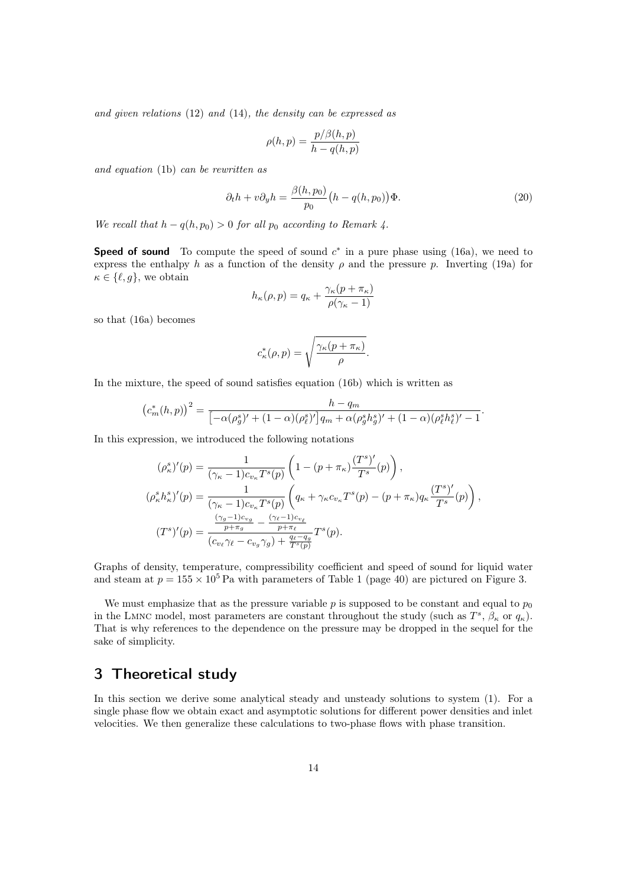*and given relations* (12) *and* (14)*, the density can be expressed as*

$$\rho(h,p) = \frac{p/\beta(h,p)}{h - q(h,p)}$$

*and equation* (1b) *can be rewritten as*

$$\partial_t h + v\partial_y h = \frac{\beta(h,p_0)}{p_0}\big(h - q(h,p_0)\big)\Phi. \tag{20}$$

*We recall that* $h - q(h,p_0) > 0$ *for all* $p_0$ *according to Remark 4.*

**Speed of sound** To compute the speed of sound $c^*$ in a pure phase using (16a), we need to express the enthalpy $h$ as a function of the density $\rho$ and the pressure $p$. Inverting (19a) for $\kappa \in \{\ell, g\}$, we obtain

$$h_\kappa(\rho,p) = q_\kappa + \frac{\gamma_\kappa(p+\pi_\kappa)}{\rho(\gamma_\kappa - 1)}$$

so that (16a) becomes

$$c^*_\kappa(\rho,p) = \sqrt{\frac{\gamma_\kappa(p+\pi_\kappa)}{\rho}}.$$

In the mixture, the speed of sound satisfies equation (16b) which is written as

$$\big(c^*_m(h,p)\big)^2 = \frac{h - q_m}{\big[-\alpha(\rho^s_g)' + (1-\alpha)(\rho^s_\ell)'\big]q_m + \alpha(\rho^s_g h^s_g)' + (1-\alpha)(\rho^s_\ell h^s_\ell)' - 1}.$$

In this expression, we introduced the following notations

$$(\rho^s_\kappa)'(p) = \frac{1}{(\gamma_\kappa - 1)c_{v_\kappa}T^s(p)}\left(1 - (p+\pi_\kappa)\frac{(T^s)'}{T^s}(p)\right),$$

$$(\rho^s_\kappa h^s_\kappa)'(p) = \frac{1}{(\gamma_\kappa - 1)c_{v_\kappa}T^s(p)}\left(q_\kappa + \gamma_\kappa c_{v_\kappa}T^s(p) - (p+\pi_\kappa)q_\kappa\frac{(T^s)'}{T^s}(p)\right),$$

$$(T^s)'(p) = \frac{\frac{(\gamma_g - 1)c_{v_g}}{p+\pi_g} - \frac{(\gamma_\ell - 1)c_{v_\ell}}{p+\pi_\ell}}{(c_{v_\ell}\gamma_\ell - c_{v_g}\gamma_g) + \frac{q_\ell - q_g}{T^s(p)}}T^s(p).$$

Graphs of density, temperature, compressibility coefficient and speed of sound for liquid water and steam at $p = 155 \times 10^5$ Pa with parameters of Table 1 (page 40) are pictured on Figure 3.

We must emphasize that as the pressure variable $p$ is supposed to be constant and equal to $p_0$ in the LMNC model, most parameters are constant throughout the study (such as $T^s$, $\beta_\kappa$ or $q_\kappa$). That is why references to the dependence on the pressure may be dropped in the sequel for the sake of simplicity.

# 3 Theoretical study

In this section we derive some analytical steady and unsteady solutions to system (1). For a single phase flow we obtain exact and asymptotic solutions for different power densities and inlet velocities. We then generalize these calculations to two-phase flows with phase transition.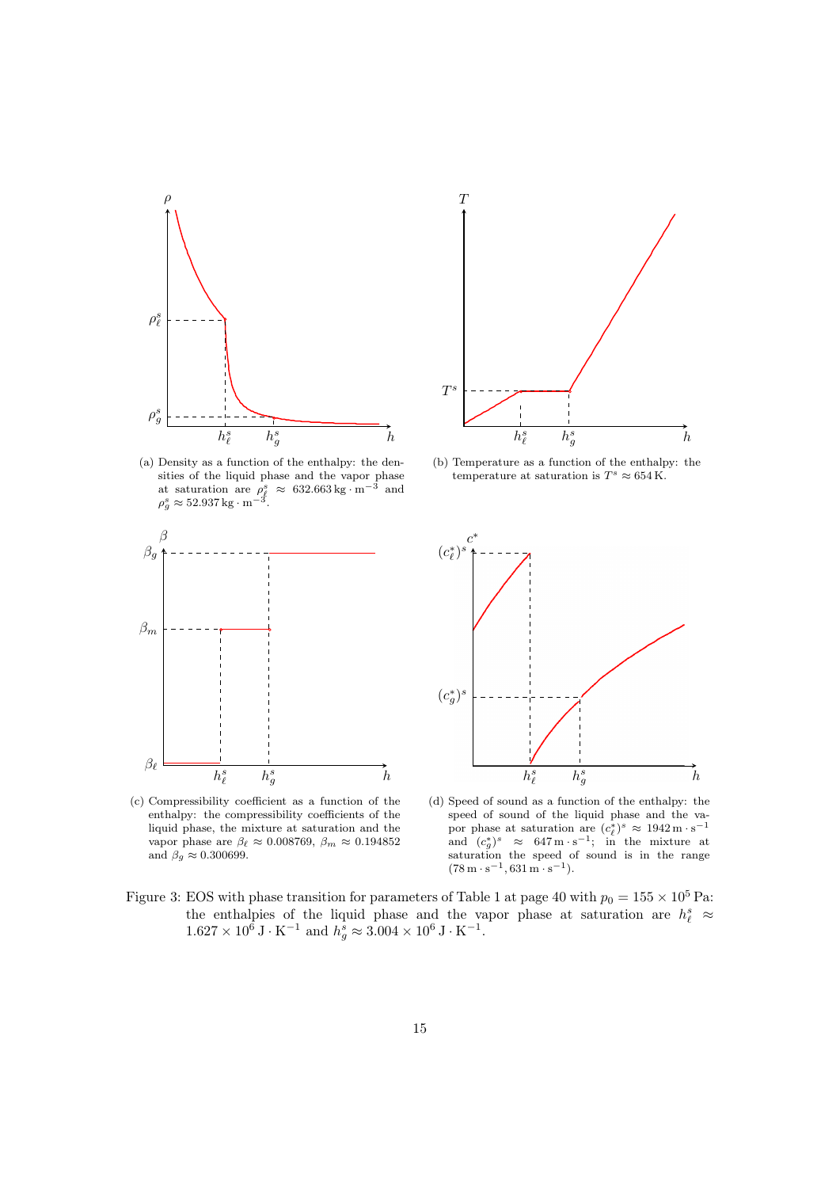(a) Density as a function of the enthalpy: the densities of the liquid phase and the vapor phase at saturation are $\rho_\ell^s \approx 632.663\,\mathrm{kg\cdot m^{-3}}$ and $\rho_g^s \approx 52.937\,\mathrm{kg\cdot m^{-3}}$.

(b) Temperature as a function of the enthalpy: the temperature at saturation is $T^s \approx 654\,\mathrm{K}$.

(c) Compressibility coefficient as a function of the enthalpy: the compressibility coefficients of the liquid phase, the mixture at saturation and the vapor phase are $\beta_\ell \approx 0.008769$, $\beta_m \approx 0.194852$ and $\beta_g \approx 0.300699$.

(d) Speed of sound as a function of the enthalpy: the speed of sound of the liquid phase and the vapor phase at saturation are $(c_\ell^*)^s \approx 1942\,\mathrm{m\cdot s^{-1}}$ and $(c_g^*)^s \approx 647\,\mathrm{m\cdot s^{-1}}$; in the mixture at saturation the speed of sound is in the range $(78\,\mathrm{m\cdot s^{-1}}, 631\,\mathrm{m\cdot s^{-1}})$.

Figure 3: EOS with phase transition for parameters of Table 1 at page 40 with $p_0 = 155 \times 10^5\,\mathrm{Pa}$: the enthalpies of the liquid phase and the vapor phase at saturation are $h_\ell^s \approx 1.627 \times 10^6\,\mathrm{J\cdot K^{-1}}$ and $h_g^s \approx 3.004 \times 10^6\,\mathrm{J\cdot K^{-1}}$.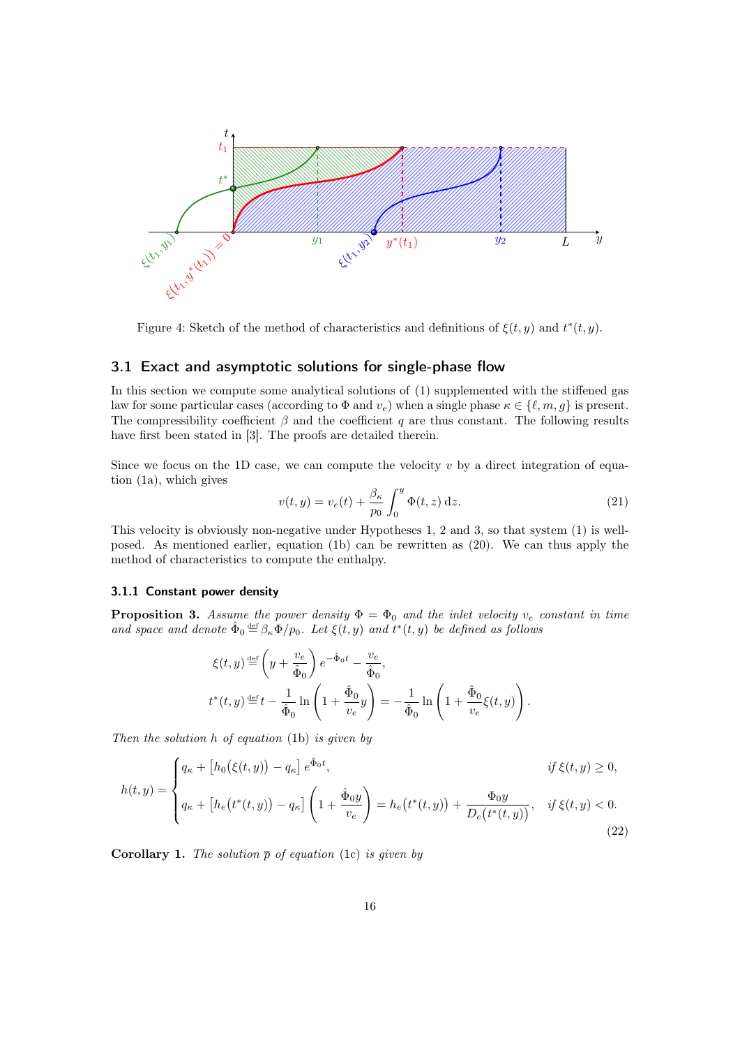Figure 4: Sketch of the method of characteristics and definitions of $\xi(t, y)$ and $t^*(t, y)$.

### 3.1 Exact and asymptotic solutions for single-phase flow

In this section we compute some analytical solutions of (1) supplemented with the stiffened gas law for some particular cases (according to $\Phi$ and $v_e$) when a single phase $\kappa \in \{\ell, m, g\}$ is present. The compressibility coefficient $\beta$ and the coefficient $q$ are thus constant. The following results have first been stated in [3]. The proofs are detailed therein.

Since we focus on the 1D case, we can compute the velocity $v$ by a direct integration of equation (1a), which gives

$$v(t, y) = v_e(t) + \frac{\beta_\kappa}{p_0} \int_0^y \Phi(t, z)\, \mathrm{d}z. \tag{21}$$

This velocity is obviously non-negative under Hypotheses 1, 2 and 3, so that system (1) is well-posed. As mentioned earlier, equation (1b) can be rewritten as (20). We can thus apply the method of characteristics to compute the enthalpy.

#### 3.1.1 Constant power density

**Proposition 3.** *Assume the power density $\Phi = \Phi_0$ and the inlet velocity $v_e$ constant in time and space and denote $\hat{\Phi}_0 \stackrel{\text{def}}{=} \beta_\kappa \Phi / p_0$. Let $\xi(t, y)$ and $t^*(t, y)$ be defined as follows*

$$\xi(t, y) \stackrel{\text{def}}{=} \left( y + \frac{v_e}{\hat{\Phi}_0} \right) e^{-\hat{\Phi}_0 t} - \frac{v_e}{\hat{\Phi}_0},$$

$$t^*(t, y) \stackrel{\text{def}}{=} t - \frac{1}{\hat{\Phi}_0} \ln \left( 1 + \frac{\hat{\Phi}_0}{v_e} y \right) = -\frac{1}{\hat{\Phi}_0} \ln \left( 1 + \frac{\hat{\Phi}_0}{v_e} \xi(t, y) \right).$$

*Then the solution $h$ of equation* (1b) *is given by*

$$h(t, y) = \begin{cases} q_\kappa + \left[ h_0\big(\xi(t, y)\big) - q_\kappa \right] e^{\hat{\Phi}_0 t}, & \text{if } \xi(t, y) \geq 0, \\ q_\kappa + \left[ h_e\big(t^*(t, y)\big) - q_\kappa \right] \left( 1 + \dfrac{\hat{\Phi}_0 y}{v_e} \right) = h_e\big(t^*(t, y)\big) + \dfrac{\Phi_0 y}{D_e\big(t^*(t, y)\big)}, & \text{if } \xi(t, y) < 0. \end{cases} \tag{22}$$

**Corollary 1.** *The solution $\overline{p}$ of equation* (1c) *is given by*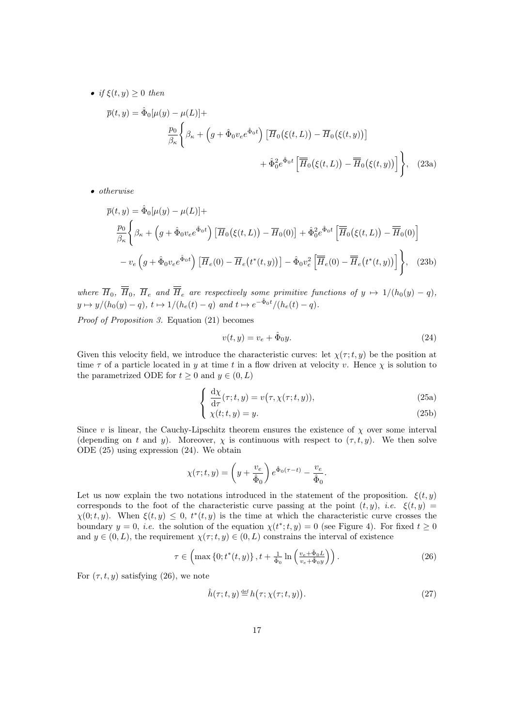- *if* $\xi(t,y) \geq 0$ *then*

$$
\begin{aligned}
\overline{p}(t,y) = \hat{\Phi}_0[\mu(y) - \mu(L)] + \\
\frac{p_0}{\beta_\kappa}\Bigg\{ \beta_\kappa + \left(g + \hat{\Phi}_0 v_e e^{\hat{\Phi}_0 t}\right)\left[\overline{H}_0\big(\xi(t,L)\big) - \overline{H}_0\big(\xi(t,y)\big)\right] \\
+ \hat{\Phi}_0^2 e^{\hat{\Phi}_0 t}\left[\overline{\overline{H}}_0\big(\xi(t,L)\big) - \overline{\overline{H}}_0\big(\xi(t,y)\big)\right]\Bigg\}, \quad \text{(23a)}
\end{aligned}
$$

- *otherwise*

$$
\begin{aligned}
\overline{p}(t,y) = \hat{\Phi}_0[\mu(y) - \mu(L)] + \\
\frac{p_0}{\beta_\kappa}\Bigg\{ \beta_\kappa + \left(g + \hat{\Phi}_0 v_e e^{\hat{\Phi}_0 t}\right)\left[\overline{H}_0\big(\xi(t,L)\big) - \overline{H}_0(0)\right] + \hat{\Phi}_0^2 e^{\hat{\Phi}_0 t}\left[\overline{\overline{H}}_0\big(\xi(t,L)\big) - \overline{\overline{H}}_0(0)\right] \\
- v_e\left(g + \hat{\Phi}_0 v_e e^{\hat{\Phi}_0 t}\right)\left[\overline{H}_e(0) - \overline{H}_e\big(t^*(t,y)\big)\right] - \hat{\Phi}_0 v_e^2\left[\overline{\overline{H}}_e(0) - \overline{\overline{H}}_e\big(t^*(t,y)\big)\right]\Bigg\}, \quad \text{(23b)}
\end{aligned}
$$

*where* $\overline{H}_0$*,* $\overline{\overline{H}}_0$*,* $\overline{H}_e$ *and* $\overline{\overline{H}}_e$ *are respectively some primitive functions of* $y \mapsto 1/(h_0(y) - q)$*,* $y \mapsto y/(h_0(y) - q)$*,* $t \mapsto 1/(h_e(t) - q)$ *and* $t \mapsto e^{-\hat{\Phi}_0 t}/(h_e(t) - q)$*.*

*Proof of Proposition 3.* Equation (21) becomes

$$
v(t,y) = v_e + \hat{\Phi}_0 y. \tag{24}
$$

Given this velocity field, we introduce the characteristic curves: let $\chi(\tau;t,y)$ be the position at time $\tau$ of a particle located in $y$ at time $t$ in a flow driven at velocity $v$. Hence $\chi$ is solution to the parametrized ODE for $t \geq 0$ and $y \in (0,L)$

$$
\begin{cases}
\dfrac{\mathrm{d}\chi}{\mathrm{d}\tau}(\tau;t,y) = v\big(\tau, \chi(\tau;t,y)\big), & \text{(25a)} \\
\chi(t;t,y) = y. & \text{(25b)}
\end{cases}
$$

Since $v$ is linear, the Cauchy-Lipschitz theorem ensures the existence of $\chi$ over some interval (depending on $t$ and $y$). Moreover, $\chi$ is continuous with respect to $(\tau,t,y)$. We then solve ODE (25) using expression (24). We obtain

$$
\chi(\tau;t,y) = \left(y + \frac{v_e}{\hat{\Phi}_0}\right)e^{\hat{\Phi}_0(\tau - t)} - \frac{v_e}{\hat{\Phi}_0}.
$$

Let us now explain the two notations introduced in the statement of the proposition. $\xi(t,y)$ corresponds to the foot of the characteristic curve passing at the point $(t,y)$, *i.e.* $\xi(t,y) = \chi(0;t,y)$. When $\xi(t,y) \leq 0$, $t^*(t,y)$ is the time at which the characteristic curve crosses the boundary $y = 0$, *i.e.* the solution of the equation $\chi(t^*;t,y) = 0$ (see Figure 4). For fixed $t \geq 0$ and $y \in (0,L)$, the requirement $\chi(\tau;t,y) \in (0,L)$ constrains the interval of existence

$$
\tau \in \left(\max\{0; t^*(t,y)\}, t + \tfrac{1}{\hat{\Phi}_0}\ln\left(\tfrac{v_e + \hat{\Phi}_0 L}{v_e + \hat{\Phi}_0 y}\right)\right). \tag{26}
$$

For $(\tau,t,y)$ satisfying (26), we note

$$
\hat{h}(\tau;t,y) \stackrel{\text{def}}{=} h\big(\tau; \chi(\tau;t,y)\big). \tag{27}
$$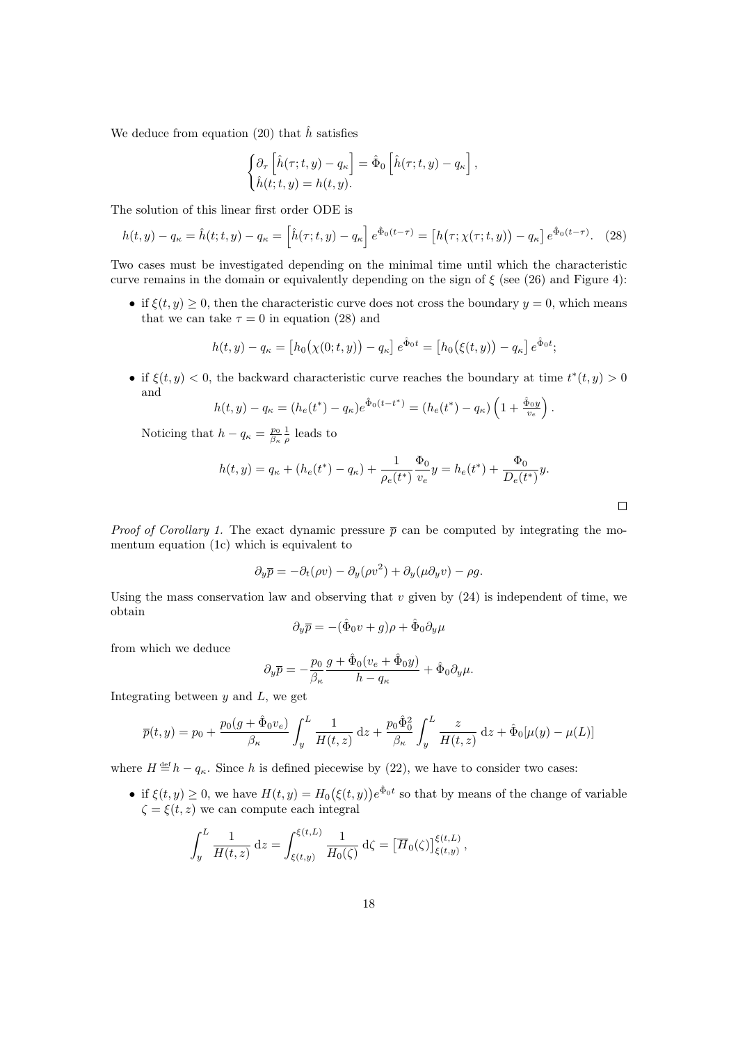We deduce from equation (20) that $\hat{h}$ satisfies

$$
\begin{cases}
\partial_\tau \left[\hat{h}(\tau;t,y) - q_\kappa\right] = \hat{\Phi}_0 \left[\hat{h}(\tau;t,y) - q_\kappa\right], \\
\hat{h}(t;t,y) = h(t,y).
\end{cases}
$$

The solution of this linear first order ODE is

$$
h(t,y) - q_\kappa = \hat{h}(t;t,y) - q_\kappa = \left[\hat{h}(\tau;t,y) - q_\kappa\right] e^{\hat{\Phi}_0(t-\tau)} = \left[h\big(\tau;\chi(\tau;t,y)\big) - q_\kappa\right] e^{\hat{\Phi}_0(t-\tau)}. \quad (28)
$$

Two cases must be investigated depending on the minimal time until which the characteristic curve remains in the domain or equivalently depending on the sign of $\xi$ (see (26) and Figure 4):

- if $\xi(t,y) \geq 0$, then the characteristic curve does not cross the boundary $y = 0$, which means that we can take $\tau = 0$ in equation (28) and

$$
h(t,y) - q_\kappa = \left[h_0\big(\chi(0;t,y)\big) - q_\kappa\right] e^{\hat{\Phi}_0 t} = \left[h_0\big(\xi(t,y)\big) - q_\kappa\right] e^{\hat{\Phi}_0 t};
$$

- if $\xi(t,y) < 0$, the backward characteristic curve reaches the boundary at time $t^*(t,y) > 0$ and

$$
h(t,y) - q_\kappa = (h_e(t^*) - q_\kappa) e^{\hat{\Phi}_0(t-t^*)} = (h_e(t^*) - q_\kappa)\left(1 + \tfrac{\hat{\Phi}_0 y}{v_e}\right).
$$

  Noticing that $h - q_\kappa = \frac{p_0}{\beta_\kappa}\frac{1}{\rho}$ leads to

$$
h(t,y) = q_\kappa + (h_e(t^*) - q_\kappa) + \frac{1}{\rho_e(t^*)}\frac{\Phi_0}{v_e} y = h_e(t^*) + \frac{\Phi_0}{D_e(t^*)} y.
$$

□

*Proof of Corollary 1.* The exact dynamic pressure $\overline{p}$ can be computed by integrating the momentum equation (1c) which is equivalent to

$$
\partial_y \overline{p} = -\partial_t(\rho v) - \partial_y(\rho v^2) + \partial_y(\mu \partial_y v) - \rho g.
$$

Using the mass conservation law and observing that $v$ given by (24) is independent of time, we obtain

$$
\partial_y \overline{p} = -(\hat{\Phi}_0 v + g)\rho + \hat{\Phi}_0 \partial_y \mu
$$

from which we deduce

$$
\partial_y \overline{p} = -\frac{p_0}{\beta_\kappa}\frac{g + \hat{\Phi}_0(v_e + \hat{\Phi}_0 y)}{h - q_\kappa} + \hat{\Phi}_0 \partial_y \mu.
$$

Integrating between $y$ and $L$, we get

$$
\overline{p}(t,y) = p_0 + \frac{p_0(g + \hat{\Phi}_0 v_e)}{\beta_\kappa}\int_y^L \frac{1}{H(t,z)}\,\mathrm{d}z + \frac{p_0 \hat{\Phi}_0^2}{\beta_\kappa}\int_y^L \frac{z}{H(t,z)}\,\mathrm{d}z + \hat{\Phi}_0[\mu(y) - \mu(L)]
$$

where $H \overset{\text{def}}{=} h - q_\kappa$. Since $h$ is defined piecewise by (22), we have to consider two cases:

- if $\xi(t,y) \geq 0$, we have $H(t,y) = H_0\big(\xi(t,y)\big)e^{\hat{\Phi}_0 t}$ so that by means of the change of variable $\zeta = \xi(t,z)$ we can compute each integral

$$
\int_y^L \frac{1}{H(t,z)}\,\mathrm{d}z = \int_{\xi(t,y)}^{\xi(t,L)} \frac{1}{H_0(\zeta)}\,\mathrm{d}\zeta = \left[\overline{H}_0(\zeta)\right]_{\xi(t,y)}^{\xi(t,L)},
$$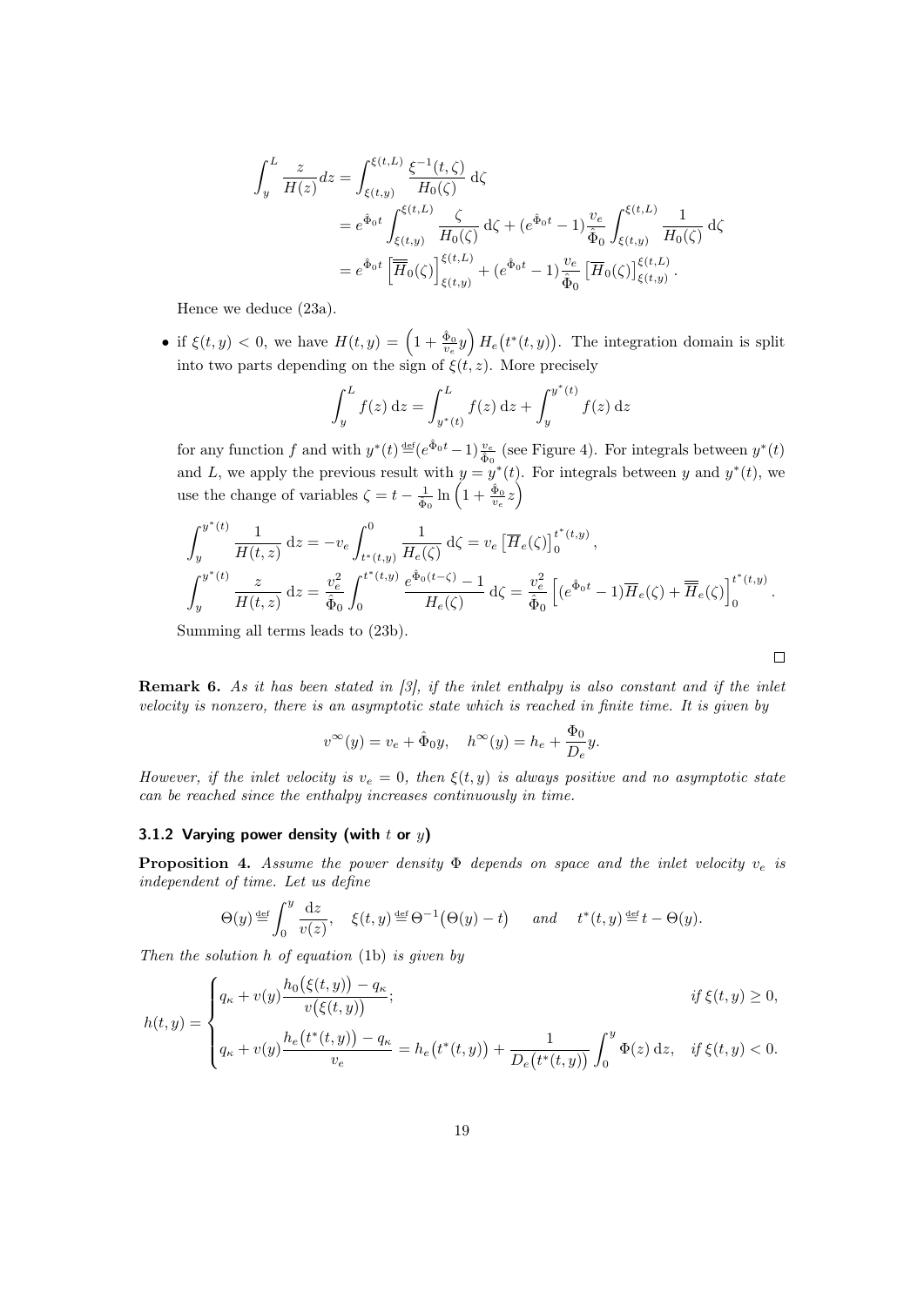$$
\begin{aligned}
\int_y^L \frac{z}{H(z)} dz &= \int_{\xi(t,y)}^{\xi(t,L)} \frac{\xi^{-1}(t,\zeta)}{H_0(\zeta)}\,\mathrm{d}\zeta \\
&= e^{\hat{\Phi}_0 t} \int_{\xi(t,y)}^{\xi(t,L)} \frac{\zeta}{H_0(\zeta)}\,\mathrm{d}\zeta + (e^{\hat{\Phi}_0 t}-1)\frac{v_e}{\hat{\Phi}_0} \int_{\xi(t,y)}^{\xi(t,L)} \frac{1}{H_0(\zeta)}\,\mathrm{d}\zeta \\
&= e^{\hat{\Phi}_0 t} \left[\overline{\overline{H}}_0(\zeta)\right]_{\xi(t,y)}^{\xi(t,L)} + (e^{\hat{\Phi}_0 t}-1)\frac{v_e}{\hat{\Phi}_0}\left[\overline{H}_0(\zeta)\right]_{\xi(t,y)}^{\xi(t,L)}.
\end{aligned}
$$

Hence we deduce (23a).

- if $\xi(t,y) < 0$, we have $H(t,y) = \left(1 + \frac{\hat{\Phi}_0}{v_e} y\right) H_e\big(t^*(t,y)\big)$. The integration domain is split into two parts depending on the sign of $\xi(t,z)$. More precisely

$$
\int_y^L f(z)\,\mathrm{d}z = \int_{y^*(t)}^L f(z)\,\mathrm{d}z + \int_y^{y^*(t)} f(z)\,\mathrm{d}z
$$

for any function $f$ and with $y^*(t) \overset{\text{def}}{=} (e^{\hat{\Phi}_0 t}-1)\frac{v_e}{\hat{\Phi}_0}$ (see Figure 4). For integrals between $y^*(t)$ and $L$, we apply the previous result with $y = y^*(t)$. For integrals between $y$ and $y^*(t)$, we use the change of variables $\zeta = t - \frac{1}{\hat{\Phi}_0}\ln\left(1 + \frac{\hat{\Phi}_0}{v_e} z\right)$

$$
\begin{aligned}
\int_y^{y^*(t)} \frac{1}{H(t,z)}\,\mathrm{d}z &= -v_e \int_{t^*(t,y)}^0 \frac{1}{H_e(\zeta)}\,\mathrm{d}\zeta = v_e \left[\overline{H}_e(\zeta)\right]_0^{t^*(t,y)}, \\
\int_y^{y^*(t)} \frac{z}{H(t,z)}\,\mathrm{d}z &= \frac{v_e^2}{\hat{\Phi}_0} \int_0^{t^*(t,y)} \frac{e^{\hat{\Phi}_0 (t-\zeta)}-1}{H_e(\zeta)}\,\mathrm{d}\zeta = \frac{v_e^2}{\hat{\Phi}_0}\left[(e^{\hat{\Phi}_0 t}-1)\overline{H}_e(\zeta) + \overline{\overline{H}}_e(\zeta)\right]_0^{t^*(t,y)}.
\end{aligned}
$$

Summing all terms leads to (23b).

□

**Remark 6.** *As it has been stated in [3], if the inlet enthalpy is also constant and if the inlet velocity is nonzero, there is an asymptotic state which is reached in finite time. It is given by*

$$
v^\infty(y) = v_e + \hat{\Phi}_0 y, \quad h^\infty(y) = h_e + \frac{\Phi_0}{D_e} y.
$$

*However, if the inlet velocity is $v_e = 0$, then $\xi(t,y)$ is always positive and no asymptotic state can be reached since the enthalpy increases continuously in time.*

### 3.1.2 Varying power density (with $t$ or $y$)

**Proposition 4.** *Assume the power density $\Phi$ depends on space and the inlet velocity $v_e$ is independent of time. Let us define*

$$
\Theta(y) \overset{\text{def}}{=} \int_0^y \frac{\mathrm{d}z}{v(z)}, \quad \xi(t,y) \overset{\text{def}}{=} \Theta^{-1}\big(\Theta(y) - t\big) \quad \text{and} \quad t^*(t,y) \overset{\text{def}}{=} t - \Theta(y).
$$

*Then the solution $h$ of equation* (1b) *is given by*

$$
h(t,y) = \begin{cases} q_\kappa + v(y)\dfrac{h_0\big(\xi(t,y)\big) - q_\kappa}{v\big(\xi(t,y)\big)}; & \text{if } \xi(t,y) \geq 0, \\[2ex] q_\kappa + v(y)\dfrac{h_e\big(t^*(t,y)\big) - q_\kappa}{v_e} = h_e\big(t^*(t,y)\big) + \dfrac{1}{D_e\big(t^*(t,y)\big)} \displaystyle\int_0^y \Phi(z)\,\mathrm{d}z, & \text{if } \xi(t,y) < 0. \end{cases}
$$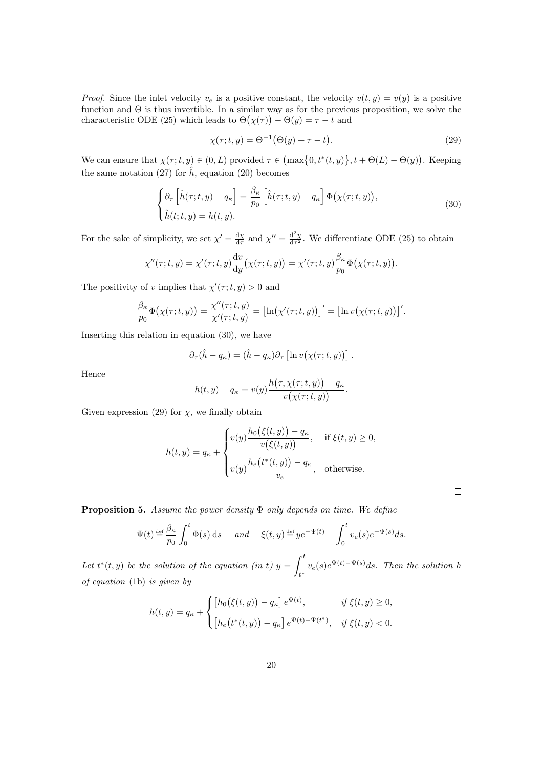*Proof.* Since the inlet velocity $v_e$ is a positive constant, the velocity $v(t,y) = v(y)$ is a positive function and $\Theta$ is thus invertible. In a similar way as for the previous proposition, we solve the characteristic ODE (25) which leads to $\Theta\big(\chi(\tau)\big) - \Theta(y) = \tau - t$ and

$$\chi(\tau;t,y) = \Theta^{-1}\big(\Theta(y) + \tau - t\big). \tag{29}$$

We can ensure that $\chi(\tau;t,y) \in (0,L)$ provided $\tau \in \big(\max\{0, t^*(t,y)\}, t + \Theta(L) - \Theta(y)\big)$. Keeping the same notation (27) for $\hat{h}$, equation (20) becomes

$$\begin{cases} \partial_\tau \left[\hat{h}(\tau;t,y) - q_\kappa\right] = \dfrac{\beta_\kappa}{p_0}\left[\hat{h}(\tau;t,y) - q_\kappa\right]\Phi\big(\chi(\tau;t,y)\big), \\ \hat{h}(t;t,y) = h(t,y). \end{cases} \tag{30}$$

For the sake of simplicity, we set $\chi' = \frac{\mathrm{d}\chi}{\mathrm{d}\tau}$ and $\chi'' = \frac{\mathrm{d}^2\chi}{\mathrm{d}\tau^2}$. We differentiate ODE (25) to obtain

$$\chi''(\tau;t,y) = \chi'(\tau;t,y)\frac{\mathrm{d}v}{\mathrm{d}y}\big(\chi(\tau;t,y)\big) = \chi'(\tau;t,y)\frac{\beta_\kappa}{p_0}\Phi\big(\chi(\tau;t,y)\big).$$

The positivity of $v$ implies that $\chi'(\tau;t,y) > 0$ and

$$\frac{\beta_\kappa}{p_0}\Phi\big(\chi(\tau;t,y)\big) = \frac{\chi''(\tau;t,y)}{\chi'(\tau;t,y)} = \big[\ln\big(\chi'(\tau;t,y)\big)\big]' = \big[\ln v\big(\chi(\tau;t,y)\big)\big]'.$$

Inserting this relation in equation (30), we have

$$\partial_\tau(\hat{h} - q_\kappa) = (\hat{h} - q_\kappa)\partial_\tau\left[\ln v\big(\chi(\tau;t,y)\big)\right].$$

Hence

$$h(t,y) - q_\kappa = v(y)\frac{h\big(\tau,\chi(\tau;t,y)\big) - q_\kappa}{v\big(\chi(\tau;t,y)\big)}.$$

Given expression (29) for $\chi$, we finally obtain

$$h(t,y) = q_\kappa + \begin{cases} v(y)\dfrac{h_0\big(\xi(t,y)\big) - q_\kappa}{v\big(\xi(t,y)\big)}, & \text{if } \xi(t,y) \geq 0, \\ v(y)\dfrac{h_e\big(t^*(t,y)\big) - q_\kappa}{v_e}, & \text{otherwise.} \end{cases}$$

$\square$

**Proposition 5.** *Assume the power density $\Phi$ only depends on time. We define*

$$\Psi(t) \stackrel{\text{def}}{=} \frac{\beta_\kappa}{p_0}\int_0^t \Phi(s)\,\mathrm{d}s \quad \text{ and } \quad \xi(t,y) \stackrel{\text{def}}{=} ye^{-\Psi(t)} - \int_0^t v_e(s)e^{-\Psi(s)}ds.$$

*Let $t^*(t,y)$ be the solution of the equation (in $t$) $y = \displaystyle\int_{t^*}^t v_e(s)e^{\Psi(t)-\Psi(s)}ds$. Then the solution $h$ of equation* (1b) *is given by*

$$h(t,y) = q_\kappa + \begin{cases} \left[h_0\big(\xi(t,y)\big) - q_\kappa\right]e^{\Psi(t)}, & \text{if } \xi(t,y) \geq 0, \\ \left[h_e\big(t^*(t,y)\big) - q_\kappa\right]e^{\Psi(t)-\Psi(t^*)}, & \text{if } \xi(t,y) < 0. \end{cases}$$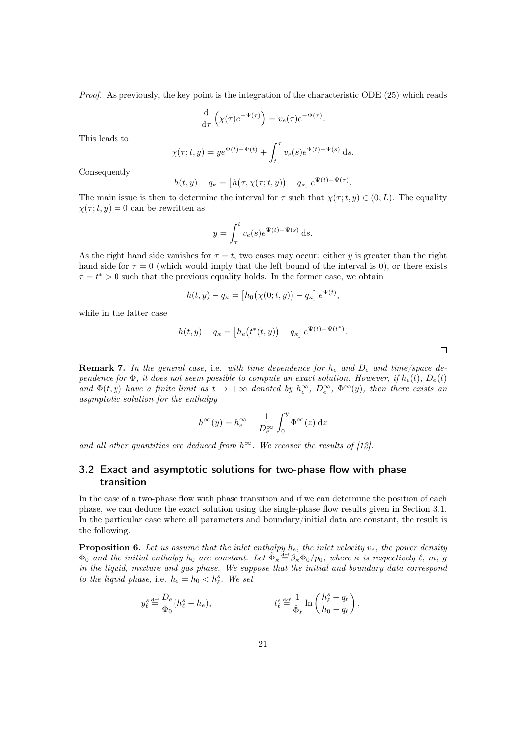*Proof.* As previously, the key point is the integration of the characteristic ODE (25) which reads

$$\frac{\mathrm{d}}{\mathrm{d}\tau}\left(\chi(\tau)e^{-\Psi(\tau)}\right) = v_e(\tau)e^{-\Psi(\tau)}.$$

This leads to

$$\chi(\tau; t, y) = ye^{\Psi(t)-\Psi(t)} + \int_t^\tau v_e(s)e^{\Psi(t)-\Psi(s)}\,\mathrm{d}s.$$

Consequently

$$h(t, y) - q_\kappa = \left[h\big(\tau, \chi(\tau; t, y)\big) - q_\kappa\right] e^{\Psi(t)-\Psi(\tau)}.$$

The main issue is then to determine the interval for $\tau$ such that $\chi(\tau; t, y) \in (0, L)$. The equality $\chi(\tau; t, y) = 0$ can be rewritten as

$$y = \int_\tau^t v_e(s)e^{\Psi(t)-\Psi(s)}\,\mathrm{d}s.$$

As the right hand side vanishes for $\tau = t$, two cases may occur: either $y$ is greater than the right hand side for $\tau = 0$ (which would imply that the left bound of the interval is 0), or there exists $\tau = t^* > 0$ such that the previous equality holds. In the former case, we obtain

$$h(t, y) - q_\kappa = \left[h_0\big(\chi(0; t, y)\big) - q_\kappa\right] e^{\Psi(t)},$$

while in the latter case

$$h(t, y) - q_\kappa = \left[h_e\big(t^*(t, y)\big) - q_\kappa\right] e^{\Psi(t)-\Psi(t^*)}.$$

□

**Remark 7.** *In the general case,* i.e. *with time dependence for $h_e$ and $D_e$ and time/space dependence for $\Phi$, it does not seem possible to compute an exact solution. However, if $h_e(t)$, $D_e(t)$ and $\Phi(t, y)$ have a finite limit as $t \to +\infty$ denoted by $h_e^\infty$, $D_e^\infty$, $\Phi^\infty(y)$, then there exists an asymptotic solution for the enthalpy*

$$h^\infty(y) = h_e^\infty + \frac{1}{D_e^\infty}\int_0^y \Phi^\infty(z)\,\mathrm{d}z$$

*and all other quantities are deduced from $h^\infty$. We recover the results of [12].*

## 3.2 Exact and asymptotic solutions for two-phase flow with phase transition

In the case of a two-phase flow with phase transition and if we can determine the position of each phase, we can deduce the exact solution using the single-phase flow results given in Section 3.1. In the particular case where all parameters and boundary/initial data are constant, the result is the following.

**Proposition 6.** *Let us assume that the inlet enthalpy $h_e$, the inlet velocity $v_e$, the power density $\Phi_0$ and the initial enthalpy $h_0$ are constant. Let $\hat{\Phi}_\kappa \stackrel{\text{def}}{=} \beta_\kappa \Phi_0/p_0$, where $\kappa$ is respectively $\ell$, $m$, $g$ in the liquid, mixture and gas phase. We suppose that the initial and boundary data correspond to the liquid phase,* i.e. *$h_e = h_0 < h_\ell^s$. We set*

$$y_\ell^s \stackrel{\text{def}}{=} \frac{D_e}{\Phi_0}(h_\ell^s - h_e), \qquad\qquad t_\ell^s \stackrel{\text{def}}{=} \frac{1}{\hat{\Phi}_\ell}\ln\left(\frac{h_\ell^s - q_\ell}{h_0 - q_\ell}\right),$$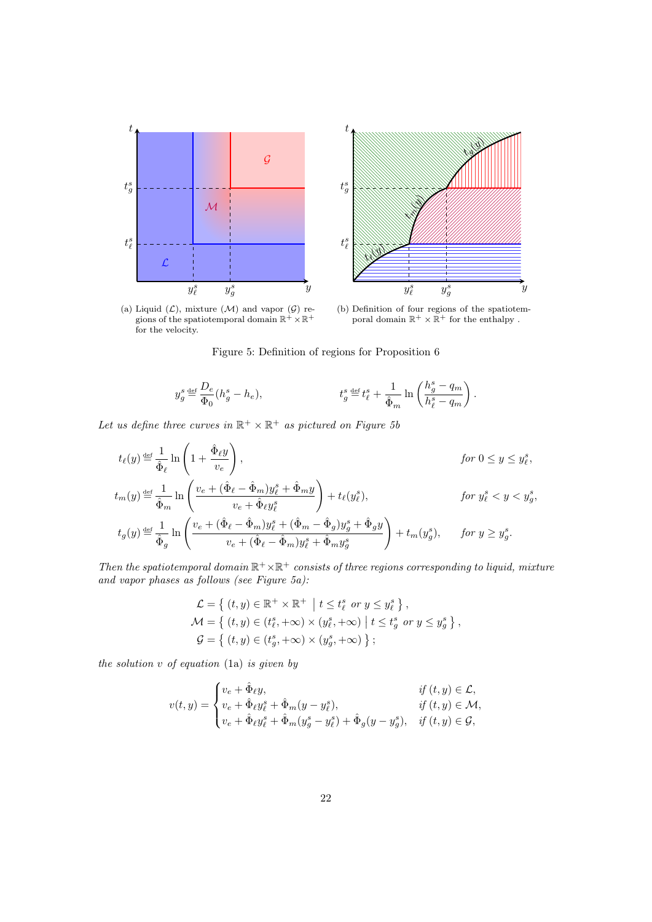(a) Liquid ($\mathcal{L}$), mixture ($\mathcal{M}$) and vapor ($\mathcal{G}$) regions of the spatiotemporal domain $\mathbb{R}^+ \times \mathbb{R}^+$ for the velocity.

(b) Definition of four regions of the spatiotemporal domain $\mathbb{R}^+ \times \mathbb{R}^+$ for the enthalpy .

Figure 5: Definition of regions for Proposition 6

$$
y_g^s \stackrel{\text{def}}{=} \frac{D_e}{\Phi_0}(h_g^s - h_e), \qquad\qquad t_g^s \stackrel{\text{def}}{=} t_\ell^s + \frac{1}{\hat{\Phi}_m} \ln\left(\frac{h_g^s - q_m}{h_\ell^s - q_m}\right).
$$

*Let us define three curves in $\mathbb{R}^+ \times \mathbb{R}^+$ as pictured on Figure 5b*

$$
t_\ell(y) \stackrel{\text{def}}{=} \frac{1}{\hat{\Phi}_\ell} \ln\left(1 + \frac{\hat{\Phi}_\ell y}{v_e}\right), \qquad \text{for } 0 \le y \le y_\ell^s,
$$

$$
t_m(y) \stackrel{\text{def}}{=} \frac{1}{\hat{\Phi}_m} \ln\left(\frac{v_e + (\hat{\Phi}_\ell - \hat{\Phi}_m) y_\ell^s + \hat{\Phi}_m y}{v_e + \hat{\Phi}_\ell y_\ell^s}\right) + t_\ell(y_\ell^s), \qquad \text{for } y_\ell^s < y < y_g^s,
$$

$$
t_g(y) \stackrel{\text{def}}{=} \frac{1}{\hat{\Phi}_g} \ln\left(\frac{v_e + (\hat{\Phi}_\ell - \hat{\Phi}_m) y_\ell^s + (\hat{\Phi}_m - \hat{\Phi}_g) y_g^s + \hat{\Phi}_g y}{v_e + (\hat{\Phi}_\ell - \hat{\Phi}_m) y_\ell^s + \hat{\Phi}_m y_g^s}\right) + t_m(y_g^s), \qquad \text{for } y \ge y_g^s.
$$

*Then the spatiotemporal domain $\mathbb{R}^+ \times \mathbb{R}^+$ consists of three regions corresponding to liquid, mixture and vapor phases as follows (see Figure 5a):*

$$
\begin{aligned}
\mathcal{L} &= \left\{ (t, y) \in \mathbb{R}^+ \times \mathbb{R}^+ \;\middle|\; t \le t_\ell^s \text{ or } y \le y_\ell^s \right\}, \\
\mathcal{M} &= \left\{ (t, y) \in (t_\ell^s, +\infty) \times (y_\ell^s, +\infty) \;\middle|\; t \le t_g^s \text{ or } y \le y_g^s \right\}, \\
\mathcal{G} &= \left\{ (t, y) \in (t_g^s, +\infty) \times (y_g^s, +\infty) \right\};
\end{aligned}
$$

*the solution $v$ of equation* (1a) *is given by*

$$
v(t, y) = \begin{cases} v_e + \hat{\Phi}_\ell y, & \text{if } (t, y) \in \mathcal{L}, \\ v_e + \hat{\Phi}_\ell y_\ell^s + \hat{\Phi}_m (y - y_\ell^s), & \text{if } (t, y) \in \mathcal{M}, \\ v_e + \hat{\Phi}_\ell y_\ell^s + \hat{\Phi}_m (y_g^s - y_\ell^s) + \hat{\Phi}_g (y - y_g^s), & \text{if } (t, y) \in \mathcal{G}, \end{cases}
$$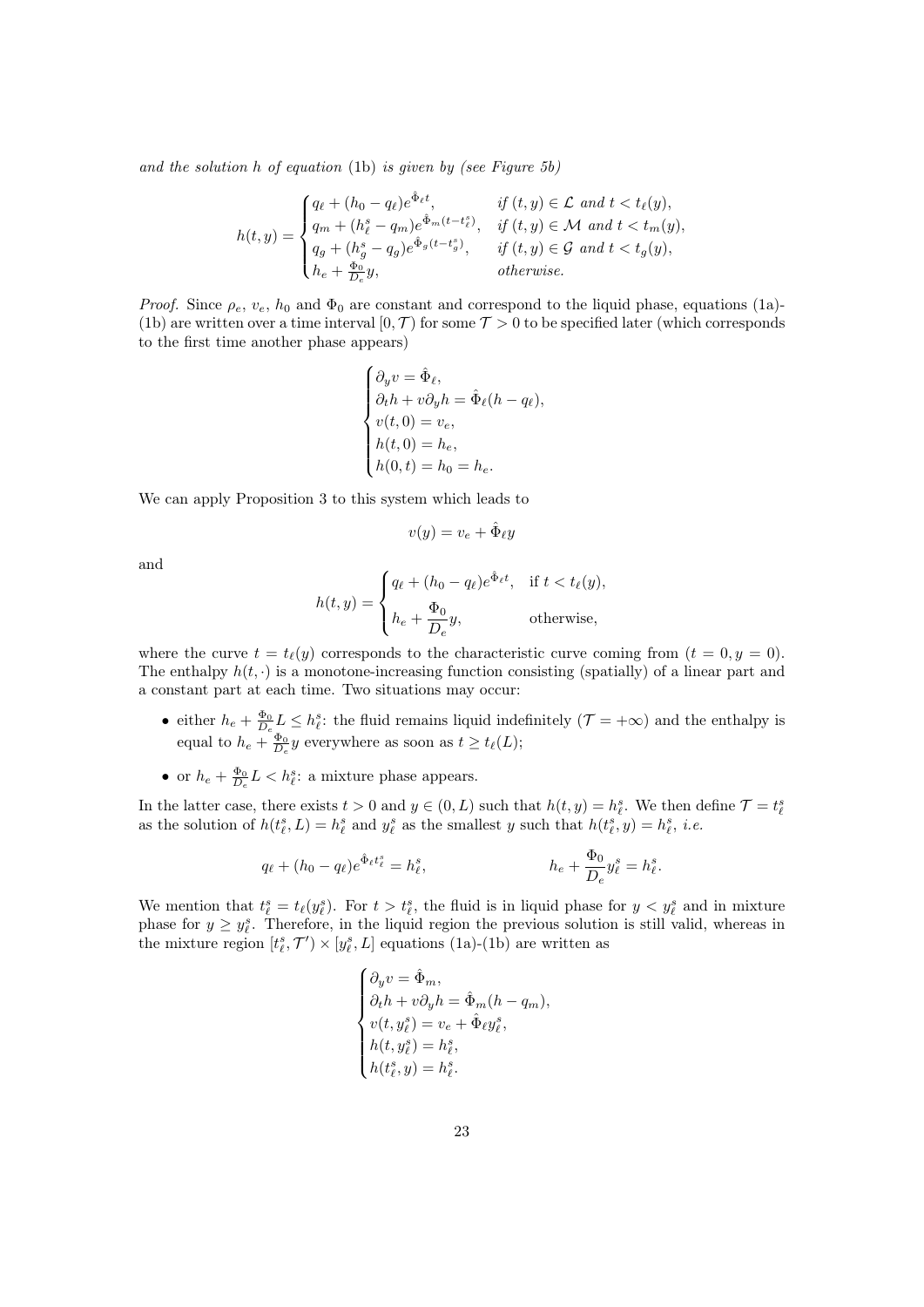*and the solution $h$ of equation* (1b) *is given by (see Figure 5b)*

$$h(t,y) = \begin{cases} q_\ell + (h_0 - q_\ell)e^{\hat{\Phi}_\ell t}, & \text{if } (t,y) \in \mathcal{L} \text{ and } t < t_\ell(y), \\ q_m + (h_\ell^s - q_m)e^{\hat{\Phi}_m (t - t_\ell^s)}, & \text{if } (t,y) \in \mathcal{M} \text{ and } t < t_m(y), \\ q_g + (h_g^s - q_g)e^{\hat{\Phi}_g (t - t_g^s)}, & \text{if } (t,y) \in \mathcal{G} \text{ and } t < t_g(y), \\ h_e + \frac{\Phi_0}{D_e} y, & \text{otherwise.} \end{cases}$$

*Proof.* Since $\rho_e$, $v_e$, $h_0$ and $\Phi_0$ are constant and correspond to the liquid phase, equations (1a)-(1b) are written over a time interval $[0, \mathcal{T})$ for some $\mathcal{T} > 0$ to be specified later (which corresponds to the first time another phase appears)

$$\begin{cases} \partial_y v = \hat{\Phi}_\ell, \\ \partial_t h + v \partial_y h = \hat{\Phi}_\ell (h - q_\ell), \\ v(t, 0) = v_e, \\ h(t, 0) = h_e, \\ h(0, t) = h_0 = h_e. \end{cases}$$

We can apply Proposition 3 to this system which leads to

$$v(y) = v_e + \hat{\Phi}_\ell y$$

and

$$h(t,y) = \begin{cases} q_\ell + (h_0 - q_\ell)e^{\hat{\Phi}_\ell t}, & \text{if } t < t_\ell(y), \\ h_e + \dfrac{\Phi_0}{D_e} y, & \text{otherwise,} \end{cases}$$

where the curve $t = t_\ell(y)$ corresponds to the characteristic curve coming from $(t = 0, y = 0)$. The enthalpy $h(t, \cdot)$ is a monotone-increasing function consisting (spatially) of a linear part and a constant part at each time. Two situations may occur:

- either $h_e + \frac{\Phi_0}{D_e} L \leq h_\ell^s$: the fluid remains liquid indefinitely ($\mathcal{T} = +\infty$) and the enthalpy is equal to $h_e + \frac{\Phi_0}{D_e} y$ everywhere as soon as $t \geq t_\ell(L)$;
- or $h_e + \frac{\Phi_0}{D_e} L < h_\ell^s$: a mixture phase appears.

In the latter case, there exists $t > 0$ and $y \in (0, L)$ such that $h(t,y) = h_\ell^s$. We then define $\mathcal{T} = t_\ell^s$ as the solution of $h(t_\ell^s, L) = h_\ell^s$ and $y_\ell^s$ as the smallest $y$ such that $h(t_\ell^s, y) = h_\ell^s$, *i.e.*

$$q_\ell + (h_0 - q_\ell)e^{\hat{\Phi}_\ell t_\ell^s} = h_\ell^s, \qquad\qquad h_e + \frac{\Phi_0}{D_e} y_\ell^s = h_\ell^s.$$

We mention that $t_\ell^s = t_\ell(y_\ell^s)$. For $t > t_\ell^s$, the fluid is in liquid phase for $y < y_\ell^s$ and in mixture phase for $y \geq y_\ell^s$. Therefore, in the liquid region the previous solution is still valid, whereas in the mixture region $[t_\ell^s, \mathcal{T}') \times [y_\ell^s, L]$ equations (1a)-(1b) are written as

$$\begin{cases} \partial_y v = \hat{\Phi}_m, \\ \partial_t h + v \partial_y h = \hat{\Phi}_m (h - q_m), \\ v(t, y_\ell^s) = v_e + \hat{\Phi}_\ell y_\ell^s, \\ h(t, y_\ell^s) = h_\ell^s, \\ h(t_\ell^s, y) = h_\ell^s. \end{cases}$$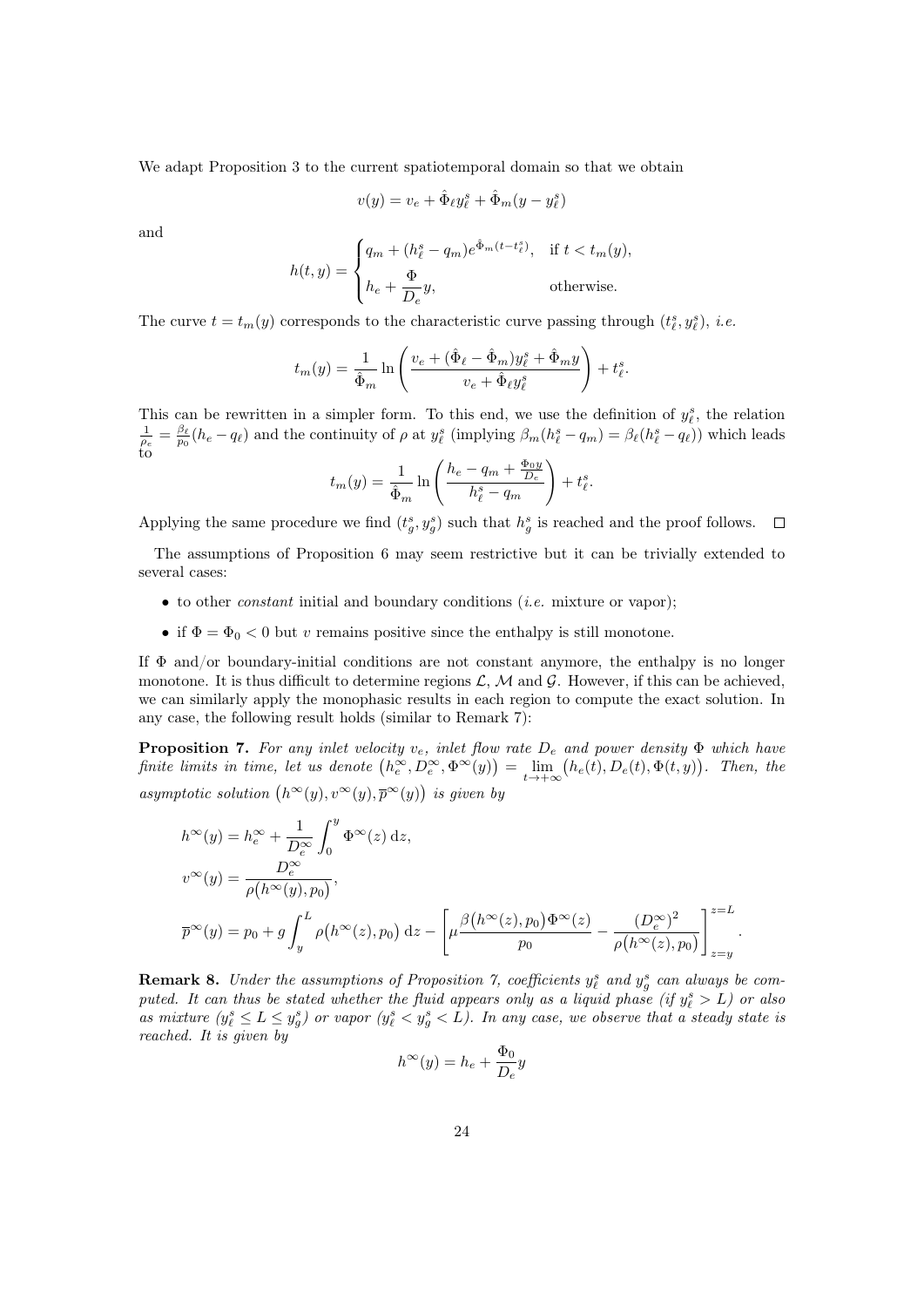We adapt Proposition 3 to the current spatiotemporal domain so that we obtain

$$v(y) = v_e + \hat{\Phi}_\ell y_\ell^s + \hat{\Phi}_m (y - y_\ell^s)$$

and

$$h(t,y) = \begin{cases} q_m + (h_\ell^s - q_m) e^{\hat{\Phi}_m (t - t_\ell^s)}, & \text{if } t < t_m(y), \\ h_e + \dfrac{\Phi}{D_e} y, & \text{otherwise.} \end{cases}$$

The curve $t = t_m(y)$ corresponds to the characteristic curve passing through $(t_\ell^s, y_\ell^s)$, *i.e.*

$$t_m(y) = \frac{1}{\hat{\Phi}_m} \ln \left( \frac{v_e + (\hat{\Phi}_\ell - \hat{\Phi}_m) y_\ell^s + \hat{\Phi}_m y}{v_e + \hat{\Phi}_\ell y_\ell^s} \right) + t_\ell^s.$$

This can be rewritten in a simpler form. To this end, we use the definition of $y_\ell^s$, the relation $\frac{1}{\rho_e} = \frac{\beta_\ell}{p_0}(h_e - q_\ell)$ and the continuity of $\rho$ at $y_\ell^s$ (implying $\beta_m (h_\ell^s - q_m) = \beta_\ell (h_\ell^s - q_\ell)$) which leads to

$$t_m(y) = \frac{1}{\hat{\Phi}_m} \ln \left( \frac{h_e - q_m + \frac{\Phi_0 y}{D_e}}{h_\ell^s - q_m} \right) + t_\ell^s.$$

Applying the same procedure we find $(t_g^s, y_g^s)$ such that $h_g^s$ is reached and the proof follows. □

The assumptions of Proposition 6 may seem restrictive but it can be trivially extended to several cases:

- to other *constant* initial and boundary conditions (*i.e.* mixture or vapor);
- if $\Phi = \Phi_0 < 0$ but $v$ remains positive since the enthalpy is still monotone.

If $\Phi$ and/or boundary-initial conditions are not constant anymore, the enthalpy is no longer monotone. It is thus difficult to determine regions $\mathcal{L}$, $\mathcal{M}$ and $\mathcal{G}$. However, if this can be achieved, we can similarly apply the monophasic results in each region to compute the exact solution. In any case, the following result holds (similar to Remark 7):

**Proposition 7.** *For any inlet velocity $v_e$, inlet flow rate $D_e$ and power density $\Phi$ which have finite limits in time, let us denote $\big(h_e^\infty, D_e^\infty, \Phi^\infty(y)\big) = \lim_{t \to +\infty} \big(h_e(t), D_e(t), \Phi(t,y)\big)$. Then, the asymptotic solution $\big(h^\infty(y), v^\infty(y), \overline{p}^\infty(y)\big)$ is given by*

$$\begin{aligned}
h^\infty(y) &= h_e^\infty + \frac{1}{D_e^\infty} \int_0^y \Phi^\infty(z) \, \mathrm{d}z, \\
v^\infty(y) &= \frac{D_e^\infty}{\rho\big(h^\infty(y), p_0\big)}, \\
\overline{p}^\infty(y) &= p_0 + g \int_y^L \rho\big(h^\infty(z), p_0\big) \, \mathrm{d}z - \left[ \mu \frac{\beta\big(h^\infty(z), p_0\big) \Phi^\infty(z)}{p_0} - \frac{(D_e^\infty)^2}{\rho\big(h^\infty(z), p_0\big)} \right]_{z=y}^{z=L}.
\end{aligned}$$

**Remark 8.** *Under the assumptions of Proposition 7, coefficients $y_\ell^s$ and $y_g^s$ can always be computed. It can thus be stated whether the fluid appears only as a liquid phase (if $y_\ell^s > L$) or also as mixture ($y_\ell^s \leq L \leq y_g^s$) or vapor ($y_\ell^s < y_g^s < L$). In any case, we observe that a steady state is reached. It is given by*

$$h^\infty(y) = h_e + \frac{\Phi_0}{D_e} y$$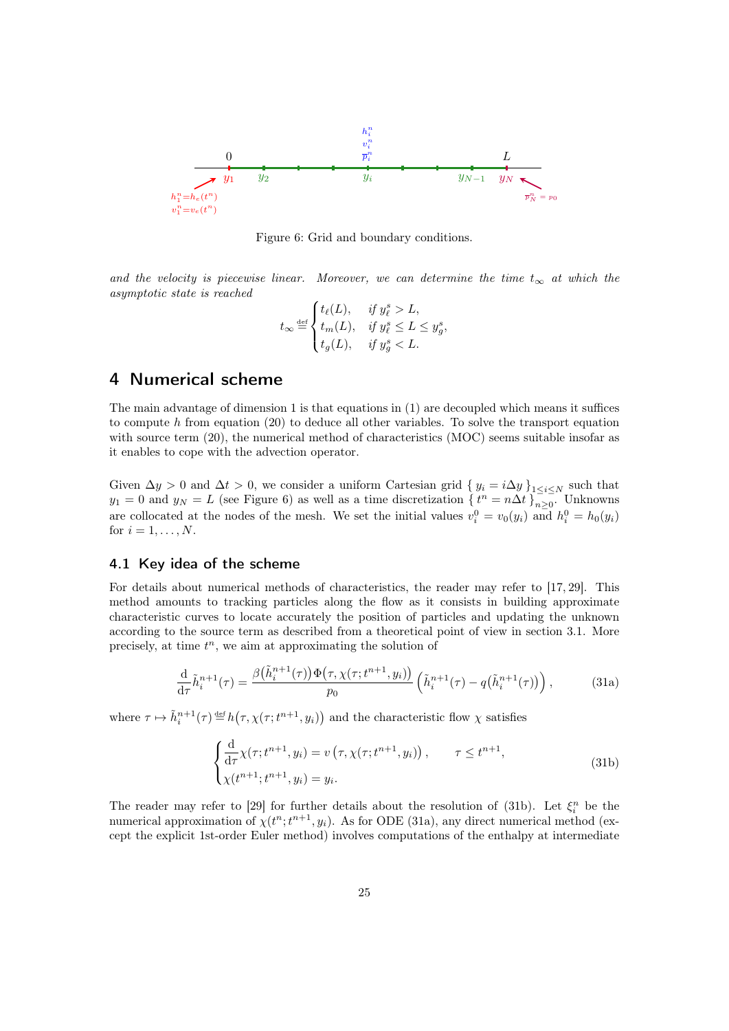Figure 6: Grid and boundary conditions.

*and the velocity is piecewise linear. Moreover, we can determine the time $t_\infty$ at which the asymptotic state is reached*

$$t_\infty \stackrel{\text{def}}{=} \begin{cases} t_\ell(L), & \text{if } y_\ell^s > L, \\ t_m(L), & \text{if } y_\ell^s \le L \le y_g^s, \\ t_g(L), & \text{if } y_g^s < L. \end{cases}$$

## 4 Numerical scheme

The main advantage of dimension 1 is that equations in (1) are decoupled which means it suffices to compute $h$ from equation (20) to deduce all other variables. To solve the transport equation with source term (20), the numerical method of characteristics (MOC) seems suitable insofar as it enables to cope with the advection operator.

Given $\Delta y > 0$ and $\Delta t > 0$, we consider a uniform Cartesian grid $\{ y_i = i\Delta y \}_{1 \le i \le N}$ such that $y_1 = 0$ and $y_N = L$ (see Figure 6) as well as a time discretization $\{ t^n = n\Delta t \}_{n\ge 0}$. Unknowns are collocated at the nodes of the mesh. We set the initial values $v_i^0 = v_0(y_i)$ and $h_i^0 = h_0(y_i)$ for $i = 1, \dots, N$.

### 4.1 Key idea of the scheme

For details about numerical methods of characteristics, the reader may refer to [17, 29]. This method amounts to tracking particles along the flow as it consists in building approximate characteristic curves to locate accurately the position of particles and updating the unknown according to the source term as described from a theoretical point of view in section 3.1. More precisely, at time $t^n$, we aim at approximating the solution of

$$\frac{\mathrm{d}}{\mathrm{d}\tau}\tilde{h}_i^{n+1}(\tau) = \frac{\beta\big(\tilde{h}_i^{n+1}(\tau)\big)\,\Phi\big(\tau, \chi(\tau; t^{n+1}, y_i)\big)}{p_0}\left(\tilde{h}_i^{n+1}(\tau) - q\big(\tilde{h}_i^{n+1}(\tau)\big)\right), \tag{31a}$$

where $\tau \mapsto \tilde{h}_i^{n+1}(\tau) \stackrel{\text{def}}{=} h\big(\tau, \chi(\tau; t^{n+1}, y_i)\big)$ and the characteristic flow $\chi$ satisfies

$$\begin{cases} \dfrac{\mathrm{d}}{\mathrm{d}\tau}\chi(\tau; t^{n+1}, y_i) = v\left(\tau, \chi(\tau; t^{n+1}, y_i)\right), & \tau \le t^{n+1}, \\ \chi(t^{n+1}; t^{n+1}, y_i) = y_i. \end{cases} \tag{31b}$$

The reader may refer to [29] for further details about the resolution of (31b). Let $\xi_i^n$ be the numerical approximation of $\chi(t^n; t^{n+1}, y_i)$. As for ODE (31a), any direct numerical method (except the explicit 1st-order Euler method) involves computations of the enthalpy at intermediate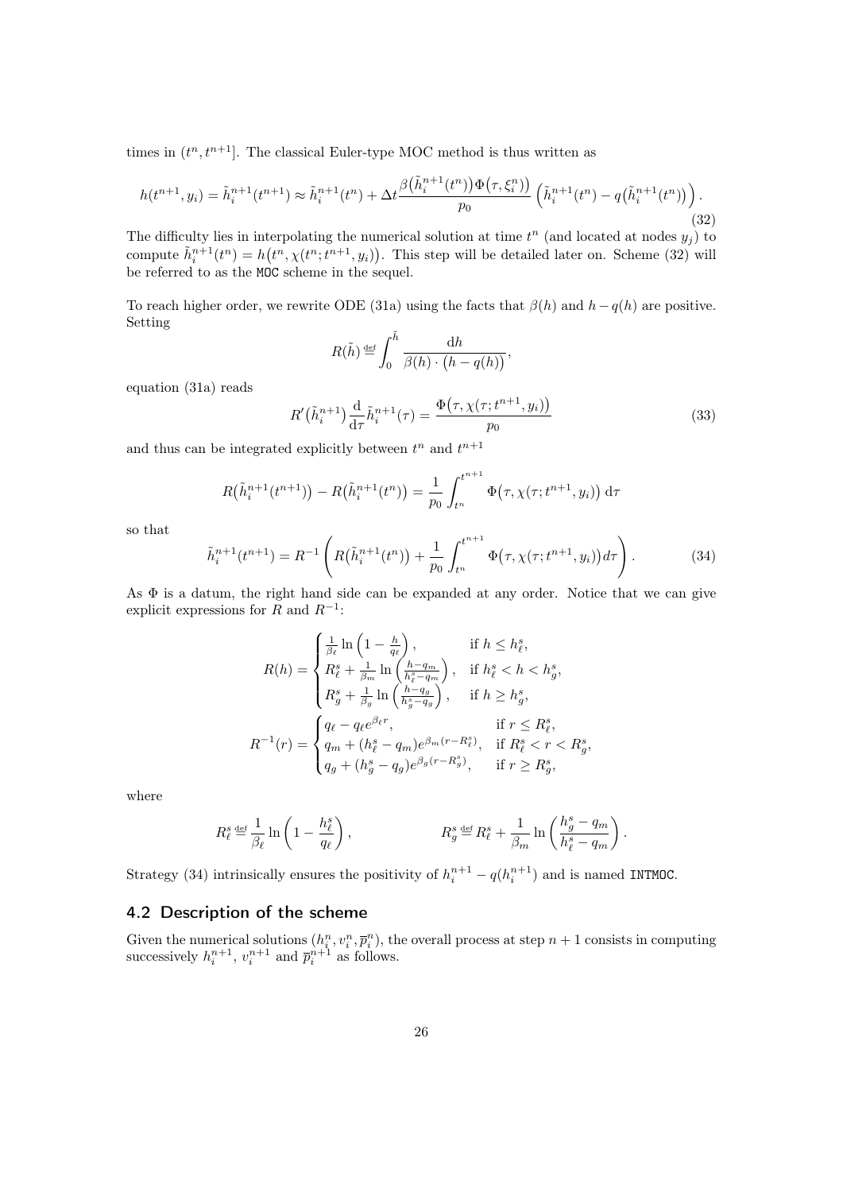times in $(t^n, t^{n+1}]$. The classical Euler-type MOC method is thus written as

$$
h(t^{n+1}, y_i) = \tilde{h}_i^{n+1}(t^{n+1}) \approx \tilde{h}_i^{n+1}(t^n) + \Delta t \frac{\beta\big(\tilde{h}_i^{n+1}(t^n)\big)\Phi\big(\tau, \xi_i^n\big)}{p_0} \left(\tilde{h}_i^{n+1}(t^n) - q\big(\tilde{h}_i^{n+1}(t^n)\big)\right). \tag{32}
$$

The difficulty lies in interpolating the numerical solution at time $t^n$ (and located at nodes $y_j$) to compute $\tilde{h}_i^{n+1}(t^n) = h\big(t^n, \chi(t^n; t^{n+1}, y_i)\big)$. This step will be detailed later on. Scheme (32) will be referred to as the `MOC` scheme in the sequel.

To reach higher order, we rewrite ODE (31a) using the facts that $\beta(h)$ and $h - q(h)$ are positive. Setting

$$
R(\tilde{h}) \stackrel{\text{def}}{=} \int_0^{\tilde{h}} \frac{\mathrm{d}h}{\beta(h) \cdot \big(h - q(h)\big)},
$$

equation (31a) reads

$$
R'\big(\tilde{h}_i^{n+1}\big) \frac{\mathrm{d}}{\mathrm{d}\tau} \tilde{h}_i^{n+1}(\tau) = \frac{\Phi\big(\tau, \chi(\tau; t^{n+1}, y_i)\big)}{p_0} \tag{33}
$$

and thus can be integrated explicitly between $t^n$ and $t^{n+1}$

$$
R\big(\tilde{h}_i^{n+1}(t^{n+1})\big) - R\big(\tilde{h}_i^{n+1}(t^n)\big) = \frac{1}{p_0} \int_{t^n}^{t^{n+1}} \Phi\big(\tau, \chi(\tau; t^{n+1}, y_i)\big)\, \mathrm{d}\tau
$$

so that

$$
\tilde{h}_i^{n+1}(t^{n+1}) = R^{-1}\left(R\big(\tilde{h}_i^{n+1}(t^n)\big) + \frac{1}{p_0} \int_{t^n}^{t^{n+1}} \Phi\big(\tau, \chi(\tau; t^{n+1}, y_i)\big) d\tau\right). \tag{34}
$$

As $\Phi$ is a datum, the right hand side can be expanded at any order. Notice that we can give explicit expressions for $R$ and $R^{-1}$:

$$
R(h) = \begin{cases} \frac{1}{\beta_\ell} \ln\left(1 - \frac{h}{q_\ell}\right), & \text{if } h \le h_\ell^s, \\ R_\ell^s + \frac{1}{\beta_m} \ln\left(\frac{h - q_m}{h_\ell^s - q_m}\right), & \text{if } h_\ell^s < h < h_g^s, \\ R_g^s + \frac{1}{\beta_g} \ln\left(\frac{h - q_g}{h_g^s - q_g}\right), & \text{if } h \ge h_g^s, \end{cases}
$$

$$
R^{-1}(r) = \begin{cases} q_\ell - q_\ell e^{\beta_\ell r}, & \text{if } r \le R_\ell^s, \\ q_m + (h_\ell^s - q_m)e^{\beta_m (r - R_\ell^s)}, & \text{if } R_\ell^s < r < R_g^s, \\ q_g + (h_g^s - q_g)e^{\beta_g (r - R_g^s)}, & \text{if } r \ge R_g^s, \end{cases}
$$

where

$$
R_\ell^s \stackrel{\text{def}}{=} \frac{1}{\beta_\ell} \ln\left(1 - \frac{h_\ell^s}{q_\ell}\right), \qquad\qquad R_g^s \stackrel{\text{def}}{=} R_\ell^s + \frac{1}{\beta_m} \ln\left(\frac{h_g^s - q_m}{h_\ell^s - q_m}\right).
$$

Strategy (34) intrinsically ensures the positivity of $h_i^{n+1} - q(h_i^{n+1})$ and is named `INTMOC`.

## 4.2 Description of the scheme

Given the numerical solutions $(h_i^n, v_i^n, \overline{p}_i^n)$, the overall process at step $n+1$ consists in computing successively $h_i^{n+1}$, $v_i^{n+1}$ and $\overline{p}_i^{n+1}$ as follows.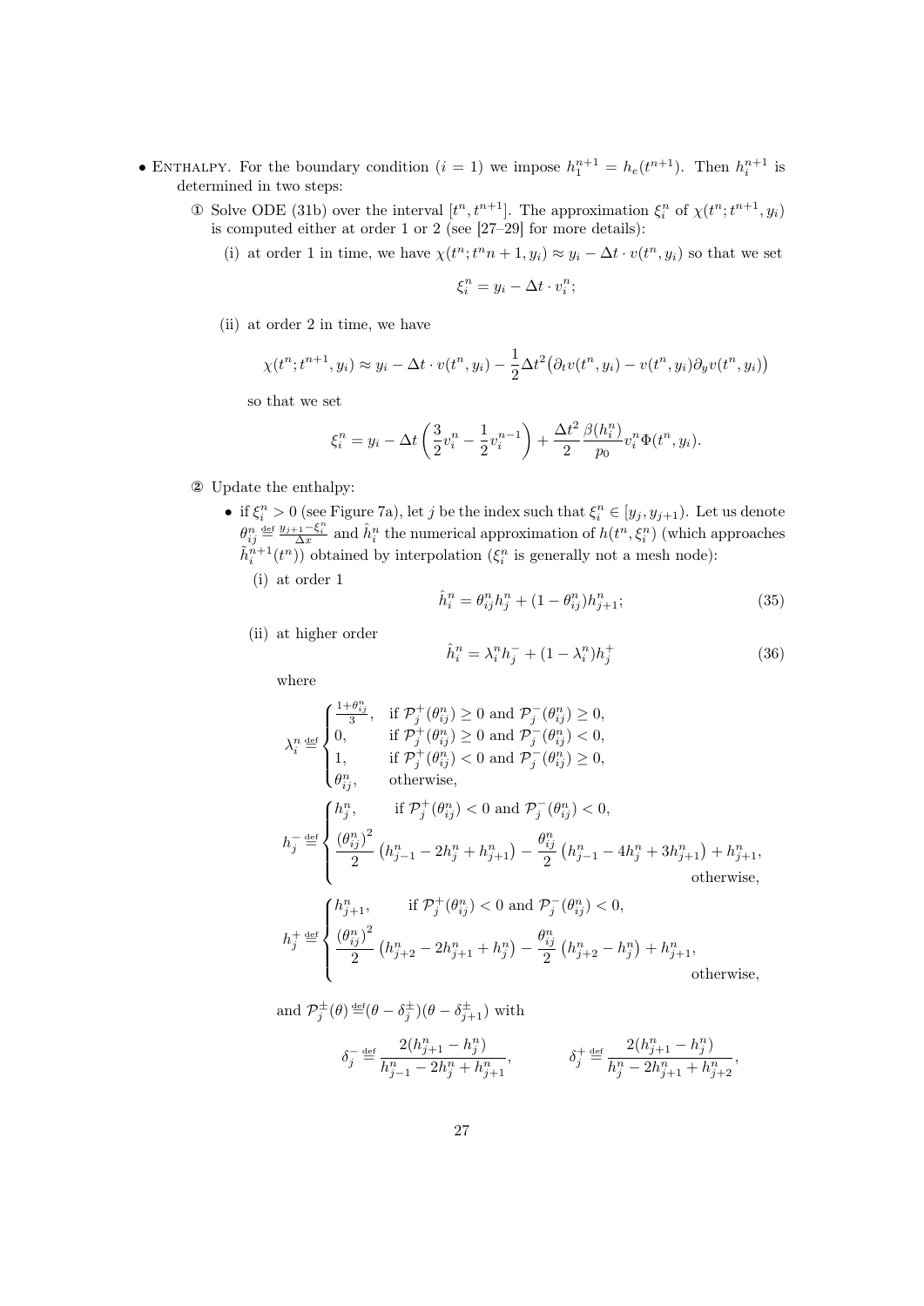- Enthalpy. For the boundary condition ($i = 1$) we impose $h_1^{n+1} = h_e(t^{n+1})$. Then $h_i^{n+1}$ is determined in two steps:

  ① Solve ODE (31b) over the interval $[t^n, t^{n+1}]$. The approximation $\xi_i^n$ of $\chi(t^n; t^{n+1}, y_i)$ is computed either at order 1 or 2 (see [27–29] for more details):

  (i) at order 1 in time, we have $\chi(t^n; t^n n+1, y_i) \approx y_i - \Delta t \cdot v(t^n, y_i)$ so that we set

  $$\xi_i^n = y_i - \Delta t \cdot v_i^n;$$

  (ii) at order 2 in time, we have

  $$\chi(t^n; t^{n+1}, y_i) \approx y_i - \Delta t \cdot v(t^n, y_i) - \frac{1}{2}\Delta t^2 \big(\partial_t v(t^n, y_i) - v(t^n, y_i)\partial_y v(t^n, y_i)\big)$$

  so that we set

  $$\xi_i^n = y_i - \Delta t \left(\frac{3}{2}v_i^n - \frac{1}{2}v_i^{n-1}\right) + \frac{\Delta t^2}{2}\frac{\beta(h_i^n)}{p_0} v_i^n \Phi(t^n, y_i).$$

  ② Update the enthalpy:

  - if $\xi_i^n > 0$ (see Figure 7a), let $j$ be the index such that $\xi_i^n \in [y_j, y_{j+1})$. Let us denote $\theta_{ij}^n \stackrel{\text{def}}{=} \frac{y_{j+1} - \xi_i^n}{\Delta x}$ and $\hat{h}_i^n$ the numerical approximation of $h(t^n, \xi_i^n)$ (which approaches $\tilde{h}_i^{n+1}(t^n)$) obtained by interpolation ($\xi_i^n$ is generally not a mesh node):

    (i) at order 1
    $$\hat{h}_i^n = \theta_{ij}^n h_j^n + (1 - \theta_{ij}^n) h_{j+1}^n; \tag{35}$$

    (ii) at higher order
    $$\hat{h}_i^n = \lambda_i^n h_j^- + (1 - \lambda_i^n) h_j^+ \tag{36}$$

    where

    $$\lambda_i^n \stackrel{\text{def}}{=} \begin{cases} \frac{1+\theta_{ij}^n}{3}, & \text{if } \mathcal{P}_j^+(\theta_{ij}^n) \geq 0 \text{ and } \mathcal{P}_j^-(\theta_{ij}^n) \geq 0, \\ 0, & \text{if } \mathcal{P}_j^+(\theta_{ij}^n) \geq 0 \text{ and } \mathcal{P}_j^-(\theta_{ij}^n) < 0, \\ 1, & \text{if } \mathcal{P}_j^+(\theta_{ij}^n) < 0 \text{ and } \mathcal{P}_j^-(\theta_{ij}^n) \geq 0, \\ \theta_{ij}^n, & \text{otherwise,} \end{cases}$$

    $$h_j^- \stackrel{\text{def}}{=} \begin{cases} h_j^n, & \text{if } \mathcal{P}_j^+(\theta_{ij}^n) < 0 \text{ and } \mathcal{P}_j^-(\theta_{ij}^n) < 0, \\ \dfrac{(\theta_{ij}^n)^2}{2}\left(h_{j-1}^n - 2h_j^n + h_{j+1}^n\right) - \dfrac{\theta_{ij}^n}{2}\left(h_{j-1}^n - 4h_j^n + 3h_{j+1}^n\right) + h_{j+1}^n, & \text{otherwise,} \end{cases}$$

    $$h_j^+ \stackrel{\text{def}}{=} \begin{cases} h_{j+1}^n, & \text{if } \mathcal{P}_j^+(\theta_{ij}^n) < 0 \text{ and } \mathcal{P}_j^-(\theta_{ij}^n) < 0, \\ \dfrac{(\theta_{ij}^n)^2}{2}\left(h_{j+2}^n - 2h_{j+1}^n + h_j^n\right) - \dfrac{\theta_{ij}^n}{2}\left(h_{j+2}^n - h_j^n\right) + h_{j+1}^n, & \text{otherwise,} \end{cases}$$

    and $\mathcal{P}_j^\pm(\theta) \stackrel{\text{def}}{=} (\theta - \delta_j^\pm)(\theta - \delta_{j+1}^\pm)$ with

    $$\delta_j^- \stackrel{\text{def}}{=} \frac{2(h_{j+1}^n - h_j^n)}{h_{j-1}^n - 2h_j^n + h_{j+1}^n}, \qquad \delta_j^+ \stackrel{\text{def}}{=} \frac{2(h_{j+1}^n - h_j^n)}{h_j^n - 2h_{j+1}^n + h_{j+2}^n},$$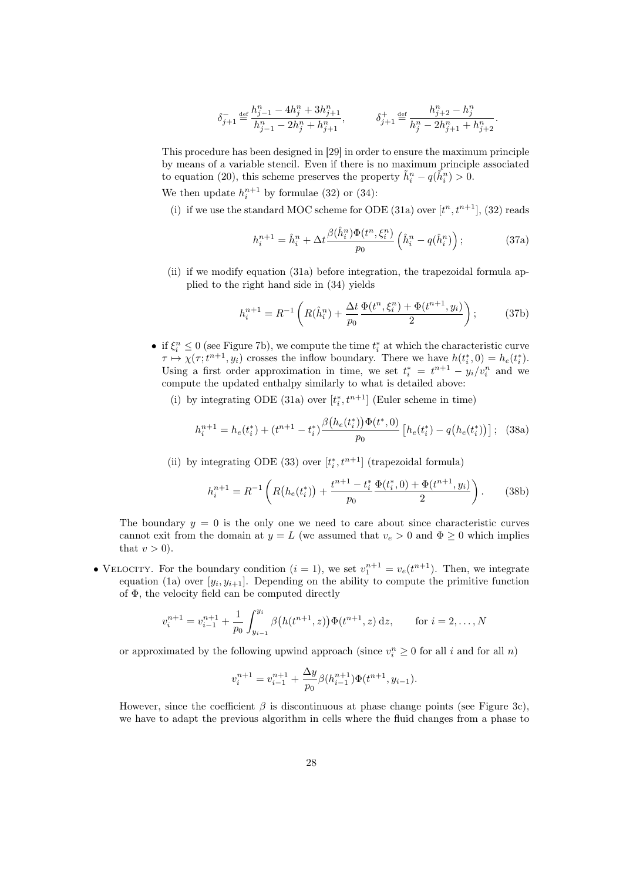$$\delta_{j+1}^- \stackrel{\text{def}}{=} \frac{h_{j-1}^n - 4h_j^n + 3h_{j+1}^n}{h_{j-1}^n - 2h_j^n + h_{j+1}^n}, \qquad \delta_{j+1}^+ \stackrel{\text{def}}{=} \frac{h_{j+2}^n - h_j^n}{h_j^n - 2h_{j+1}^n + h_{j+2}^n}.$$

This procedure has been designed in [29] in order to ensure the maximum principle by means of a variable stencil. Even if there is no maximum principle associated to equation (20), this scheme preserves the property $\tilde{h}_i^n - q(\tilde{h}_i^n) > 0$.

We then update $h_i^{n+1}$ by formulae (32) or (34):

(i) if we use the standard MOC scheme for ODE (31a) over $[t^n, t^{n+1}]$, (32) reads

$$h_i^{n+1} = \hat{h}_i^n + \Delta t \frac{\beta(\hat{h}_i^n)\Phi(t^n, \xi_i^n)}{p_0} \left(\hat{h}_i^n - q(\hat{h}_i^n)\right); \tag{37a}$$

(ii) if we modify equation (31a) before integration, the trapezoidal formula applied to the right hand side in (34) yields

$$h_i^{n+1} = R^{-1}\left(R(\hat{h}_i^n) + \frac{\Delta t}{p_0} \frac{\Phi(t^n, \xi_i^n) + \Phi(t^{n+1}, y_i)}{2}\right); \tag{37b}$$

- if $\xi_i^n \leq 0$ (see Figure 7b), we compute the time $t_i^*$ at which the characteristic curve $\tau \mapsto \chi(\tau; t^{n+1}, y_i)$ crosses the inflow boundary. There we have $h(t_i^*, 0) = h_e(t_i^*)$. Using a first order approximation in time, we set $t_i^* = t^{n+1} - y_i/v_i^n$ and we compute the updated enthalpy similarly to what is detailed above:

  (i) by integrating ODE (31a) over $[t_i^*, t^{n+1}]$ (Euler scheme in time)

$$h_i^{n+1} = h_e(t_i^*) + (t^{n+1} - t_i^*) \frac{\beta\big(h_e(t_i^*)\big)\Phi(t^*, 0)}{p_0} \left[h_e(t_i^*) - q\big(h_e(t_i^*)\big)\right]; \tag{38a}$$

  (ii) by integrating ODE (33) over $[t_i^*, t^{n+1}]$ (trapezoidal formula)

$$h_i^{n+1} = R^{-1}\left(R\big(h_e(t_i^*)\big) + \frac{t^{n+1} - t_i^*}{p_0} \frac{\Phi(t_i^*, 0) + \Phi(t^{n+1}, y_i)}{2}\right). \tag{38b}$$

The boundary $y = 0$ is the only one we need to care about since characteristic curves cannot exit from the domain at $y = L$ (we assumed that $v_e > 0$ and $\Phi \geq 0$ which implies that $v > 0$).

- Velocity. For the boundary condition ($i = 1$), we set $v_1^{n+1} = v_e(t^{n+1})$. Then, we integrate equation (1a) over $[y_i, y_{i+1}]$. Depending on the ability to compute the primitive function of $\Phi$, the velocity field can be computed directly

$$v_i^{n+1} = v_{i-1}^{n+1} + \frac{1}{p_0} \int_{y_{i-1}}^{y_i} \beta\big(h(t^{n+1}, z)\big)\Phi(t^{n+1}, z)\,\mathrm{d}z, \qquad \text{for } i = 2, \ldots, N$$

or approximated by the following upwind approach (since $v_i^n \geq 0$ for all $i$ and for all $n$)

$$v_i^{n+1} = v_{i-1}^{n+1} + \frac{\Delta y}{p_0} \beta(h_{i-1}^{n+1})\Phi(t^{n+1}, y_{i-1}).$$

However, since the coefficient $\beta$ is discontinuous at phase change points (see Figure 3c), we have to adapt the previous algorithm in cells where the fluid changes from a phase to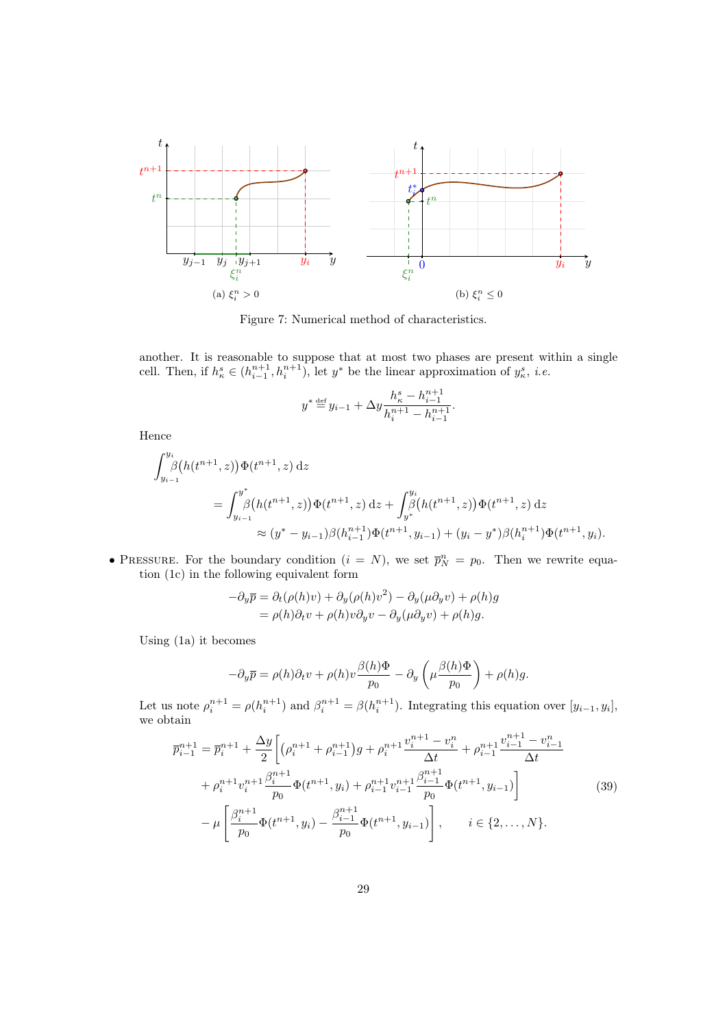(a) $\xi_i^n > 0$

(b) $\xi_i^n \leq 0$

Figure 7: Numerical method of characteristics.

another. It is reasonable to suppose that at most two phases are present within a single cell. Then, if $h_\kappa^s \in (h_{i-1}^{n+1}, h_i^{n+1})$, let $y^*$ be the linear approximation of $y_\kappa^s$, *i.e.*

$$y^* \stackrel{\text{def}}{=} y_{i-1} + \Delta y \frac{h_\kappa^s - h_{i-1}^{n+1}}{h_i^{n+1} - h_{i-1}^{n+1}}.$$

Hence

$$\begin{aligned}
&\int_{y_{i-1}}^{y_i} \beta\big(h(t^{n+1}, z)\big)\,\Phi(t^{n+1}, z)\,\mathrm{d}z \\
&\qquad = \int_{y_{i-1}}^{y^*} \beta\big(h(t^{n+1}, z)\big)\,\Phi(t^{n+1}, z)\,\mathrm{d}z + \int_{y^*}^{y_i} \beta\big(h(t^{n+1}, z)\big)\,\Phi(t^{n+1}, z)\,\mathrm{d}z \\
&\qquad\qquad \approx (y^* - y_{i-1})\beta(h_{i-1}^{n+1})\Phi(t^{n+1}, y_{i-1}) + (y_i - y^*)\beta(h_i^{n+1})\Phi(t^{n+1}, y_i).
\end{aligned}$$

- Pressure. For the boundary condition ($i = N$), we set $\overline{p}_N^n = p_0$. Then we rewrite equation (1c) in the following equivalent form

$$\begin{aligned}
-\partial_y \overline{p} &= \partial_t(\rho(h)v) + \partial_y(\rho(h)v^2) - \partial_y(\mu \partial_y v) + \rho(h)g \\
&= \rho(h)\partial_t v + \rho(h)v\partial_y v - \partial_y(\mu\partial_y v) + \rho(h)g.
\end{aligned}$$

Using (1a) it becomes

$$-\partial_y \overline{p} = \rho(h)\partial_t v + \rho(h)v\frac{\beta(h)\Phi}{p_0} - \partial_y\left(\mu\frac{\beta(h)\Phi}{p_0}\right) + \rho(h)g.$$

Let us note $\rho_i^{n+1} = \rho(h_i^{n+1})$ and $\beta_i^{n+1} = \beta(h_i^{n+1})$. Integrating this equation over $[y_{i-1}, y_i]$, we obtain

$$\begin{aligned}
\overline{p}_{i-1}^{n+1} = \overline{p}_i^{n+1} + \frac{\Delta y}{2}\Bigg[&\big(\rho_i^{n+1} + \rho_{i-1}^{n+1}\big)g + \rho_i^{n+1}\frac{v_i^{n+1} - v_i^n}{\Delta t} + \rho_{i-1}^{n+1}\frac{v_{i-1}^{n+1} - v_{i-1}^n}{\Delta t} \\
&+ \rho_i^{n+1}v_i^{n+1}\frac{\beta_i^{n+1}}{p_0}\Phi(t^{n+1}, y_i) + \rho_{i-1}^{n+1}v_{i-1}^{n+1}\frac{\beta_{i-1}^{n+1}}{p_0}\Phi(t^{n+1}, y_{i-1})\Bigg] \\
&- \mu\left[\frac{\beta_i^{n+1}}{p_0}\Phi(t^{n+1}, y_i) - \frac{\beta_{i-1}^{n+1}}{p_0}\Phi(t^{n+1}, y_{i-1})\right], \qquad i \in \{2, \ldots, N\}.
\end{aligned} \tag{39}$$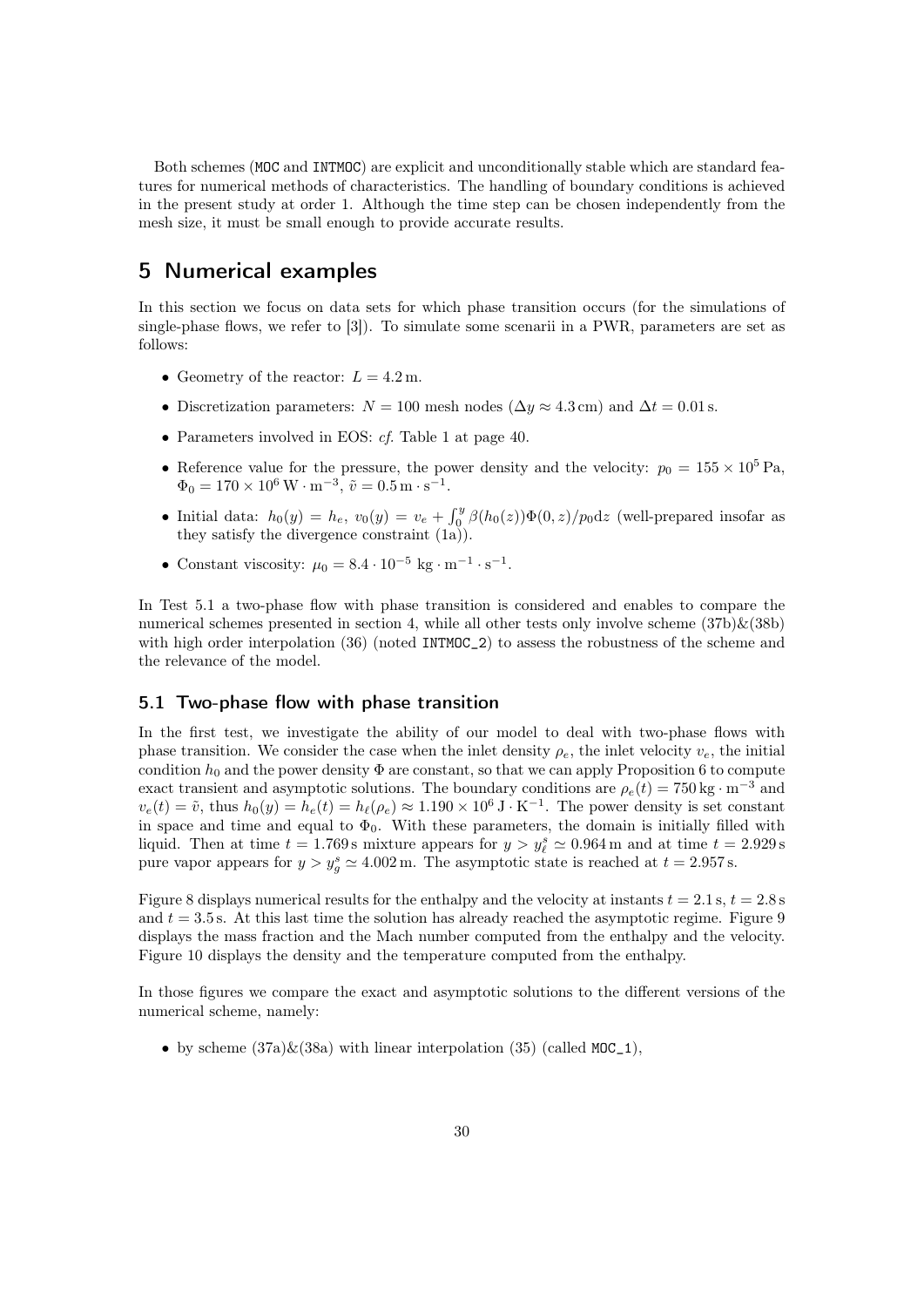Both schemes (MOC and INTMOC) are explicit and unconditionally stable which are standard features for numerical methods of characteristics. The handling of boundary conditions is achieved in the present study at order 1. Although the time step can be chosen independently from the mesh size, it must be small enough to provide accurate results.

# 5 Numerical examples

In this section we focus on data sets for which phase transition occurs (for the simulations of single-phase flows, we refer to [3]). To simulate some scenarii in a PWR, parameters are set as follows:

- Geometry of the reactor: $L = 4.2\,\mathrm{m}$.
- Discretization parameters: $N = 100$ mesh nodes ($\Delta y \approx 4.3\,\mathrm{cm}$) and $\Delta t = 0.01\,\mathrm{s}$.
- Parameters involved in EOS: *cf.* Table 1 at page 40.
- Reference value for the pressure, the power density and the velocity: $p_0 = 155 \times 10^5\,\mathrm{Pa}$, $\Phi_0 = 170 \times 10^6\,\mathrm{W \cdot m^{-3}}$, $\tilde{v} = 0.5\,\mathrm{m \cdot s^{-1}}$.
- Initial data: $h_0(y) = h_e$, $v_0(y) = v_e + \int_0^y \beta(h_0(z))\Phi(0,z)/p_0 \mathrm{d}z$ (well-prepared insofar as they satisfy the divergence constraint (1a)).
- Constant viscosity: $\mu_0 = 8.4 \cdot 10^{-5}\ \mathrm{kg \cdot m^{-1} \cdot s^{-1}}$.

In Test 5.1 a two-phase flow with phase transition is considered and enables to compare the numerical schemes presented in section 4, while all other tests only involve scheme (37b)&(38b) with high order interpolation (36) (noted INTMOC_2) to assess the robustness of the scheme and the relevance of the model.

## 5.1 Two-phase flow with phase transition

In the first test, we investigate the ability of our model to deal with two-phase flows with phase transition. We consider the case when the inlet density $\rho_e$, the inlet velocity $v_e$, the initial condition $h_0$ and the power density $\Phi$ are constant, so that we can apply Proposition 6 to compute exact transient and asymptotic solutions. The boundary conditions are $\rho_e(t) = 750\,\mathrm{kg \cdot m^{-3}}$ and $v_e(t) = \tilde{v}$, thus $h_0(y) = h_e(t) = h_\ell(\rho_e) \approx 1.190 \times 10^6\,\mathrm{J \cdot K^{-1}}$. The power density is set constant in space and time and equal to $\Phi_0$. With these parameters, the domain is initially filled with liquid. Then at time $t = 1.769\,\mathrm{s}$ mixture appears for $y > y_\ell^s \simeq 0.964\,\mathrm{m}$ and at time $t = 2.929\,\mathrm{s}$ pure vapor appears for $y > y_g^s \simeq 4.002\,\mathrm{m}$. The asymptotic state is reached at $t = 2.957\,\mathrm{s}$.

Figure 8 displays numerical results for the enthalpy and the velocity at instants $t = 2.1\,\mathrm{s}$, $t = 2.8\,\mathrm{s}$ and $t = 3.5\,\mathrm{s}$. At this last time the solution has already reached the asymptotic regime. Figure 9 displays the mass fraction and the Mach number computed from the enthalpy and the velocity. Figure 10 displays the density and the temperature computed from the enthalpy.

In those figures we compare the exact and asymptotic solutions to the different versions of the numerical scheme, namely:

- by scheme (37a)&(38a) with linear interpolation (35) (called MOC_1),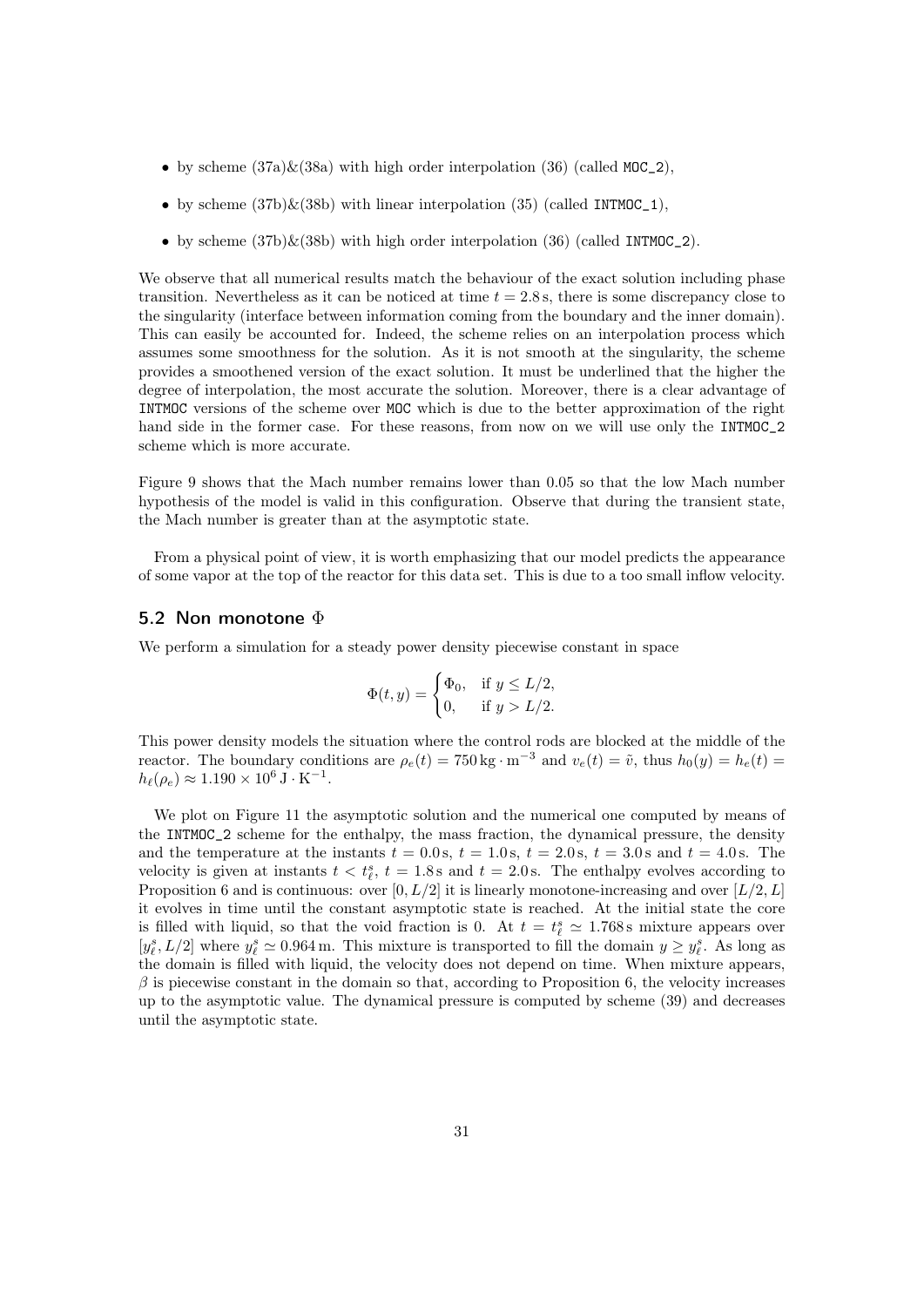- by scheme (37a)&(38a) with high order interpolation (36) (called `MOC_2`),
- by scheme (37b)&(38b) with linear interpolation (35) (called `INTMOC_1`),
- by scheme (37b)&(38b) with high order interpolation (36) (called `INTMOC_2`).

We observe that all numerical results match the behaviour of the exact solution including phase transition. Nevertheless as it can be noticed at time $t = 2.8\,\mathrm{s}$, there is some discrepancy close to the singularity (interface between information coming from the boundary and the inner domain). This can easily be accounted for. Indeed, the scheme relies on an interpolation process which assumes some smoothness for the solution. As it is not smooth at the singularity, the scheme provides a smoothened version of the exact solution. It must be underlined that the higher the degree of interpolation, the most accurate the solution. Moreover, there is a clear advantage of `INTMOC` versions of the scheme over `MOC` which is due to the better approximation of the right hand side in the former case. For these reasons, from now on we will use only the `INTMOC_2` scheme which is more accurate.

Figure 9 shows that the Mach number remains lower than 0.05 so that the low Mach number hypothesis of the model is valid in this configuration. Observe that during the transient state, the Mach number is greater than at the asymptotic state.

From a physical point of view, it is worth emphasizing that our model predicts the appearance of some vapor at the top of the reactor for this data set. This is due to a too small inflow velocity.

## 5.2 Non monotone $\Phi$

We perform a simulation for a steady power density piecewise constant in space

$$\Phi(t, y) = \begin{cases} \Phi_0, & \text{if } y \leq L/2, \\ 0, & \text{if } y > L/2. \end{cases}$$

This power density models the situation where the control rods are blocked at the middle of the reactor. The boundary conditions are $\rho_e(t) = 750\,\mathrm{kg \cdot m^{-3}}$ and $v_e(t) = \tilde{v}$, thus $h_0(y) = h_e(t) = h_\ell(\rho_e) \approx 1.190 \times 10^6\,\mathrm{J \cdot K^{-1}}$.

We plot on Figure 11 the asymptotic solution and the numerical one computed by means of the `INTMOC_2` scheme for the enthalpy, the mass fraction, the dynamical pressure, the density and the temperature at the instants $t = 0.0\,\mathrm{s}$, $t = 1.0\,\mathrm{s}$, $t = 2.0\,\mathrm{s}$, $t = 3.0\,\mathrm{s}$ and $t = 4.0\,\mathrm{s}$. The velocity is given at instants $t < t^s_\ell$, $t = 1.8\,\mathrm{s}$ and $t = 2.0\,\mathrm{s}$. The enthalpy evolves according to Proposition 6 and is continuous: over $[0, L/2]$ it is linearly monotone-increasing and over $[L/2, L]$ it evolves in time until the constant asymptotic state is reached. At the initial state the core is filled with liquid, so that the void fraction is 0. At $t = t^s_\ell \simeq 1.768\,\mathrm{s}$ mixture appears over $[y^s_\ell, L/2]$ where $y^s_\ell \simeq 0.964\,\mathrm{m}$. This mixture is transported to fill the domain $y \geq y^s_\ell$. As long as the domain is filled with liquid, the velocity does not depend on time. When mixture appears, $\beta$ is piecewise constant in the domain so that, according to Proposition 6, the velocity increases up to the asymptotic value. The dynamical pressure is computed by scheme (39) and decreases until the asymptotic state.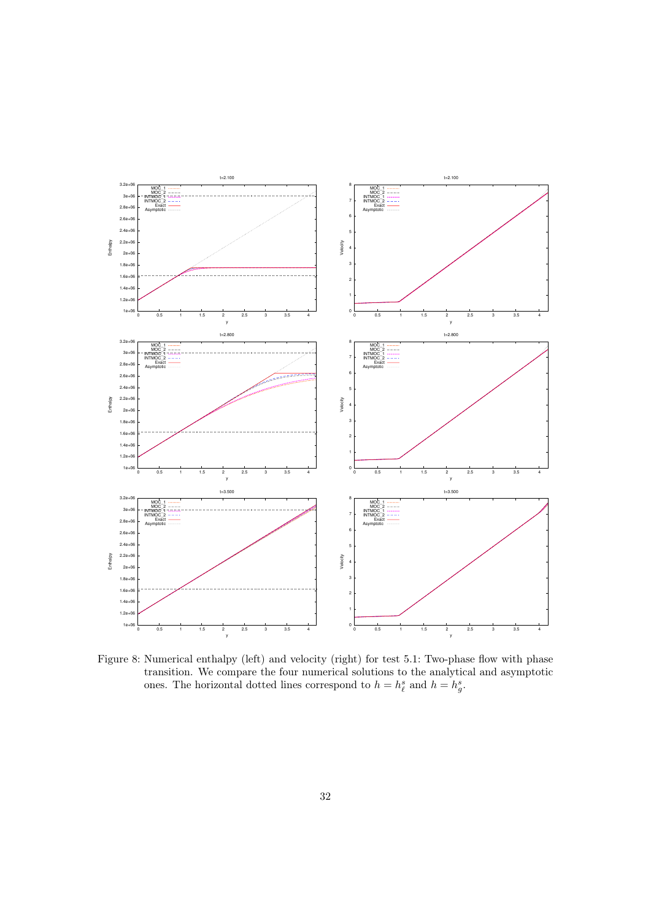Figure 8: Numerical enthalpy (left) and velocity (right) for test 5.1: Two-phase flow with phase transition. We compare the four numerical solutions to the analytical and asymptotic ones. The horizontal dotted lines correspond to $h = h_\ell^s$ and $h = h_g^s$.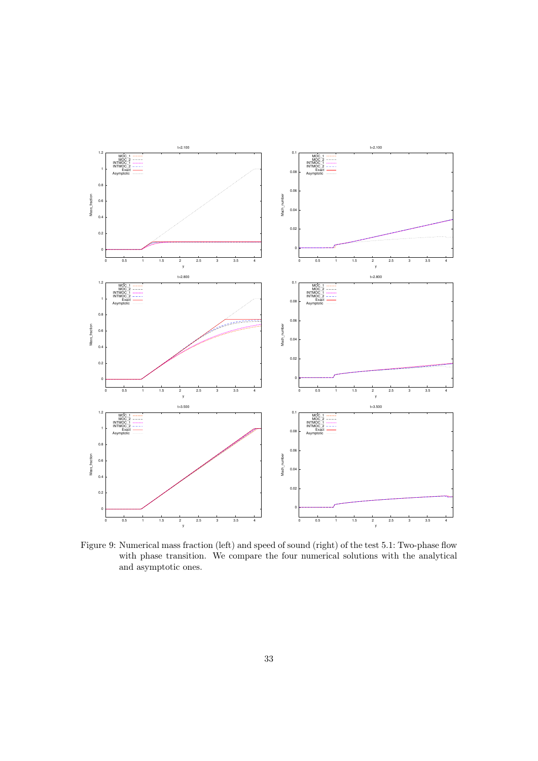Figure 9: Numerical mass fraction (left) and speed of sound (right) of the test 5.1: Two-phase flow with phase transition. We compare the four numerical solutions with the analytical and asymptotic ones.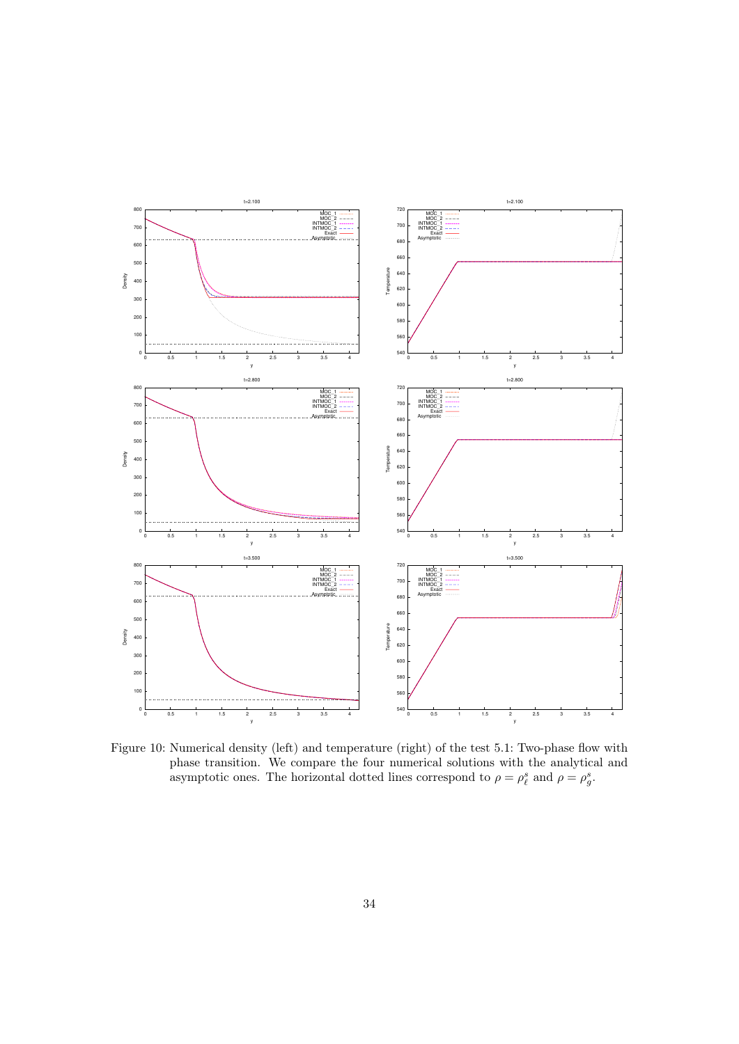Figure 10: Numerical density (left) and temperature (right) of the test 5.1: Two-phase flow with phase transition. We compare the four numerical solutions with the analytical and asymptotic ones. The horizontal dotted lines correspond to $\rho = \rho_\ell^s$ and $\rho = \rho_g^s$.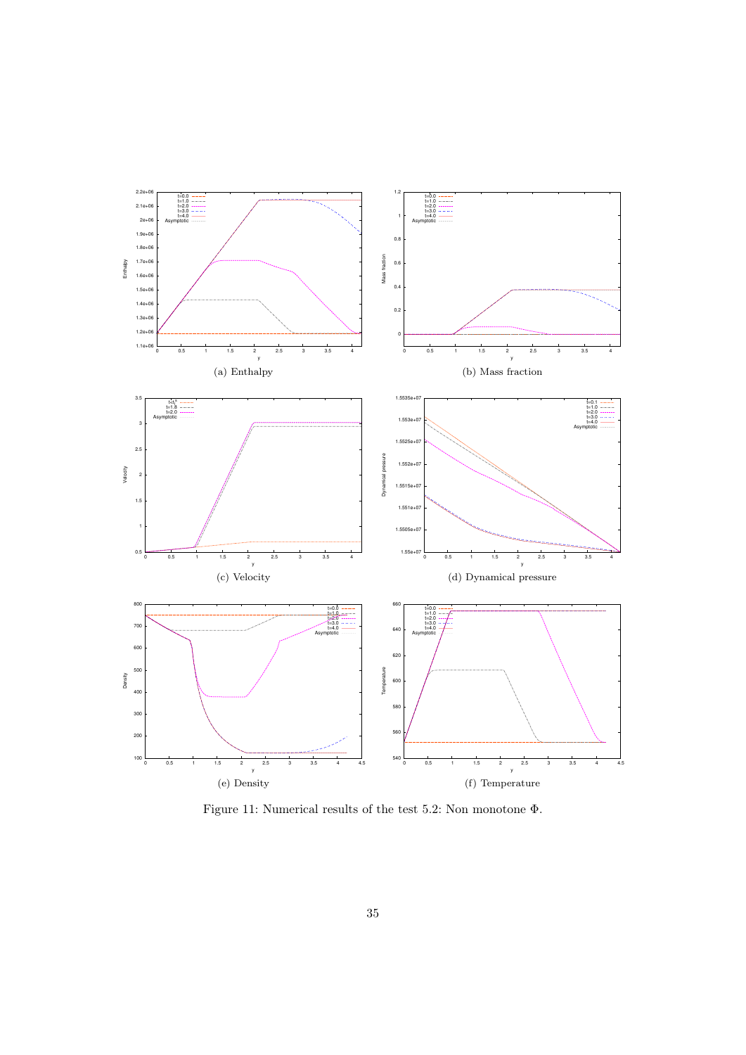(a) Enthalpy

(b) Mass fraction

(c) Velocity

(d) Dynamical pressure

(e) Density

(f) Temperature

Figure 11: Numerical results of the test 5.2: Non monotone $\Phi$.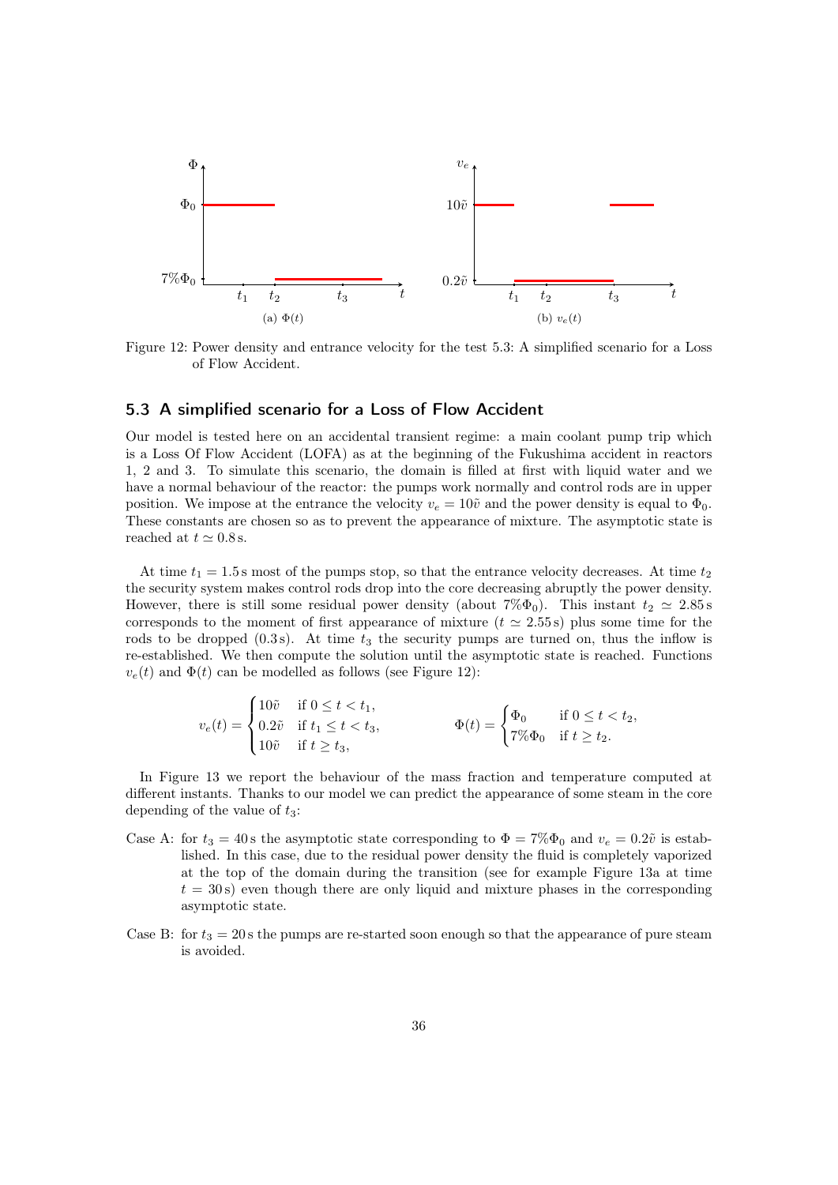Figure 12: Power density and entrance velocity for the test 5.3: A simplified scenario for a Loss of Flow Accident.

## 5.3 A simplified scenario for a Loss of Flow Accident

Our model is tested here on an accidental transient regime: a main coolant pump trip which is a Loss Of Flow Accident (LOFA) as at the beginning of the Fukushima accident in reactors 1, 2 and 3. To simulate this scenario, the domain is filled at first with liquid water and we have a normal behaviour of the reactor: the pumps work normally and control rods are in upper position. We impose at the entrance the velocity $v_e = 10\tilde{v}$ and the power density is equal to $\Phi_0$. These constants are chosen so as to prevent the appearance of mixture. The asymptotic state is reached at $t \simeq 0.8\,\mathrm{s}$.

At time $t_1 = 1.5\,\mathrm{s}$ most of the pumps stop, so that the entrance velocity decreases. At time $t_2$ the security system makes control rods drop into the core decreasing abruptly the power density. However, there is still some residual power density (about $7\%\Phi_0$). This instant $t_2 \simeq 2.85\,\mathrm{s}$ corresponds to the moment of first appearance of mixture ($t \simeq 2.55\,\mathrm{s}$) plus some time for the rods to be dropped ($0.3\,\mathrm{s}$). At time $t_3$ the security pumps are turned on, thus the inflow is re-established. We then compute the solution until the asymptotic state is reached. Functions $v_e(t)$ and $\Phi(t)$ can be modelled as follows (see Figure 12):

$$
v_e(t) = \begin{cases} 10\tilde{v} & \text{if } 0 \le t < t_1, \\ 0.2\tilde{v} & \text{if } t_1 \le t < t_3, \\ 10\tilde{v} & \text{if } t \ge t_3, \end{cases} \qquad \Phi(t) = \begin{cases} \Phi_0 & \text{if } 0 \le t < t_2, \\ 7\%\Phi_0 & \text{if } t \ge t_2. \end{cases}
$$

In Figure 13 we report the behaviour of the mass fraction and temperature computed at different instants. Thanks to our model we can predict the appearance of some steam in the core depending of the value of $t_3$:

Case A: for $t_3 = 40\,\mathrm{s}$ the asymptotic state corresponding to $\Phi = 7\%\Phi_0$ and $v_e = 0.2\tilde{v}$ is established. In this case, due to the residual power density the fluid is completely vaporized at the top of the domain during the transition (see for example Figure 13a at time $t = 30\,\mathrm{s}$) even though there are only liquid and mixture phases in the corresponding asymptotic state.

Case B: for $t_3 = 20\,\mathrm{s}$ the pumps are re-started soon enough so that the appearance of pure steam is avoided.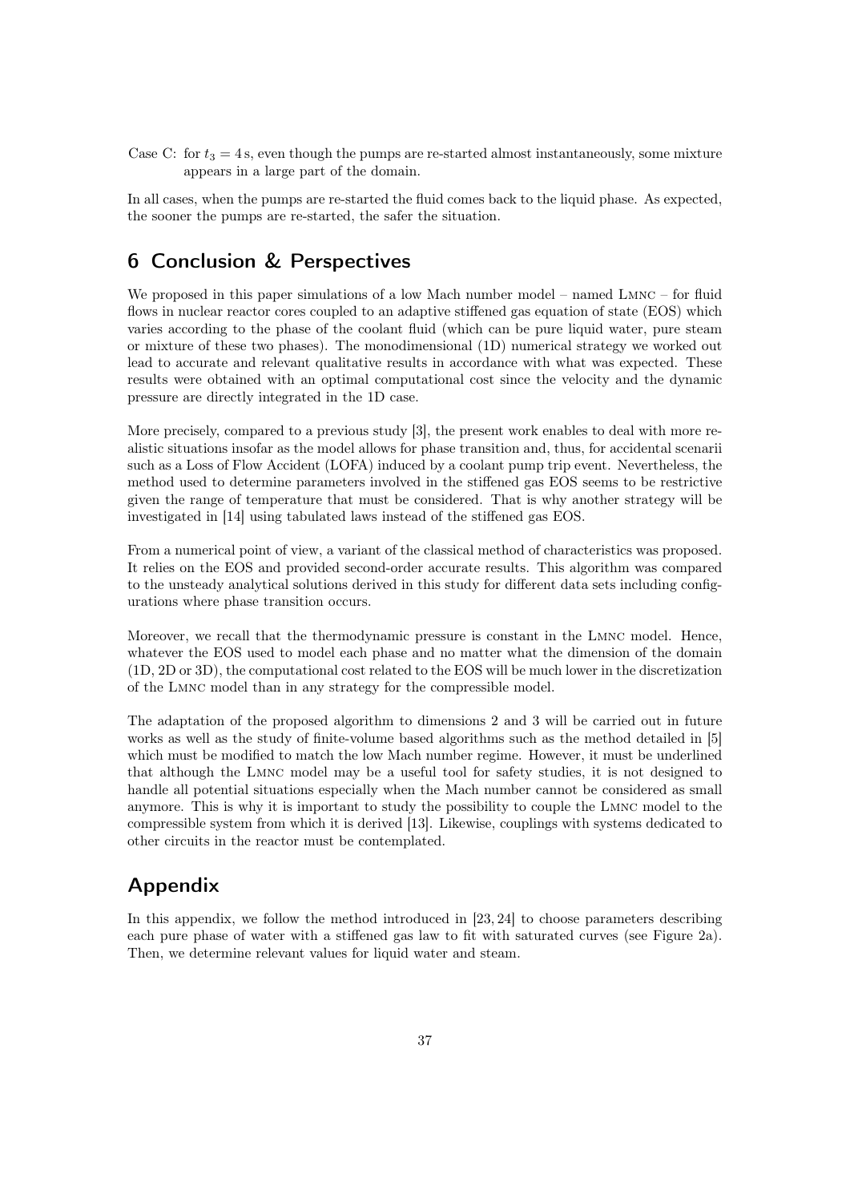Case C: for $t_3 = 4\,\mathrm{s}$, even though the pumps are re-started almost instantaneously, some mixture appears in a large part of the domain.

In all cases, when the pumps are re-started the fluid comes back to the liquid phase. As expected, the sooner the pumps are re-started, the safer the situation.

## 6 Conclusion & Perspectives

We proposed in this paper simulations of a low Mach number model – named LMNC – for fluid flows in nuclear reactor cores coupled to an adaptive stiffened gas equation of state (EOS) which varies according to the phase of the coolant fluid (which can be pure liquid water, pure steam or mixture of these two phases). The monodimensional (1D) numerical strategy we worked out lead to accurate and relevant qualitative results in accordance with what was expected. These results were obtained with an optimal computational cost since the velocity and the dynamic pressure are directly integrated in the 1D case.

More precisely, compared to a previous study [3], the present work enables to deal with more realistic situations insofar as the model allows for phase transition and, thus, for accidental scenarii such as a Loss of Flow Accident (LOFA) induced by a coolant pump trip event. Nevertheless, the method used to determine parameters involved in the stiffened gas EOS seems to be restrictive given the range of temperature that must be considered. That is why another strategy will be investigated in [14] using tabulated laws instead of the stiffened gas EOS.

From a numerical point of view, a variant of the classical method of characteristics was proposed. It relies on the EOS and provided second-order accurate results. This algorithm was compared to the unsteady analytical solutions derived in this study for different data sets including configurations where phase transition occurs.

Moreover, we recall that the thermodynamic pressure is constant in the LMNC model. Hence, whatever the EOS used to model each phase and no matter what the dimension of the domain (1D, 2D or 3D), the computational cost related to the EOS will be much lower in the discretization of the LMNC model than in any strategy for the compressible model.

The adaptation of the proposed algorithm to dimensions 2 and 3 will be carried out in future works as well as the study of finite-volume based algorithms such as the method detailed in [5] which must be modified to match the low Mach number regime. However, it must be underlined that although the LMNC model may be a useful tool for safety studies, it is not designed to handle all potential situations especially when the Mach number cannot be considered as small anymore. This is why it is important to study the possibility to couple the LMNC model to the compressible system from which it is derived [13]. Likewise, couplings with systems dedicated to other circuits in the reactor must be contemplated.

## Appendix

In this appendix, we follow the method introduced in [23, 24] to choose parameters describing each pure phase of water with a stiffened gas law to fit with saturated curves (see Figure 2a). Then, we determine relevant values for liquid water and steam.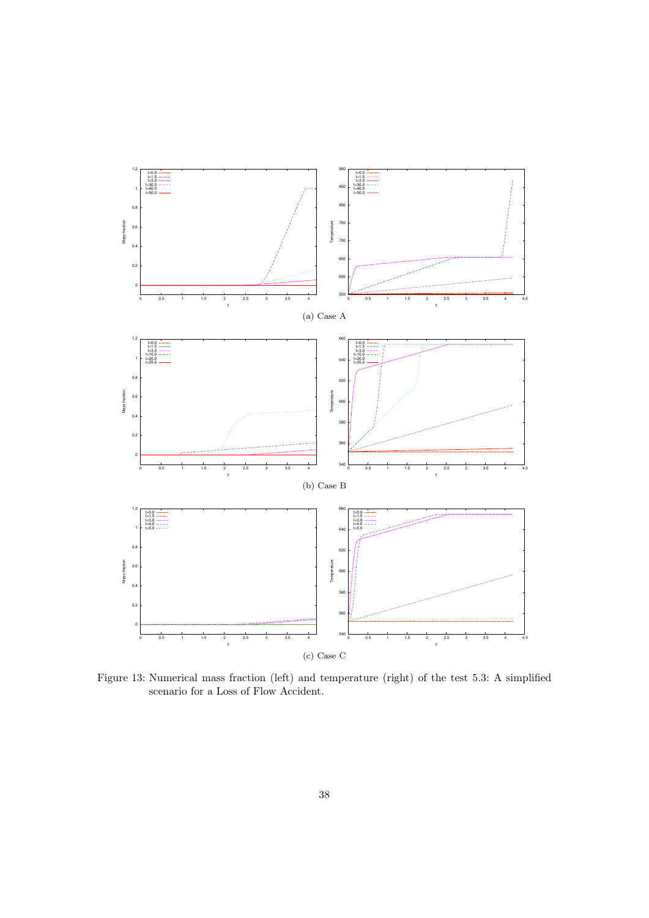(a) Case A

(b) Case B

(c) Case C

Figure 13: Numerical mass fraction (left) and temperature (right) of the test 5.3: A simplified scenario for a Loss of Flow Accident.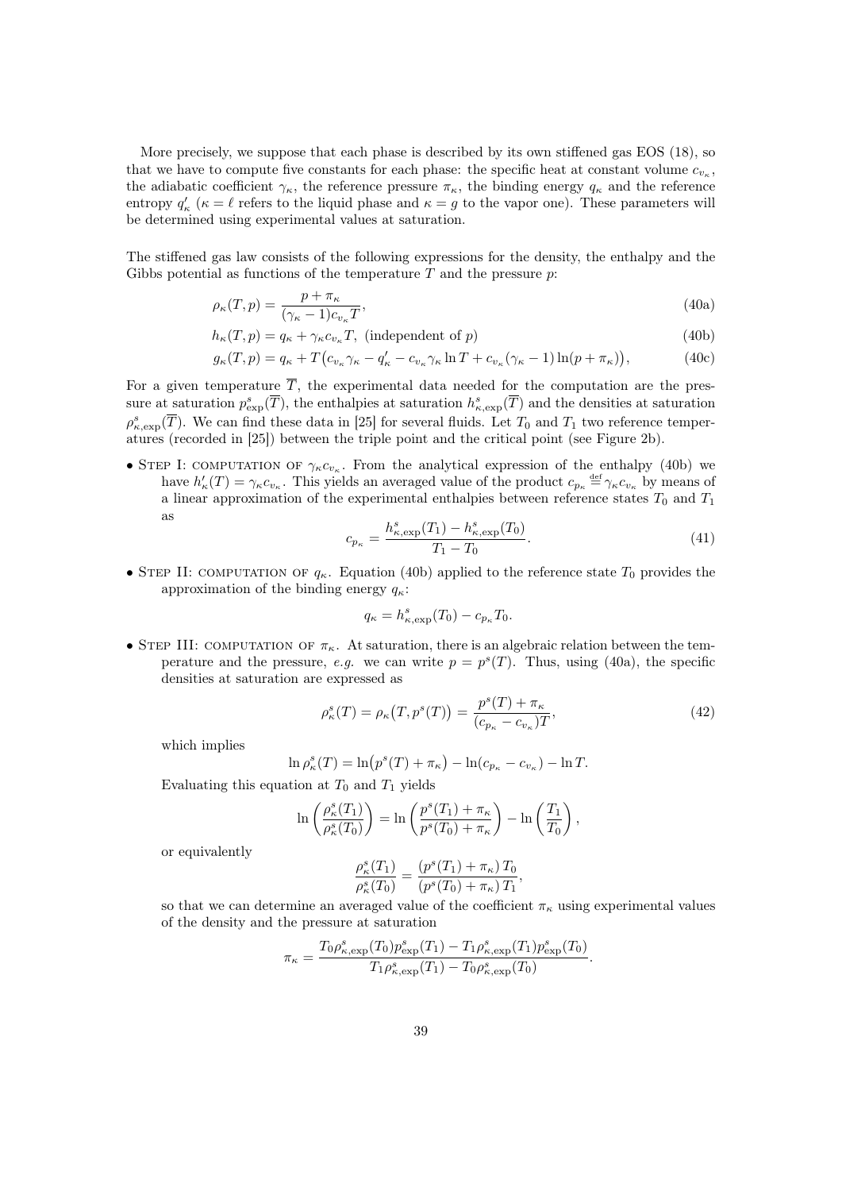More precisely, we suppose that each phase is described by its own stiffened gas EOS (18), so that we have to compute five constants for each phase: the specific heat at constant volume $c_{v_\kappa}$, the adiabatic coefficient $\gamma_\kappa$, the reference pressure $\pi_\kappa$, the binding energy $q_\kappa$ and the reference entropy $q'_\kappa$ ($\kappa = \ell$ refers to the liquid phase and $\kappa = g$ to the vapor one). These parameters will be determined using experimental values at saturation.

The stiffened gas law consists of the following expressions for the density, the enthalpy and the Gibbs potential as functions of the temperature $T$ and the pressure $p$:

$$\rho_\kappa(T,p) = \frac{p + \pi_\kappa}{(\gamma_\kappa - 1)c_{v_\kappa} T}, \tag{40a}$$

$$h_\kappa(T,p) = q_\kappa + \gamma_\kappa c_{v_\kappa} T, \text{ (independent of } p) \tag{40b}$$

$$g_\kappa(T,p) = q_\kappa + T\big(c_{v_\kappa}\gamma_\kappa - q'_\kappa - c_{v_\kappa}\gamma_\kappa \ln T + c_{v_\kappa}(\gamma_\kappa - 1)\ln(p + \pi_\kappa)\big), \tag{40c}$$

For a given temperature $\overline{T}$, the experimental data needed for the computation are the pressure at saturation $p^s_{\text{exp}}(\overline{T})$, the enthalpies at saturation $h^s_{\kappa,\text{exp}}(\overline{T})$ and the densities at saturation $\rho^s_{\kappa,\text{exp}}(\overline{T})$. We can find these data in [25] for several fluids. Let $T_0$ and $T_1$ two reference temperatures (recorded in [25]) between the triple point and the critical point (see Figure 2b).

- Step I: computation of $\gamma_\kappa c_{v_\kappa}$. From the analytical expression of the enthalpy (40b) we have $h'_\kappa(T) = \gamma_\kappa c_{v_\kappa}$. This yields an averaged value of the product $c_{p_\kappa} \stackrel{\text{def}}{=} \gamma_\kappa c_{v_\kappa}$ by means of a linear approximation of the experimental enthalpies between reference states $T_0$ and $T_1$ as
$$c_{p_\kappa} = \frac{h^s_{\kappa,\text{exp}}(T_1) - h^s_{\kappa,\text{exp}}(T_0)}{T_1 - T_0}. \tag{41}$$

- Step II: computation of $q_\kappa$. Equation (40b) applied to the reference state $T_0$ provides the approximation of the binding energy $q_\kappa$:
$$q_\kappa = h^s_{\kappa,\text{exp}}(T_0) - c_{p_\kappa} T_0.$$

- Step III: computation of $\pi_\kappa$. At saturation, there is an algebraic relation between the temperature and the pressure, *e.g.* we can write $p = p^s(T)$. Thus, using (40a), the specific densities at saturation are expressed as
$$\rho^s_\kappa(T) = \rho_\kappa\big(T, p^s(T)\big) = \frac{p^s(T) + \pi_\kappa}{(c_{p_\kappa} - c_{v_\kappa})T}, \tag{42}$$
which implies
$$\ln \rho^s_\kappa(T) = \ln\big(p^s(T) + \pi_\kappa\big) - \ln(c_{p_\kappa} - c_{v_\kappa}) - \ln T.$$
Evaluating this equation at $T_0$ and $T_1$ yields
$$\ln\left(\frac{\rho^s_\kappa(T_1)}{\rho^s_\kappa(T_0)}\right) = \ln\left(\frac{p^s(T_1) + \pi_\kappa}{p^s(T_0) + \pi_\kappa}\right) - \ln\left(\frac{T_1}{T_0}\right),$$
or equivalently
$$\frac{\rho^s_\kappa(T_1)}{\rho^s_\kappa(T_0)} = \frac{(p^s(T_1) + \pi_\kappa)\,T_0}{(p^s(T_0) + \pi_\kappa)\,T_1},$$
so that we can determine an averaged value of the coefficient $\pi_\kappa$ using experimental values of the density and the pressure at saturation
$$\pi_\kappa = \frac{T_0 \rho^s_{\kappa,\text{exp}}(T_0) p^s_{\text{exp}}(T_1) - T_1 \rho^s_{\kappa,\text{exp}}(T_1) p^s_{\text{exp}}(T_0)}{T_1 \rho^s_{\kappa,\text{exp}}(T_1) - T_0 \rho^s_{\kappa,\text{exp}}(T_0)}.$$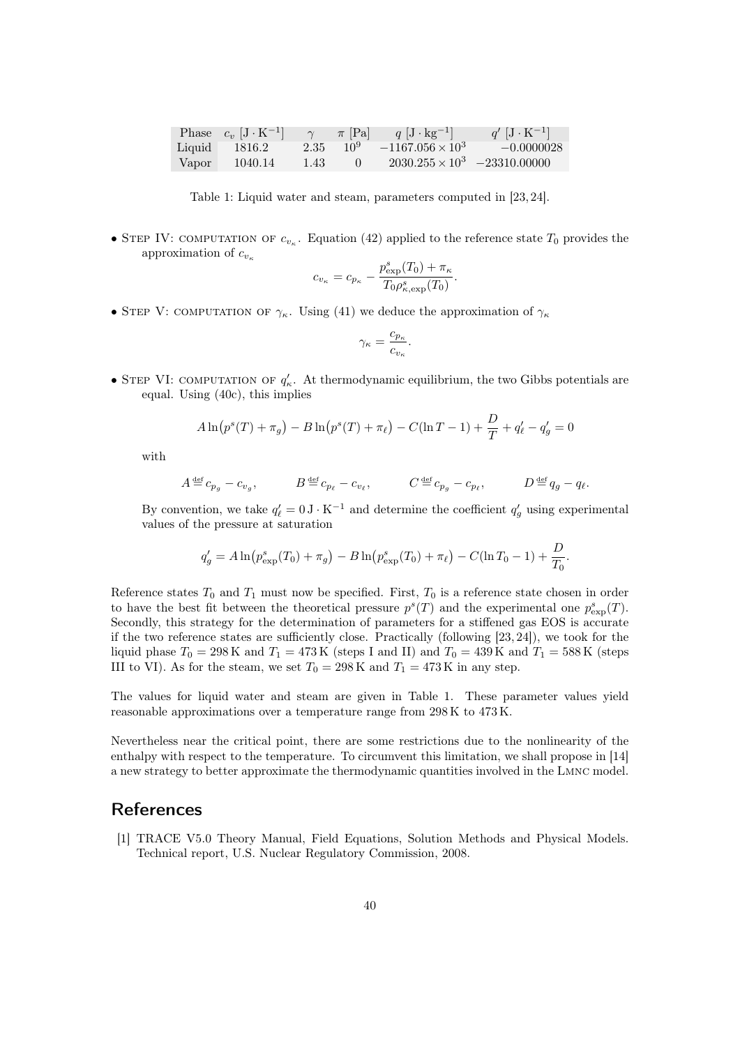| Phase | $c_v$ [$\mathrm{J}\cdot\mathrm{K}^{-1}$] | $\gamma$ | $\pi$ [Pa] | $q$ [$\mathrm{J}\cdot\mathrm{kg}^{-1}$] | $q'$ [$\mathrm{J}\cdot\mathrm{K}^{-1}$] |
|---|---|---|---|---|---|
| Liquid | 1816.2 | 2.35 | $10^9$ | $-1167.056\times 10^3$ | $-0.0000028$ |
| Vapor | 1040.14 | 1.43 | 0 | $2030.255\times 10^3$ | $-23310.00000$ |

Table 1: Liquid water and steam, parameters computed in [23, 24].

- Step IV: computation of $c_{v_\kappa}$. Equation (42) applied to the reference state $T_0$ provides the approximation of $c_{v_\kappa}$

$$c_{v_\kappa} = c_{p_\kappa} - \frac{p^s_{\exp}(T_0) + \pi_\kappa}{T_0 \rho^s_{\kappa,\exp}(T_0)}.$$

- Step V: computation of $\gamma_\kappa$. Using (41) we deduce the approximation of $\gamma_\kappa$

$$\gamma_\kappa = \frac{c_{p_\kappa}}{c_{v_\kappa}}.$$

- Step VI: computation of $q'_\kappa$. At thermodynamic equilibrium, the two Gibbs potentials are equal. Using (40c), this implies

$$A \ln\big(p^s(T) + \pi_g\big) - B \ln\big(p^s(T) + \pi_\ell\big) - C(\ln T - 1) + \frac{D}{T} + q'_\ell - q'_g = 0$$

with

$$A \stackrel{\text{def}}{=} c_{p_g} - c_{v_g}, \qquad B \stackrel{\text{def}}{=} c_{p_\ell} - c_{v_\ell}, \qquad C \stackrel{\text{def}}{=} c_{p_g} - c_{p_\ell}, \qquad D \stackrel{\text{def}}{=} q_g - q_\ell.$$

By convention, we take $q'_\ell = 0\,\mathrm{J}\cdot\mathrm{K}^{-1}$ and determine the coefficient $q'_g$ using experimental values of the pressure at saturation

$$q'_g = A \ln\big(p^s_{\exp}(T_0) + \pi_g\big) - B \ln\big(p^s_{\exp}(T_0) + \pi_\ell\big) - C(\ln T_0 - 1) + \frac{D}{T_0}.$$

Reference states $T_0$ and $T_1$ must now be specified. First, $T_0$ is a reference state chosen in order to have the best fit between the theoretical pressure $p^s(T)$ and the experimental one $p^s_{\exp}(T)$. Secondly, this strategy for the determination of parameters for a stiffened gas EOS is accurate if the two reference states are sufficiently close. Practically (following [23, 24]), we took for the liquid phase $T_0 = 298\,\mathrm{K}$ and $T_1 = 473\,\mathrm{K}$ (steps I and II) and $T_0 = 439\,\mathrm{K}$ and $T_1 = 588\,\mathrm{K}$ (steps III to VI). As for the steam, we set $T_0 = 298\,\mathrm{K}$ and $T_1 = 473\,\mathrm{K}$ in any step.

The values for liquid water and steam are given in Table 1. These parameter values yield reasonable approximations over a temperature range from $298\,\mathrm{K}$ to $473\,\mathrm{K}$.

Nevertheless near the critical point, there are some restrictions due to the nonlinearity of the enthalpy with respect to the temperature. To circumvent this limitation, we shall propose in [14] a new strategy to better approximate the thermodynamic quantities involved in the LMNC model.

## References

[1] TRACE V5.0 Theory Manual, Field Equations, Solution Methods and Physical Models. Technical report, U.S. Nuclear Regulatory Commission, 2008.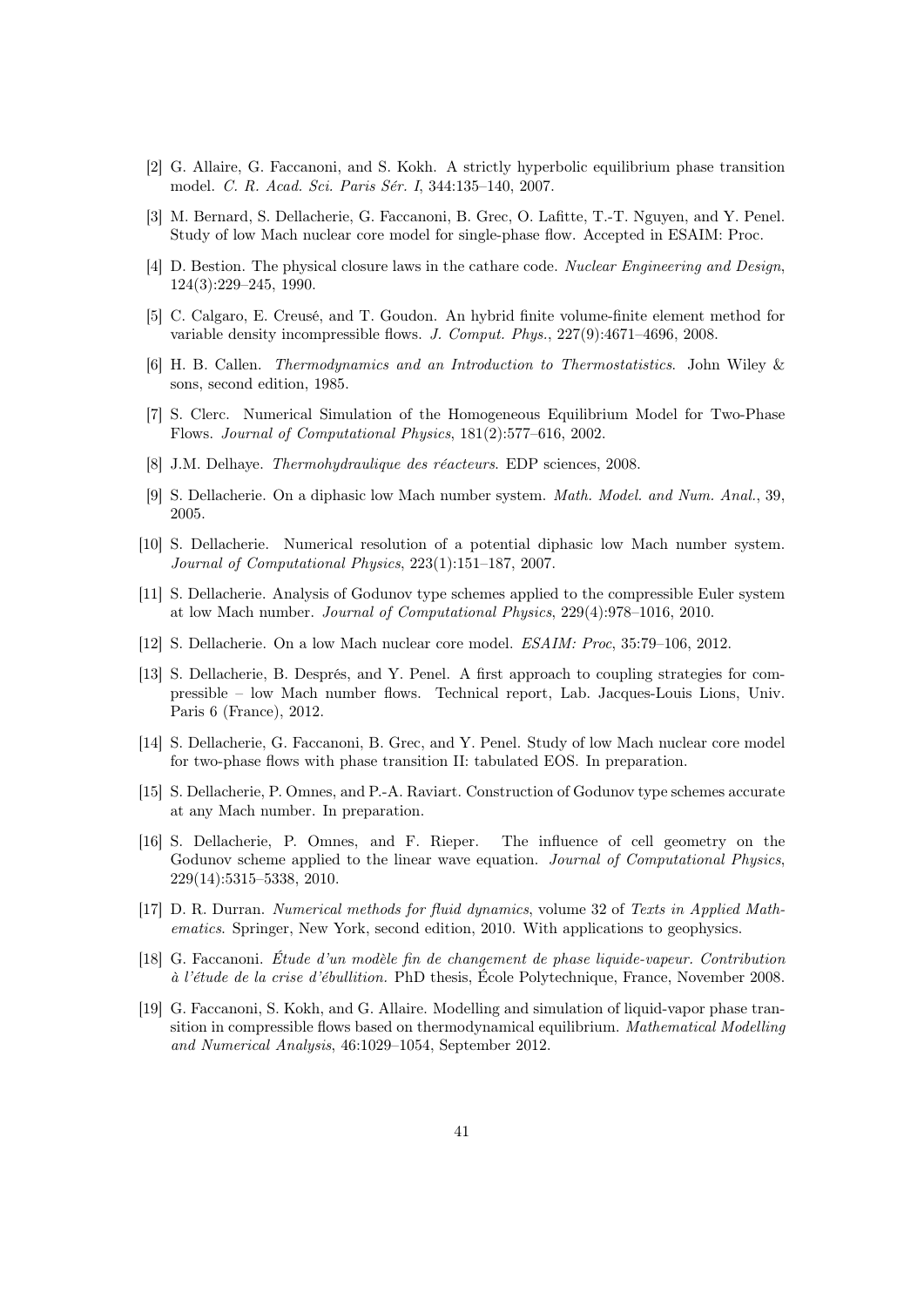[2] G. Allaire, G. Faccanoni, and S. Kokh. A strictly hyperbolic equilibrium phase transition model. *C. R. Acad. Sci. Paris Sér. I*, 344:135–140, 2007.

[3] M. Bernard, S. Dellacherie, G. Faccanoni, B. Grec, O. Lafitte, T.-T. Nguyen, and Y. Penel. Study of low Mach nuclear core model for single-phase flow. Accepted in ESAIM: Proc.

[4] D. Bestion. The physical closure laws in the cathare code. *Nuclear Engineering and Design*, 124(3):229–245, 1990.

[5] C. Calgaro, E. Creusé, and T. Goudon. An hybrid finite volume-finite element method for variable density incompressible flows. *J. Comput. Phys.*, 227(9):4671–4696, 2008.

[6] H. B. Callen. *Thermodynamics and an Introduction to Thermostatistics*. John Wiley & sons, second edition, 1985.

[7] S. Clerc. Numerical Simulation of the Homogeneous Equilibrium Model for Two-Phase Flows. *Journal of Computational Physics*, 181(2):577–616, 2002.

[8] J.M. Delhaye. *Thermohydraulique des réacteurs*. EDP sciences, 2008.

[9] S. Dellacherie. On a diphasic low Mach number system. *Math. Model. and Num. Anal.*, 39, 2005.

[10] S. Dellacherie. Numerical resolution of a potential diphasic low Mach number system. *Journal of Computational Physics*, 223(1):151–187, 2007.

[11] S. Dellacherie. Analysis of Godunov type schemes applied to the compressible Euler system at low Mach number. *Journal of Computational Physics*, 229(4):978–1016, 2010.

[12] S. Dellacherie. On a low Mach nuclear core model. *ESAIM: Proc*, 35:79–106, 2012.

[13] S. Dellacherie, B. Després, and Y. Penel. A first approach to coupling strategies for compressible – low Mach number flows. Technical report, Lab. Jacques-Louis Lions, Univ. Paris 6 (France), 2012.

[14] S. Dellacherie, G. Faccanoni, B. Grec, and Y. Penel. Study of low Mach nuclear core model for two-phase flows with phase transition II: tabulated EOS. In preparation.

[15] S. Dellacherie, P. Omnes, and P.-A. Raviart. Construction of Godunov type schemes accurate at any Mach number. In preparation.

[16] S. Dellacherie, P. Omnes, and F. Rieper. The influence of cell geometry on the Godunov scheme applied to the linear wave equation. *Journal of Computational Physics*, 229(14):5315–5338, 2010.

[17] D. R. Durran. *Numerical methods for fluid dynamics*, volume 32 of *Texts in Applied Mathematics*. Springer, New York, second edition, 2010. With applications to geophysics.

[18] G. Faccanoni. *Étude d'un modèle fin de changement de phase liquide-vapeur. Contribution à l'étude de la crise d'ébullition.* PhD thesis, École Polytechnique, France, November 2008.

[19] G. Faccanoni, S. Kokh, and G. Allaire. Modelling and simulation of liquid-vapor phase transition in compressible flows based on thermodynamical equilibrium. *Mathematical Modelling and Numerical Analysis*, 46:1029–1054, September 2012.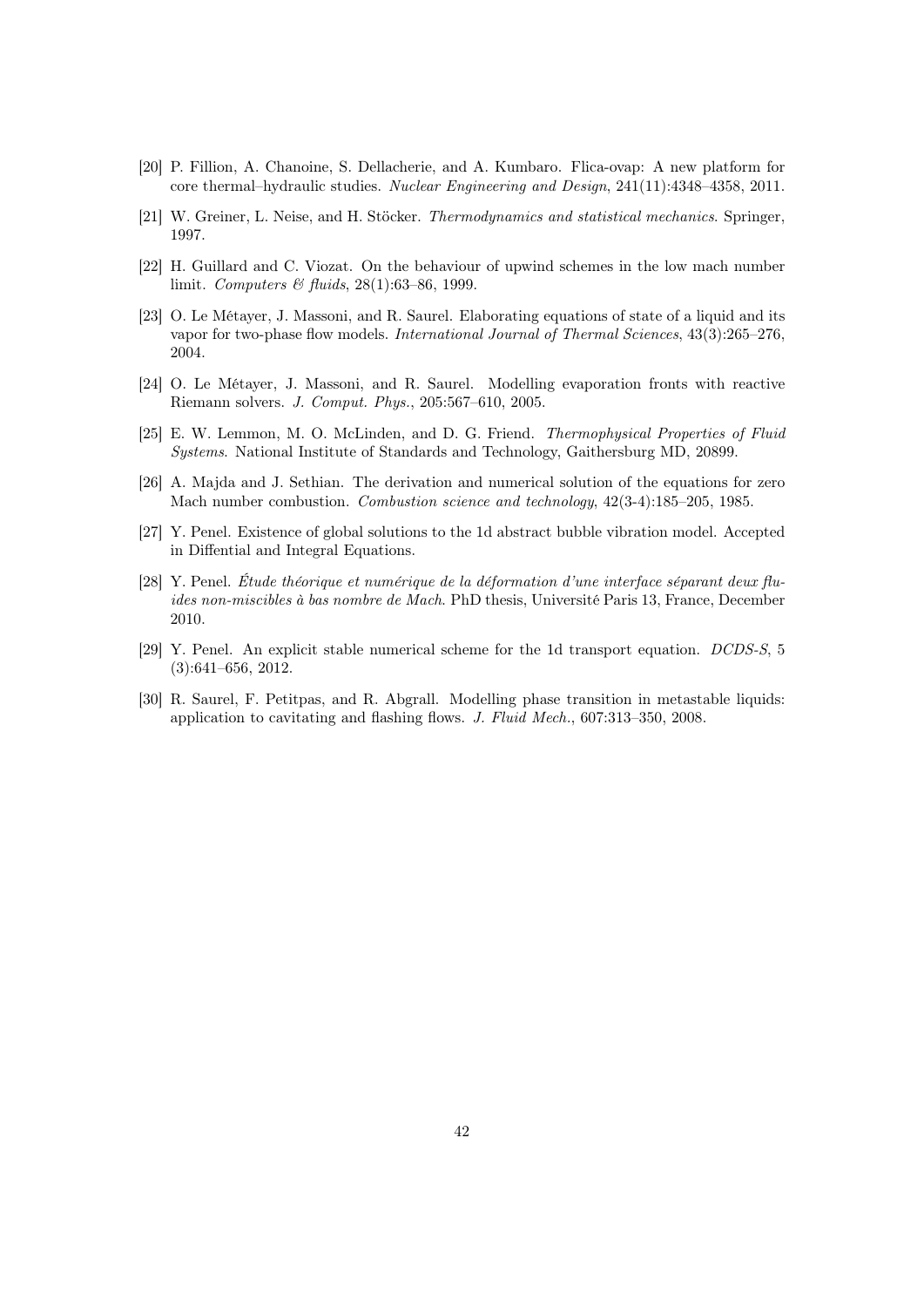[20] P. Fillion, A. Chanoine, S. Dellacherie, and A. Kumbaro. Flica-ovap: A new platform for core thermal–hydraulic studies. *Nuclear Engineering and Design*, 241(11):4348–4358, 2011.

[21] W. Greiner, L. Neise, and H. Stöcker. *Thermodynamics and statistical mechanics*. Springer, 1997.

[22] H. Guillard and C. Viozat. On the behaviour of upwind schemes in the low mach number limit. *Computers & fluids*, 28(1):63–86, 1999.

[23] O. Le Métayer, J. Massoni, and R. Saurel. Elaborating equations of state of a liquid and its vapor for two-phase flow models. *International Journal of Thermal Sciences*, 43(3):265–276, 2004.

[24] O. Le Métayer, J. Massoni, and R. Saurel. Modelling evaporation fronts with reactive Riemann solvers. *J. Comput. Phys.*, 205:567–610, 2005.

[25] E. W. Lemmon, M. O. McLinden, and D. G. Friend. *Thermophysical Properties of Fluid Systems*. National Institute of Standards and Technology, Gaithersburg MD, 20899.

[26] A. Majda and J. Sethian. The derivation and numerical solution of the equations for zero Mach number combustion. *Combustion science and technology*, 42(3-4):185–205, 1985.

[27] Y. Penel. Existence of global solutions to the 1d abstract bubble vibration model. Accepted in Diffential and Integral Equations.

[28] Y. Penel. *Étude théorique et numérique de la déformation d'une interface séparant deux fluides non-miscibles à bas nombre de Mach*. PhD thesis, Université Paris 13, France, December 2010.

[29] Y. Penel. An explicit stable numerical scheme for the 1d transport equation. *DCDS-S*, 5 (3):641–656, 2012.

[30] R. Saurel, F. Petitpas, and R. Abgrall. Modelling phase transition in metastable liquids: application to cavitating and flashing flows. *J. Fluid Mech.*, 607:313–350, 2008.